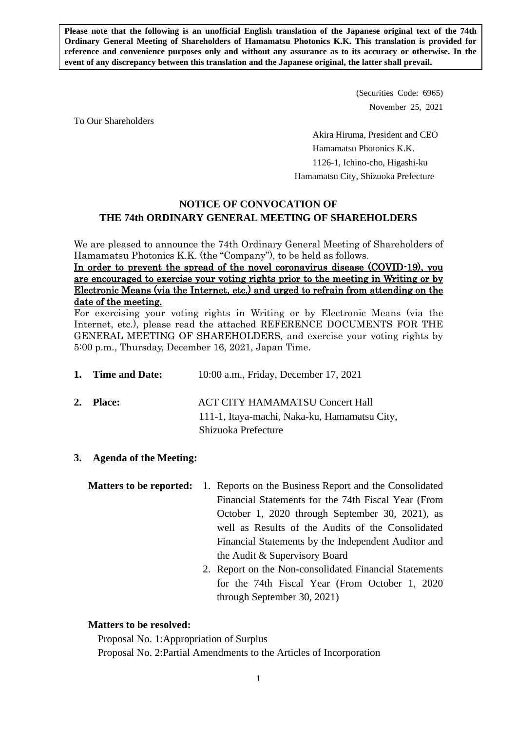**Please note that the following is an unofficial English translation of the Japanese original text of the 74th Ordinary General Meeting of Shareholders of Hamamatsu Photonics K.K. This translation is provided for reference and convenience purposes only and without any assurance as to its accuracy or otherwise. In the event of any discrepancy between this translation and the Japanese original, the latter shall prevail.**

(Securities Code: 6965)
November 25, 2021

To Our Shareholders

Akira Hiruma, President and CEO
Hamamatsu Photonics K.K.
1126-1, Ichino-cho, Higashi-ku
Hamamatsu City, Shizuoka Prefecture

# NOTICE OF CONVOCATION OF THE 74th ORDINARY GENERAL MEETING OF SHAREHOLDERS

We are pleased to announce the 74th Ordinary General Meeting of Shareholders of Hamamatsu Photonics K.K. (the "Company"), to be held as follows.

**In order to prevent the spread of the novel coronavirus disease (COVID-19), you are encouraged to exercise your voting rights prior to the meeting in Writing or by Electronic Means (via the Internet, etc.) and urged to refrain from attending on the date of the meeting.**

For exercising your voting rights in Writing or by Electronic Means (via the Internet, etc.), please read the attached REFERENCE DOCUMENTS FOR THE GENERAL MEETING OF SHAREHOLDERS, and exercise your voting rights by 5:00 p.m., Thursday, December 16, 2021, Japan Time.

1. **Time and Date:** 10:00 a.m., Friday, December 17, 2021

2. **Place:** ACT CITY HAMAMATSU Concert Hall
   111-1, Itaya-machi, Naka-ku, Hamamatsu City,
   Shizuoka Prefecture

3. **Agenda of the Meeting:**

**Matters to be reported:**

1. Reports on the Business Report and the Consolidated Financial Statements for the 74th Fiscal Year (From October 1, 2020 through September 30, 2021), as well as Results of the Audits of the Consolidated Financial Statements by the Independent Auditor and the Audit & Supervisory Board
2. Report on the Non-consolidated Financial Statements for the 74th Fiscal Year (From October 1, 2020 through September 30, 2021)

**Matters to be resolved:**

Proposal No. 1: Appropriation of Surplus
Proposal No. 2: Partial Amendments to the Articles of Incorporation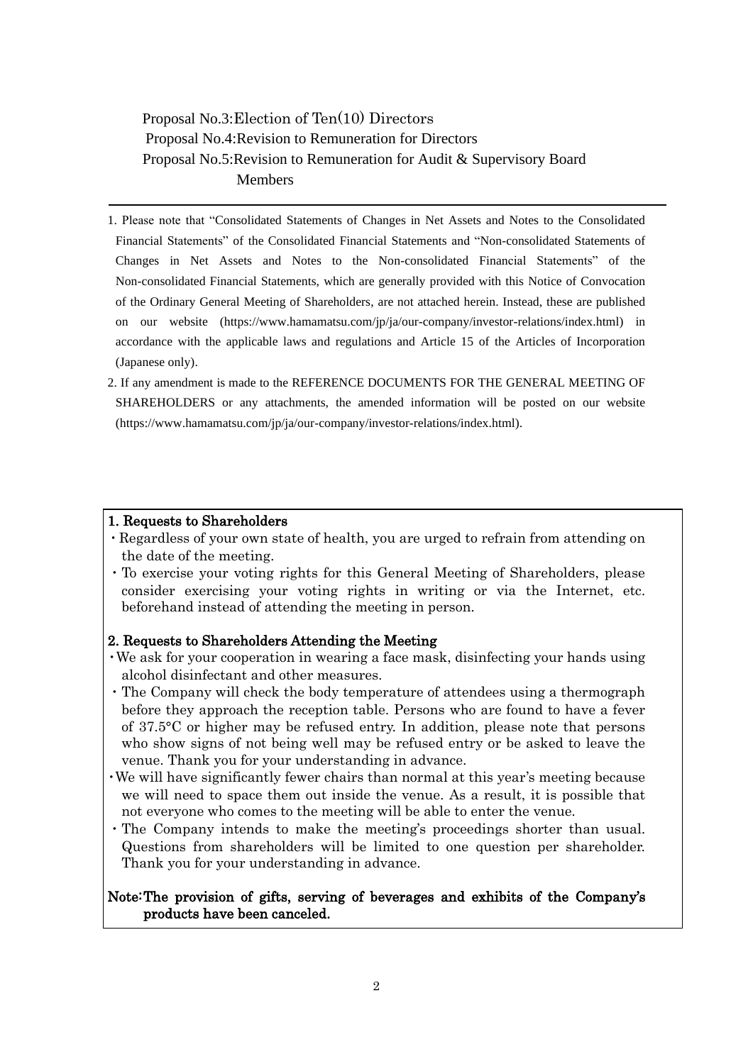Proposal No.3:Election of Ten(10) Directors
Proposal No.4:Revision to Remuneration for Directors
Proposal No.5:Revision to Remuneration for Audit & Supervisory Board Members

---

1. Please note that "Consolidated Statements of Changes in Net Assets and Notes to the Consolidated Financial Statements" of the Consolidated Financial Statements and "Non-consolidated Statements of Changes in Net Assets and Notes to the Non-consolidated Financial Statements" of the Non-consolidated Financial Statements, which are generally provided with this Notice of Convocation of the Ordinary General Meeting of Shareholders, are not attached herein. Instead, these are published on our website (https://www.hamamatsu.com/jp/ja/our-company/investor-relations/index.html) in accordance with the applicable laws and regulations and Article 15 of the Articles of Incorporation (Japanese only).
2. If any amendment is made to the REFERENCE DOCUMENTS FOR THE GENERAL MEETING OF SHAREHOLDERS or any attachments, the amended information will be posted on our website (https://www.hamamatsu.com/jp/ja/our-company/investor-relations/index.html).

**1. Requests to Shareholders**

- Regardless of your own state of health, you are urged to refrain from attending on the date of the meeting.
- To exercise your voting rights for this General Meeting of Shareholders, please consider exercising your voting rights in writing or via the Internet, etc. beforehand instead of attending the meeting in person.

**2. Requests to Shareholders Attending the Meeting**

- We ask for your cooperation in wearing a face mask, disinfecting your hands using alcohol disinfectant and other measures.
- The Company will check the body temperature of attendees using a thermograph before they approach the reception table. Persons who are found to have a fever of 37.5°C or higher may be refused entry. In addition, please note that persons who show signs of not being well may be refused entry or be asked to leave the venue. Thank you for your understanding in advance.
- We will have significantly fewer chairs than normal at this year's meeting because we will need to space them out inside the venue. As a result, it is possible that not everyone who comes to the meeting will be able to enter the venue.
- The Company intends to make the meeting's proceedings shorter than usual. Questions from shareholders will be limited to one question per shareholder. Thank you for your understanding in advance.

**Note:The provision of gifts, serving of beverages and exhibits of the Company's products have been canceled.**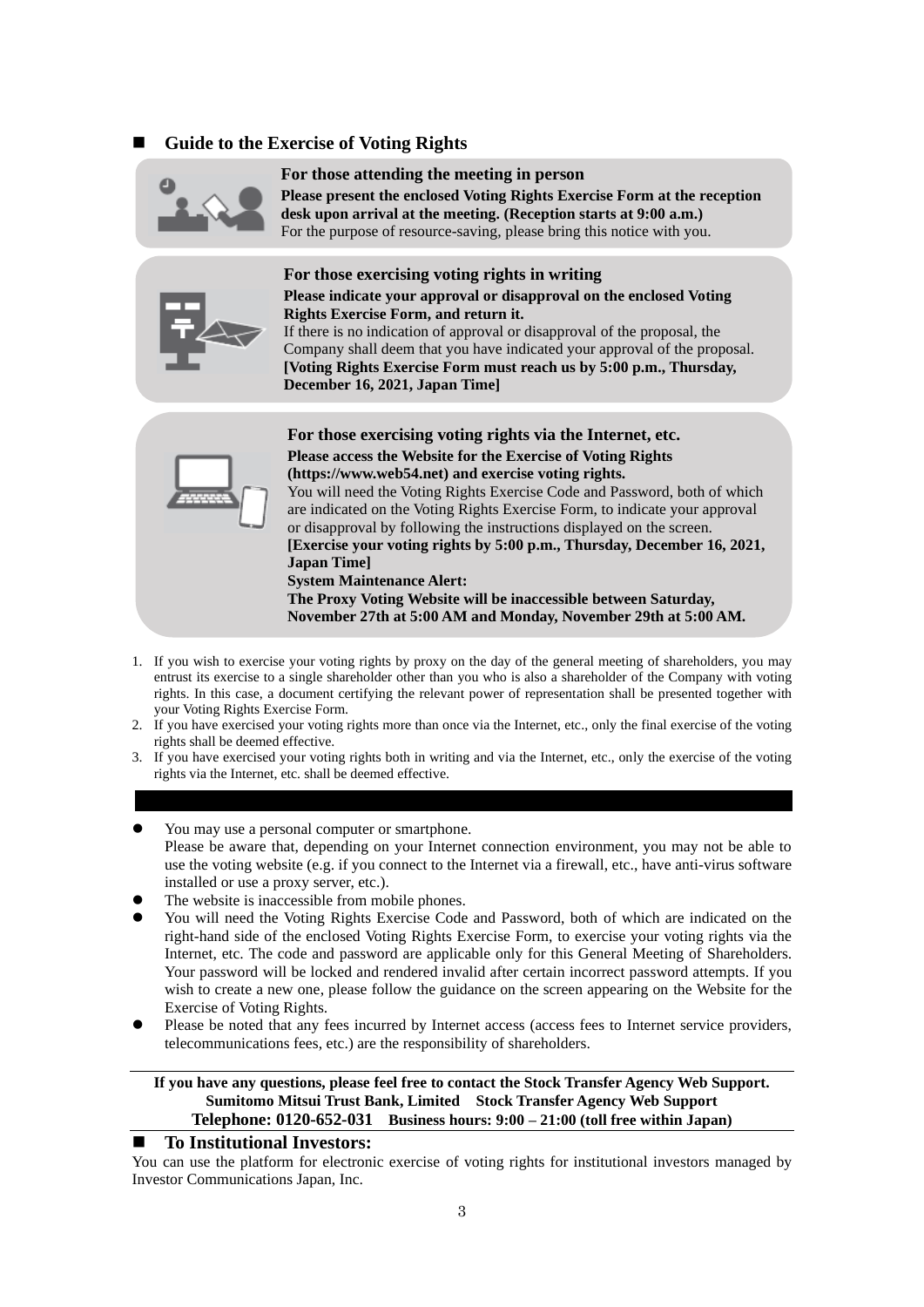## Guide to the Exercise of Voting Rights

**For those attending the meeting in person**

**Please present the enclosed Voting Rights Exercise Form at the reception desk upon arrival at the meeting. (Reception starts at 9:00 a.m.)**
For the purpose of resource-saving, please bring this notice with you.

**For those exercising voting rights in writing**

**Please indicate your approval or disapproval on the enclosed Voting Rights Exercise Form, and return it.**
If there is no indication of approval or disapproval of the proposal, the Company shall deem that you have indicated your approval of the proposal.
**[Voting Rights Exercise Form must reach us by 5:00 p.m., Thursday, December 16, 2021, Japan Time]**

**For those exercising voting rights via the Internet, etc.**

**Please access the Website for the Exercise of Voting Rights (https://www.web54.net) and exercise voting rights.**
You will need the Voting Rights Exercise Code and Password, both of which are indicated on the Voting Rights Exercise Form, to indicate your approval or disapproval by following the instructions displayed on the screen.
**[Exercise your voting rights by 5:00 p.m., Thursday, December 16, 2021, Japan Time]**
**System Maintenance Alert:**
**The Proxy Voting Website will be inaccessible between Saturday, November 27th at 5:00 AM and Monday, November 29th at 5:00 AM.**

1. If you wish to exercise your voting rights by proxy on the day of the general meeting of shareholders, you may entrust its exercise to a single shareholder other than you who is also a shareholder of the Company with voting rights. In this case, a document certifying the relevant power of representation shall be presented together with your Voting Rights Exercise Form.
2. If you have exercised your voting rights more than once via the Internet, etc., only the final exercise of the voting rights shall be deemed effective.
3. If you have exercised your voting rights both in writing and via the Internet, etc., only the exercise of the voting rights via the Internet, etc. shall be deemed effective.

- You may use a personal computer or smartphone.
  Please be aware that, depending on your Internet connection environment, you may not be able to use the voting website (e.g. if you connect to the Internet via a firewall, etc., have anti-virus software installed or use a proxy server, etc.).
- The website is inaccessible from mobile phones.
- You will need the Voting Rights Exercise Code and Password, both of which are indicated on the right-hand side of the enclosed Voting Rights Exercise Form, to exercise your voting rights via the Internet, etc. The code and password are applicable only for this General Meeting of Shareholders. Your password will be locked and rendered invalid after certain incorrect password attempts. If you wish to create a new one, please follow the guidance on the screen appearing on the Website for the Exercise of Voting Rights.
- Please be noted that any fees incurred by Internet access (access fees to Internet service providers, telecommunications fees, etc.) are the responsibility of shareholders.

**If you have any questions, please feel free to contact the Stock Transfer Agency Web Support.**
**Sumitomo Mitsui Trust Bank, Limited Stock Transfer Agency Web Support**
**Telephone: 0120-652-031 Business hours: 9:00 – 21:00 (toll free within Japan)**

## To Institutional Investors:

You can use the platform for electronic exercise of voting rights for institutional investors managed by Investor Communications Japan, Inc.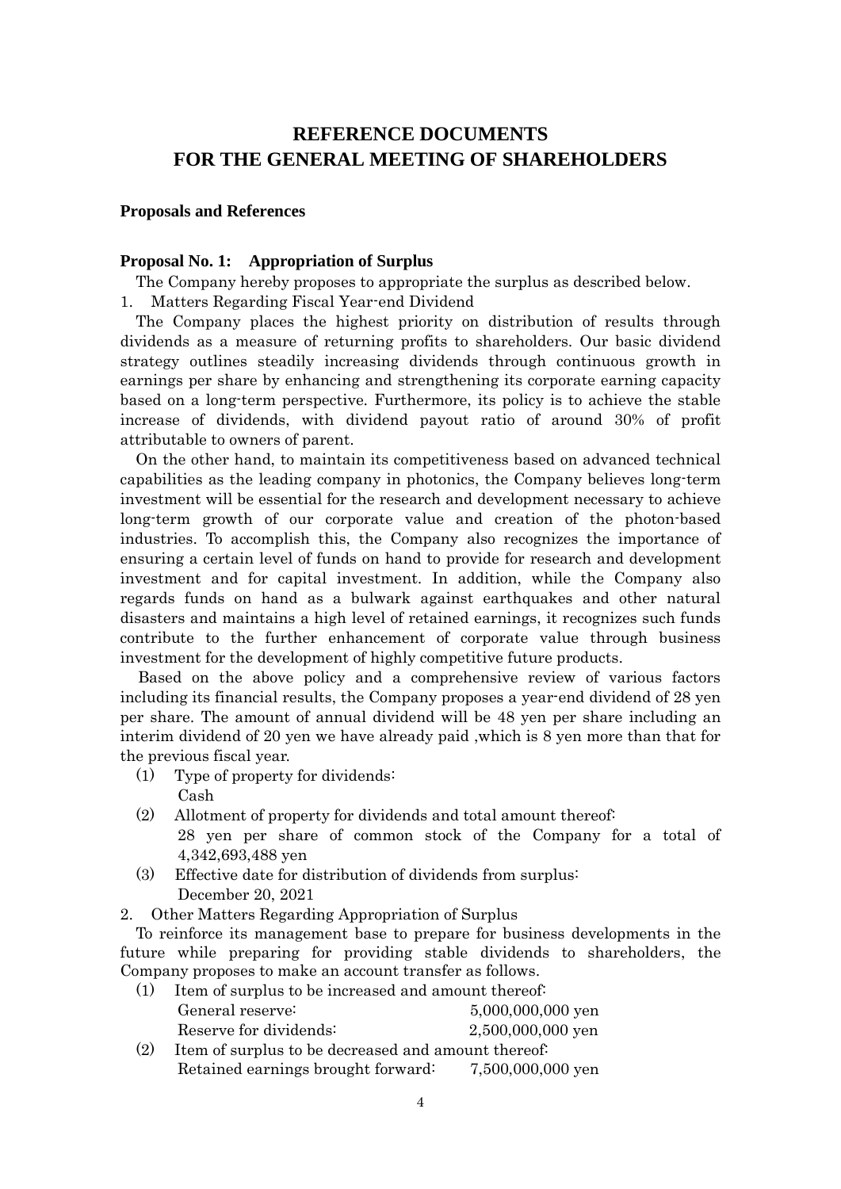# REFERENCE DOCUMENTS FOR THE GENERAL MEETING OF SHAREHOLDERS

**Proposals and References**

**Proposal No. 1: Appropriation of Surplus**

The Company hereby proposes to appropriate the surplus as described below.

1. Matters Regarding Fiscal Year-end Dividend

The Company places the highest priority on distribution of results through dividends as a measure of returning profits to shareholders. Our basic dividend strategy outlines steadily increasing dividends through continuous growth in earnings per share by enhancing and strengthening its corporate earning capacity based on a long-term perspective. Furthermore, its policy is to achieve the stable increase of dividends, with dividend payout ratio of around 30% of profit attributable to owners of parent.

On the other hand, to maintain its competitiveness based on advanced technical capabilities as the leading company in photonics, the Company believes long-term investment will be essential for the research and development necessary to achieve long-term growth of our corporate value and creation of the photon-based industries. To accomplish this, the Company also recognizes the importance of ensuring a certain level of funds on hand to provide for research and development investment and for capital investment. In addition, while the Company also regards funds on hand as a bulwark against earthquakes and other natural disasters and maintains a high level of retained earnings, it recognizes such funds contribute to the further enhancement of corporate value through business investment for the development of highly competitive future products.

Based on the above policy and a comprehensive review of various factors including its financial results, the Company proposes a year-end dividend of 28 yen per share. The amount of annual dividend will be 48 yen per share including an interim dividend of 20 yen we have already paid ,which is 8 yen more than that for the previous fiscal year.

(1) Type of property for dividends:
Cash

(2) Allotment of property for dividends and total amount thereof:
28 yen per share of common stock of the Company for a total of 4,342,693,488 yen

(3) Effective date for distribution of dividends from surplus:
December 20, 2021

2. Other Matters Regarding Appropriation of Surplus

To reinforce its management base to prepare for business developments in the future while preparing for providing stable dividends to shareholders, the Company proposes to make an account transfer as follows.

(1) Item of surplus to be increased and amount thereof:

| | |
|---|---|
| General reserve: | 5,000,000,000 yen |
| Reserve for dividends: | 2,500,000,000 yen |

(2) Item of surplus to be decreased and amount thereof:

| | |
|---|---|
| Retained earnings brought forward: | 7,500,000,000 yen |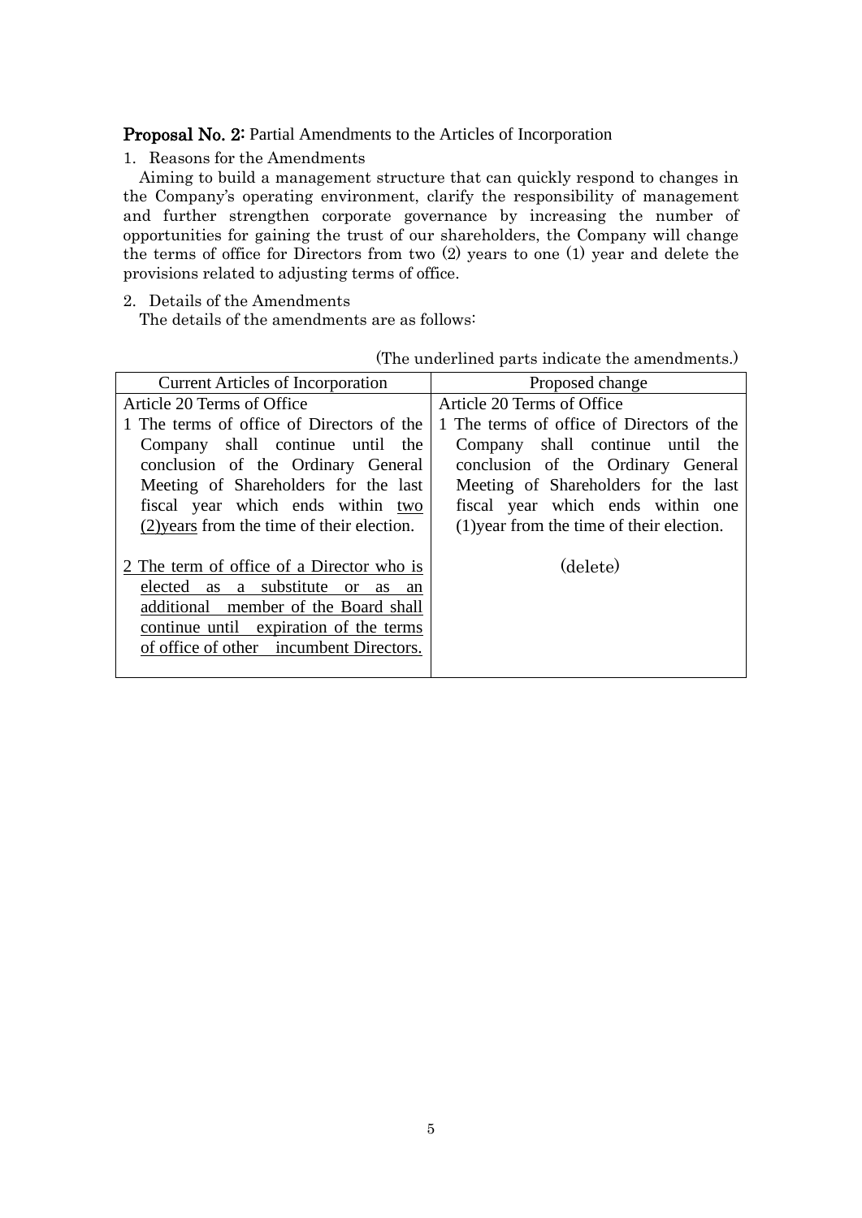**Proposal No. 2:** Partial Amendments to the Articles of Incorporation

1. Reasons for the Amendments

Aiming to build a management structure that can quickly respond to changes in the Company's operating environment, clarify the responsibility of management and further strengthen corporate governance by increasing the number of opportunities for gaining the trust of our shareholders, the Company will change the terms of office for Directors from two (2) years to one (1) year and delete the provisions related to adjusting terms of office.

2. Details of the Amendments

The details of the amendments are as follows:

(The underlined parts indicate the amendments.)

| Current Articles of Incorporation | Proposed change |
|---|---|
| Article 20 Terms of Office<br>1 The terms of office of Directors of the Company shall continue until the conclusion of the Ordinary General Meeting of Shareholders for the last fiscal year which ends within <u>two (2)years</u> from the time of their election. | Article 20 Terms of Office<br>1 The terms of office of Directors of the Company shall continue until the conclusion of the Ordinary General Meeting of Shareholders for the last fiscal year which ends within one (1)year from the time of their election. |
| <u>2 The term of office of a Director who is elected as a substitute or as an additional member of the Board shall continue until expiration of the terms of office of other incumbent Directors.</u> | (delete) |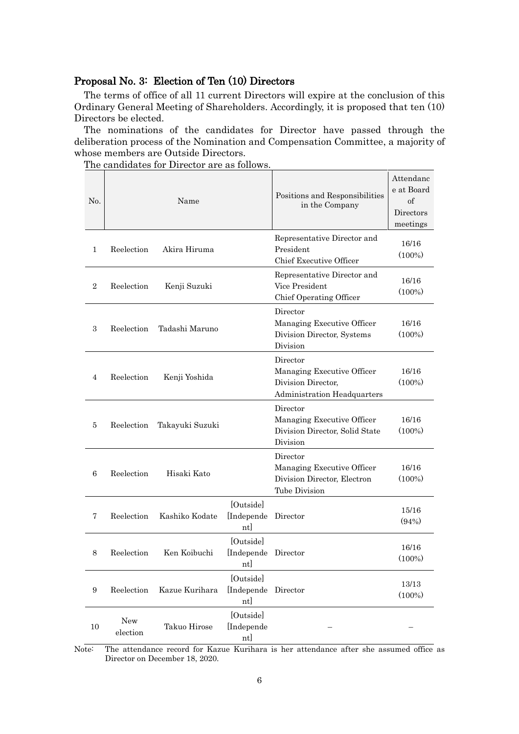### Proposal No. 3: Election of Ten (10) Directors

The terms of office of all 11 current Directors will expire at the conclusion of this Ordinary General Meeting of Shareholders. Accordingly, it is proposed that ten (10) Directors be elected.

The nominations of the candidates for Director have passed through the deliberation process of the Nomination and Compensation Committee, a majority of whose members are Outside Directors.

The candidates for Director are as follows.

| No. | Name | | | Positions and Responsibilities in the Company | Attendance at Board of Directors meetings |
|---|---|---|---|---|---|
| 1 | Reelection | Akira Hiruma | | Representative Director and President<br>Chief Executive Officer | 16/16<br>(100%) |
| 2 | Reelection | Kenji Suzuki | | Representative Director and Vice President<br>Chief Operating Officer | 16/16<br>(100%) |
| 3 | Reelection | Tadashi Maruno | | Director<br>Managing Executive Officer<br>Division Director, Systems Division | 16/16<br>(100%) |
| 4 | Reelection | Kenji Yoshida | | Director<br>Managing Executive Officer<br>Division Director, Administration Headquarters | 16/16<br>(100%) |
| 5 | Reelection | Takayuki Suzuki | | Director<br>Managing Executive Officer<br>Division Director, Solid State Division | 16/16<br>(100%) |
| 6 | Reelection | Hisaki Kato | | Director<br>Managing Executive Officer<br>Division Director, Electron Tube Division | 16/16<br>(100%) |
| 7 | Reelection | Kashiko Kodate | [Outside]<br>[Independent] | Director | 15/16<br>(94%) |
| 8 | Reelection | Ken Koibuchi | [Outside]<br>[Independent] | Director | 16/16<br>(100%) |
| 9 | Reelection | Kazue Kurihara | [Outside]<br>[Independent] | Director | 13/13<br>(100%) |
| 10 | New election | Takuo Hirose | [Outside]<br>[Independent] | – | – |

Note: The attendance record for Kazue Kurihara is her attendance after she assumed office as Director on December 18, 2020.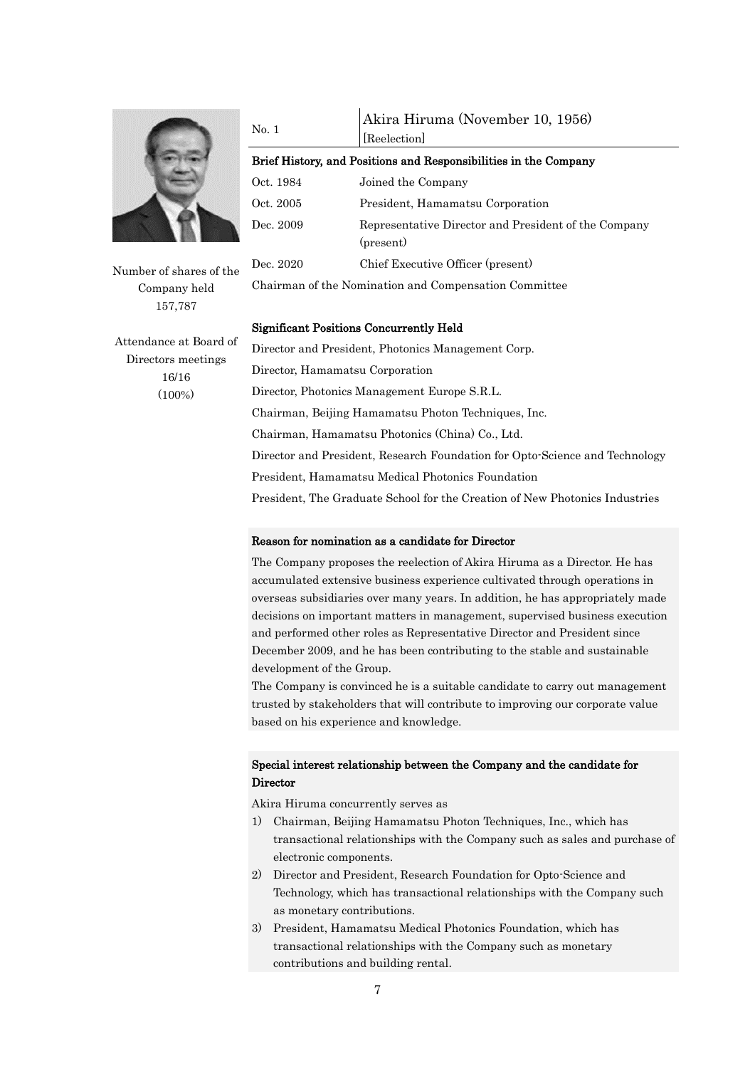| No. 1 | Akira Hiruma (November 10, 1956) [Reelection] |
|---|---|

Number of shares of the Company held
157,787

Attendance at Board of Directors meetings
16/16
(100%)

**Brief History, and Positions and Responsibilities in the Company**

| | |
|---|---|
| Oct. 1984 | Joined the Company |
| Oct. 2005 | President, Hamamatsu Corporation |
| Dec. 2009 | Representative Director and President of the Company (present) |
| Dec. 2020 | Chief Executive Officer (present) |

Chairman of the Nomination and Compensation Committee

**Significant Positions Concurrently Held**

Director and President, Photonics Management Corp.
Director, Hamamatsu Corporation
Director, Photonics Management Europe S.R.L.
Chairman, Beijing Hamamatsu Photon Techniques, Inc.
Chairman, Hamamatsu Photonics (China) Co., Ltd.
Director and President, Research Foundation for Opto-Science and Technology
President, Hamamatsu Medical Photonics Foundation
President, The Graduate School for the Creation of New Photonics Industries

**Reason for nomination as a candidate for Director**

The Company proposes the reelection of Akira Hiruma as a Director. He has accumulated extensive business experience cultivated through operations in overseas subsidiaries over many years. In addition, he has appropriately made decisions on important matters in management, supervised business execution and performed other roles as Representative Director and President since December 2009, and he has been contributing to the stable and sustainable development of the Group.

The Company is convinced he is a suitable candidate to carry out management trusted by stakeholders that will contribute to improving our corporate value based on his experience and knowledge.

**Special interest relationship between the Company and the candidate for Director**

Akira Hiruma concurrently serves as

1) Chairman, Beijing Hamamatsu Photon Techniques, Inc., which has transactional relationships with the Company such as sales and purchase of electronic components.
2) Director and President, Research Foundation for Opto-Science and Technology, which has transactional relationships with the Company such as monetary contributions.
3) President, Hamamatsu Medical Photonics Foundation, which has transactional relationships with the Company such as monetary contributions and building rental.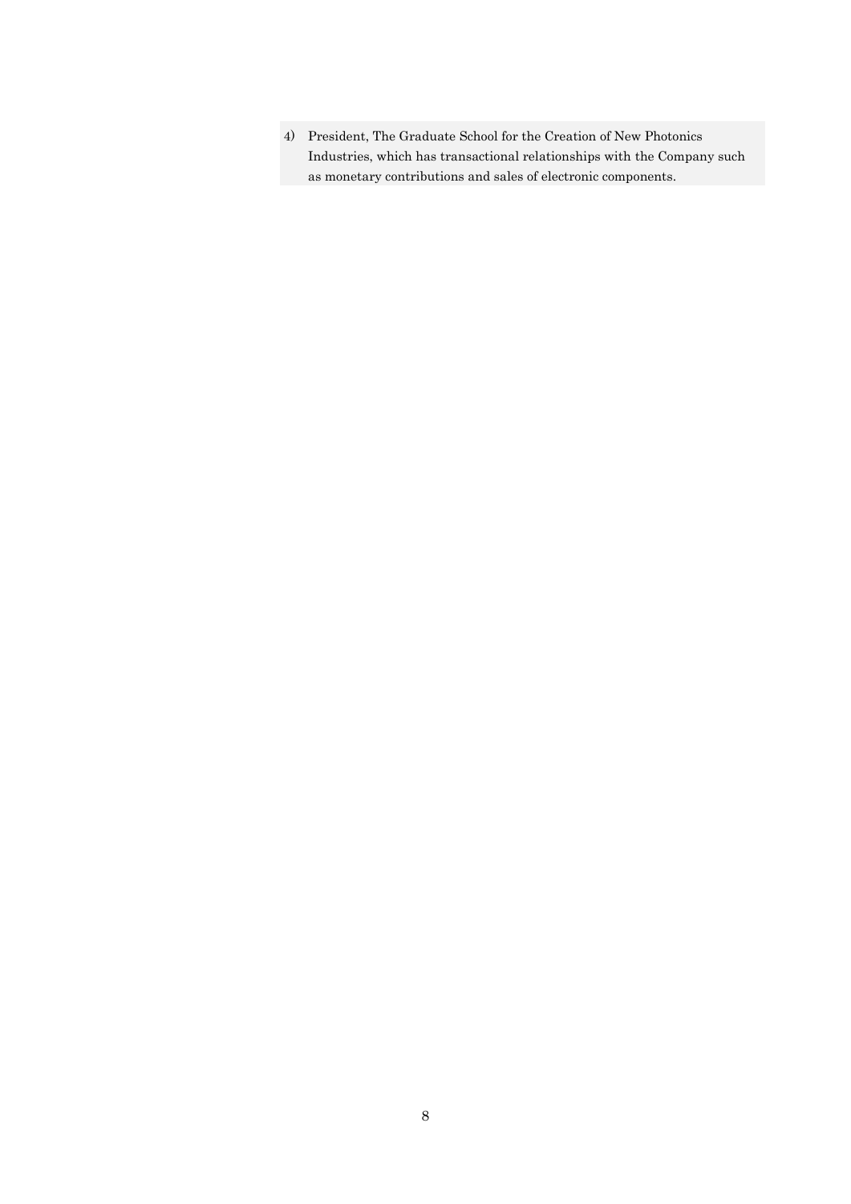4) President, The Graduate School for the Creation of New Photonics Industries, which has transactional relationships with the Company such as monetary contributions and sales of electronic components.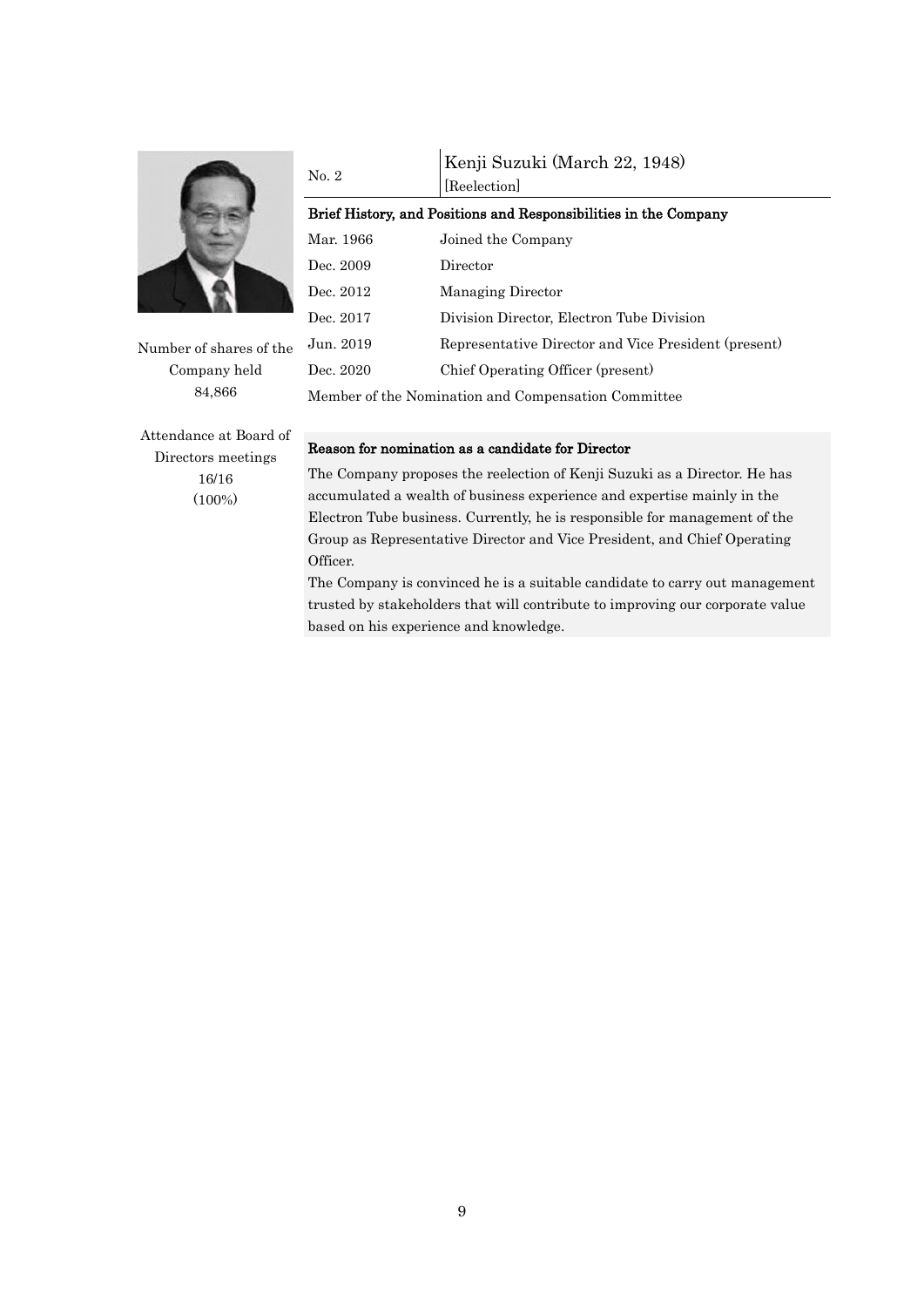| No. 2 | Kenji Suzuki (March 22, 1948) [Reelection] |
|---|---|

Number of shares of the Company held
84,866

Attendance at Board of Directors meetings
16/16
(100%)

**Brief History, and Positions and Responsibilities in the Company**

| | |
|---|---|
| Mar. 1966 | Joined the Company |
| Dec. 2009 | Director |
| Dec. 2012 | Managing Director |
| Dec. 2017 | Division Director, Electron Tube Division |
| Jun. 2019 | Representative Director and Vice President (present) |
| Dec. 2020 | Chief Operating Officer (present) |

Member of the Nomination and Compensation Committee

**Reason for nomination as a candidate for Director**

The Company proposes the reelection of Kenji Suzuki as a Director. He has accumulated a wealth of business experience and expertise mainly in the Electron Tube business. Currently, he is responsible for management of the Group as Representative Director and Vice President, and Chief Operating Officer.

The Company is convinced he is a suitable candidate to carry out management trusted by stakeholders that will contribute to improving our corporate value based on his experience and knowledge.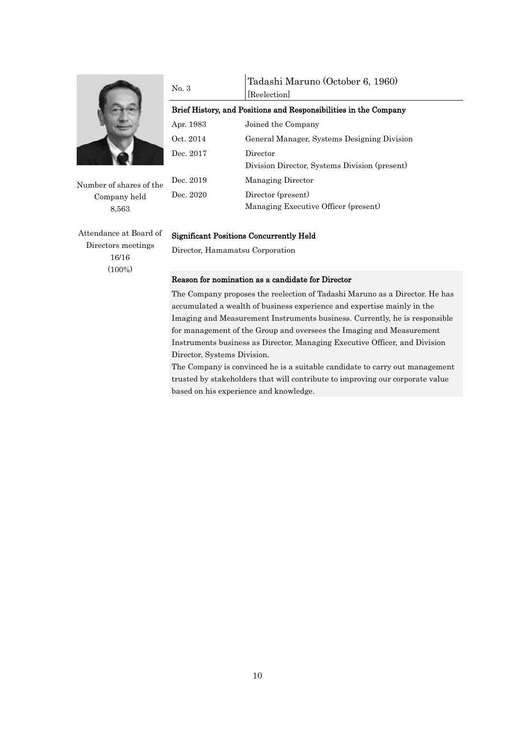| No. 3 | Tadashi Maruno (October 6, 1960) [Reelection] |
|---|---|

Number of shares of the Company held
8,563

Attendance at Board of Directors meetings
16/16
(100%)

**Brief History, and Positions and Responsibilities in the Company**

| | |
|---|---|
| Apr. 1983 | Joined the Company |
| Oct. 2014 | General Manager, Systems Designing Division |
| Dec. 2017 | Director<br>Division Director, Systems Division (present) |
| Dec. 2019 | Managing Director |
| Dec. 2020 | Director (present)<br>Managing Executive Officer (present) |

**Significant Positions Concurrently Held**

Director, Hamamatsu Corporation

**Reason for nomination as a candidate for Director**

The Company proposes the reelection of Tadashi Maruno as a Director. He has accumulated a wealth of business experience and expertise mainly in the Imaging and Measurement Instruments business. Currently, he is responsible for management of the Group and oversees the Imaging and Measurement Instruments business as Director, Managing Executive Officer, and Division Director, Systems Division.

The Company is convinced he is a suitable candidate to carry out management trusted by stakeholders that will contribute to improving our corporate value based on his experience and knowledge.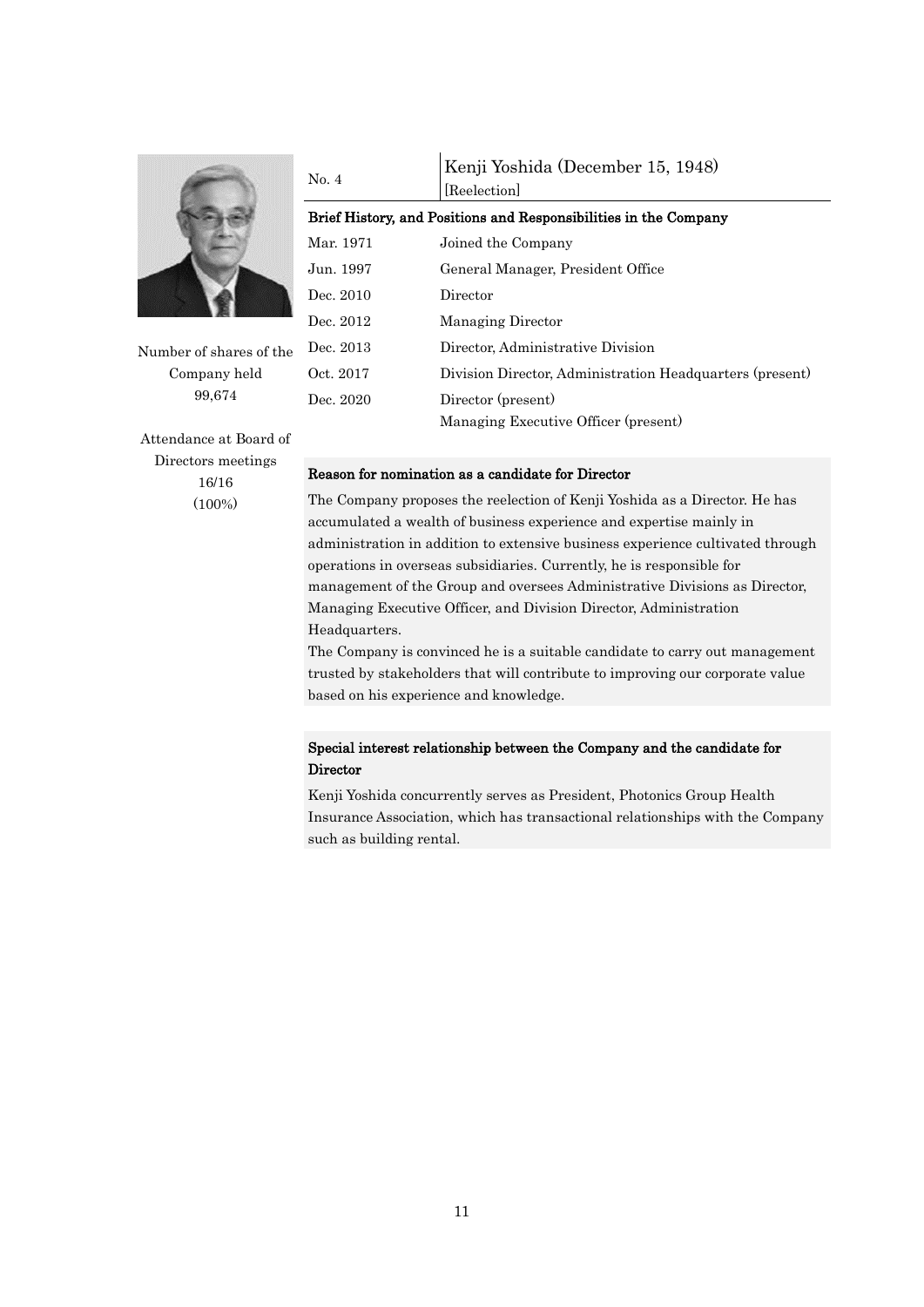| No. 4 | Kenji Yoshida (December 15, 1948) [Reelection] |
|---|---|

Number of shares of the Company held
99,674

Attendance at Board of Directors meetings
16/16
(100%)

**Brief History, and Positions and Responsibilities in the Company**

| | |
|---|---|
| Mar. 1971 | Joined the Company |
| Jun. 1997 | General Manager, President Office |
| Dec. 2010 | Director |
| Dec. 2012 | Managing Director |
| Dec. 2013 | Director, Administrative Division |
| Oct. 2017 | Division Director, Administration Headquarters (present) |
| Dec. 2020 | Director (present)<br>Managing Executive Officer (present) |

**Reason for nomination as a candidate for Director**

The Company proposes the reelection of Kenji Yoshida as a Director. He has accumulated a wealth of business experience and expertise mainly in administration in addition to extensive business experience cultivated through operations in overseas subsidiaries. Currently, he is responsible for management of the Group and oversees Administrative Divisions as Director, Managing Executive Officer, and Division Director, Administration Headquarters.

The Company is convinced he is a suitable candidate to carry out management trusted by stakeholders that will contribute to improving our corporate value based on his experience and knowledge.

**Special interest relationship between the Company and the candidate for Director**

Kenji Yoshida concurrently serves as President, Photonics Group Health Insurance Association, which has transactional relationships with the Company such as building rental.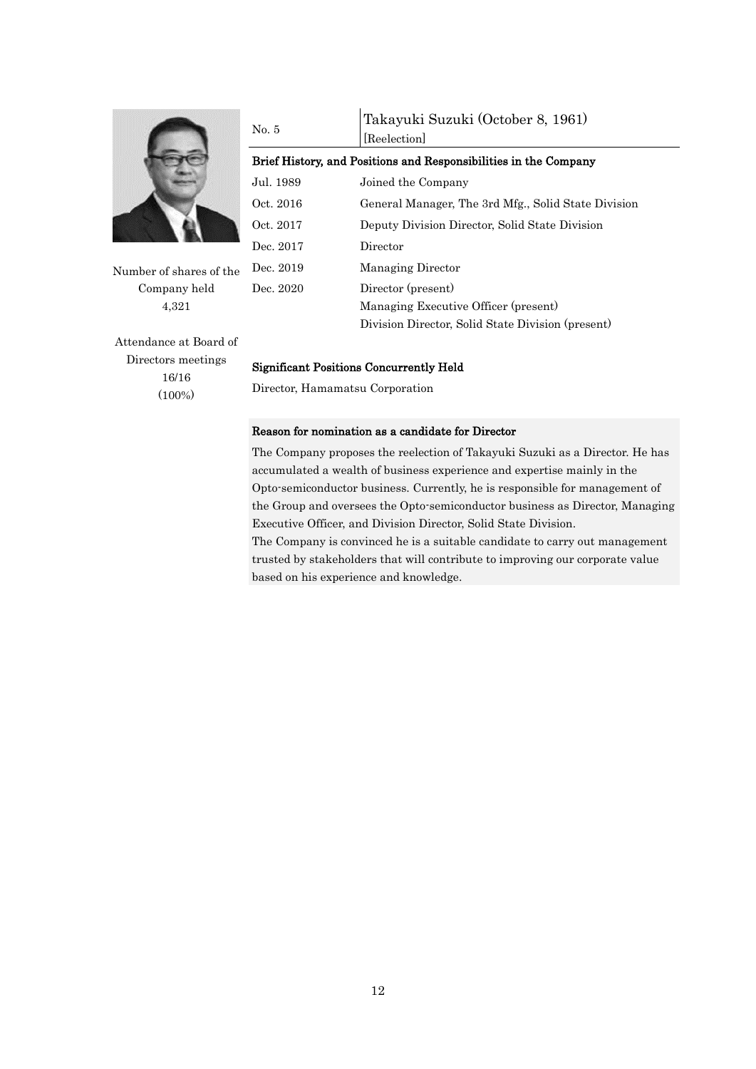No. 5 | Takayuki Suzuki (October 8, 1961) [Reelection]

Number of shares of the Company held
4,321

Attendance at Board of Directors meetings
16/16
(100%)

**Brief History, and Positions and Responsibilities in the Company**

| | |
|---|---|
| Jul. 1989 | Joined the Company |
| Oct. 2016 | General Manager, The 3rd Mfg., Solid State Division |
| Oct. 2017 | Deputy Division Director, Solid State Division |
| Dec. 2017 | Director |
| Dec. 2019 | Managing Director |
| Dec. 2020 | Director (present) |
| | Managing Executive Officer (present) |
| | Division Director, Solid State Division (present) |

**Significant Positions Concurrently Held**

Director, Hamamatsu Corporation

**Reason for nomination as a candidate for Director**

The Company proposes the reelection of Takayuki Suzuki as a Director. He has accumulated a wealth of business experience and expertise mainly in the Opto-semiconductor business. Currently, he is responsible for management of the Group and oversees the Opto-semiconductor business as Director, Managing Executive Officer, and Division Director, Solid State Division.

The Company is convinced he is a suitable candidate to carry out management trusted by stakeholders that will contribute to improving our corporate value based on his experience and knowledge.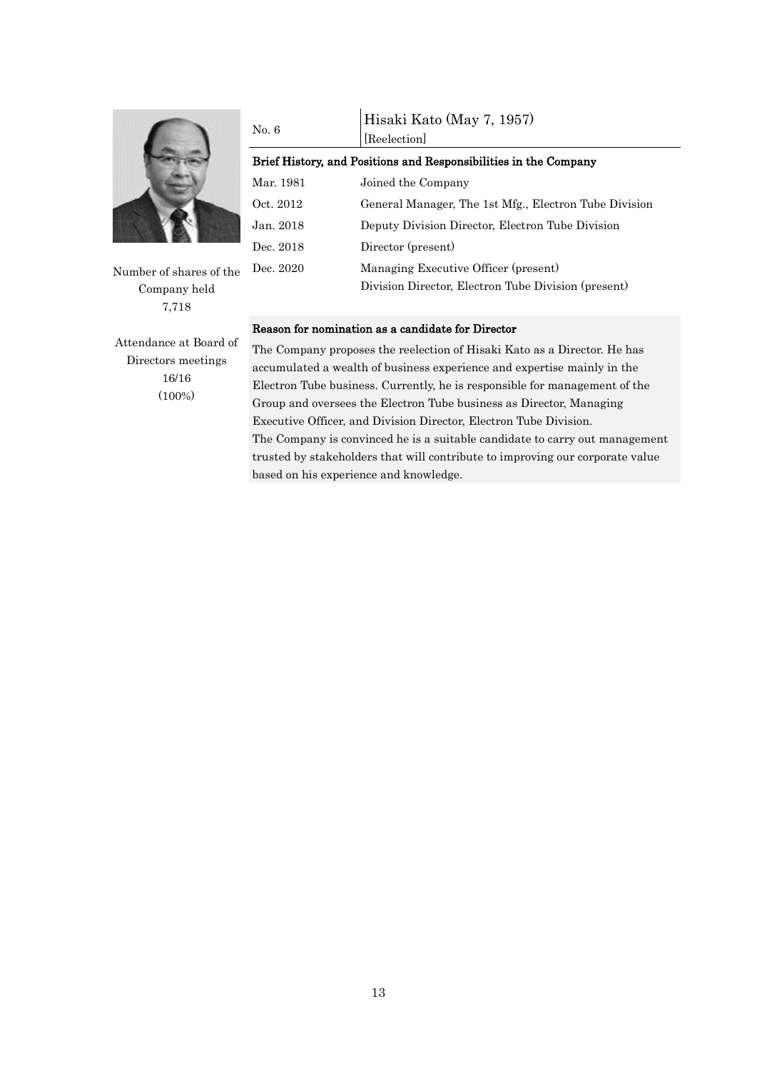| No. 6 | Hisaki Kato (May 7, 1957) [Reelection] |
| --- | --- |

Number of shares of the Company held
7,718

Attendance at Board of Directors meetings
16/16
(100%)

**Brief History, and Positions and Responsibilities in the Company**

| | |
| --- | --- |
| Mar. 1981 | Joined the Company |
| Oct. 2012 | General Manager, The 1st Mfg., Electron Tube Division |
| Jan. 2018 | Deputy Division Director, Electron Tube Division |
| Dec. 2018 | Director (present) |
| Dec. 2020 | Managing Executive Officer (present)<br>Division Director, Electron Tube Division (present) |

**Reason for nomination as a candidate for Director**

The Company proposes the reelection of Hisaki Kato as a Director. He has accumulated a wealth of business experience and expertise mainly in the Electron Tube business. Currently, he is responsible for management of the Group and oversees the Electron Tube business as Director, Managing Executive Officer, and Division Director, Electron Tube Division.
The Company is convinced he is a suitable candidate to carry out management trusted by stakeholders that will contribute to improving our corporate value based on his experience and knowledge.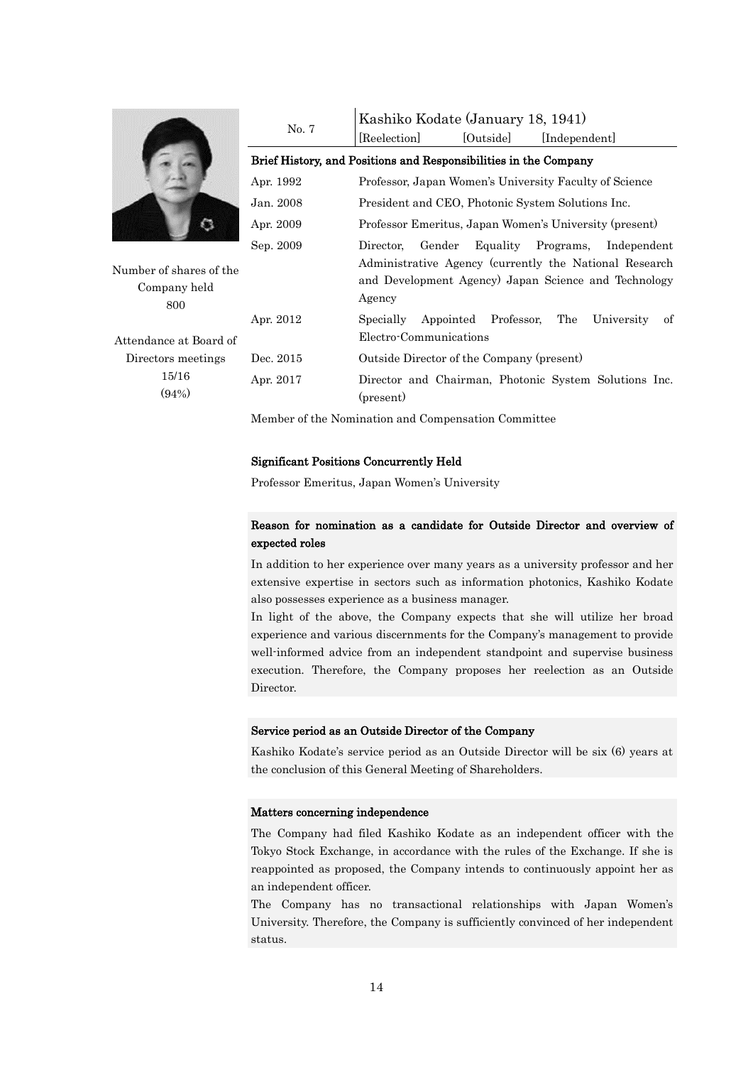| No. 7 | Kashiko Kodate (January 18, 1941) [Reelection] [Outside] [Independent] |
|---|---|

Number of shares of the Company held
800

Attendance at Board of Directors meetings
15/16
(94%)

**Brief History, and Positions and Responsibilities in the Company**

| | |
|---|---|
| Apr. 1992 | Professor, Japan Women's University Faculty of Science |
| Jan. 2008 | President and CEO, Photonic System Solutions Inc. |
| Apr. 2009 | Professor Emeritus, Japan Women's University (present) |
| Sep. 2009 | Director, Gender Equality Programs, Independent Administrative Agency (currently the National Research and Development Agency) Japan Science and Technology Agency |
| Apr. 2012 | Specially Appointed Professor, The University of Electro-Communications |
| Dec. 2015 | Outside Director of the Company (present) |
| Apr. 2017 | Director and Chairman, Photonic System Solutions Inc. (present) |

Member of the Nomination and Compensation Committee

**Significant Positions Concurrently Held**

Professor Emeritus, Japan Women's University

**Reason for nomination as a candidate for Outside Director and overview of expected roles**

In addition to her experience over many years as a university professor and her extensive expertise in sectors such as information photonics, Kashiko Kodate also possesses experience as a business manager.

In light of the above, the Company expects that she will utilize her broad experience and various discernments for the Company's management to provide well-informed advice from an independent standpoint and supervise business execution. Therefore, the Company proposes her reelection as an Outside Director.

**Service period as an Outside Director of the Company**

Kashiko Kodate's service period as an Outside Director will be six (6) years at the conclusion of this General Meeting of Shareholders.

**Matters concerning independence**

The Company had filed Kashiko Kodate as an independent officer with the Tokyo Stock Exchange, in accordance with the rules of the Exchange. If she is reappointed as proposed, the Company intends to continuously appoint her as an independent officer.

The Company has no transactional relationships with Japan Women's University. Therefore, the Company is sufficiently convinced of her independent status.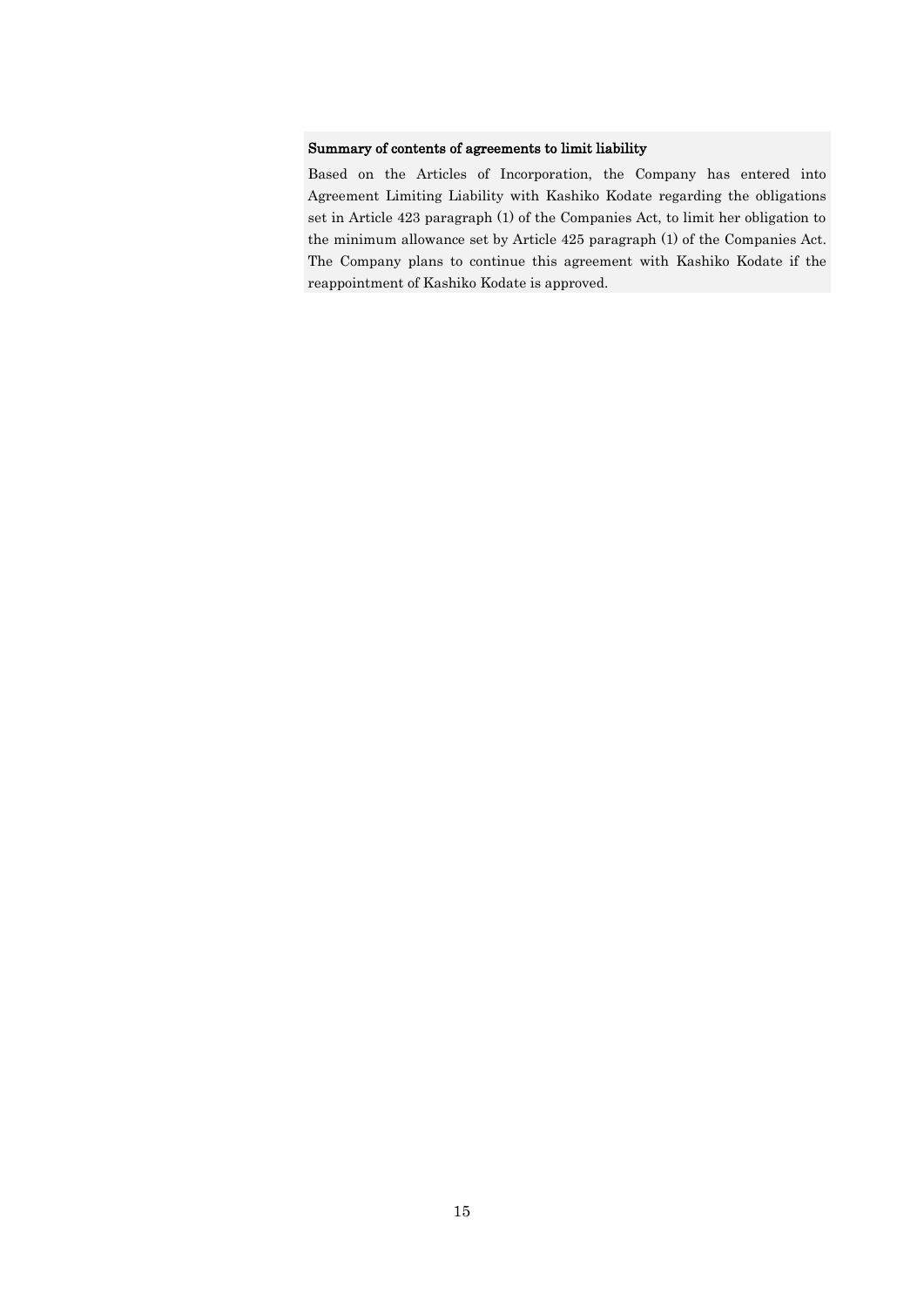**Summary of contents of agreements to limit liability**

Based on the Articles of Incorporation, the Company has entered into Agreement Limiting Liability with Kashiko Kodate regarding the obligations set in Article 423 paragraph (1) of the Companies Act, to limit her obligation to the minimum allowance set by Article 425 paragraph (1) of the Companies Act. The Company plans to continue this agreement with Kashiko Kodate if the reappointment of Kashiko Kodate is approved.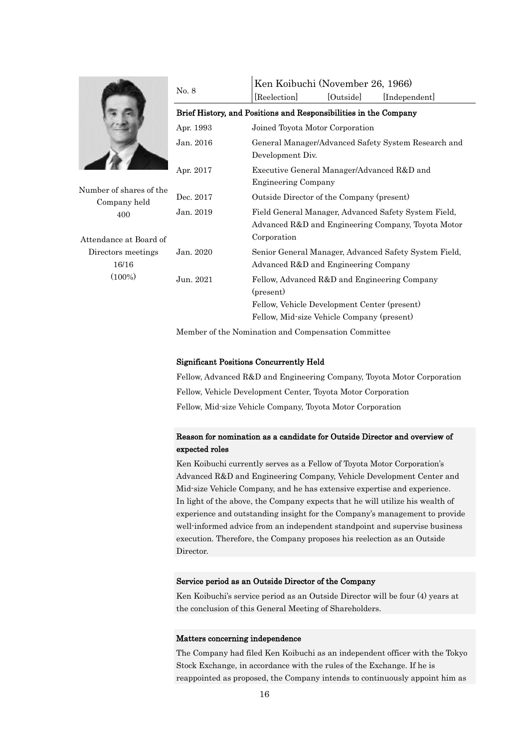| No. 8 | Ken Koibuchi (November 26, 1966) |
|---|---|
| | [Reelection] [Outside] [Independent] |

Number of shares of the Company held
400

Attendance at Board of Directors meetings
16/16
(100%)

**Brief History, and Positions and Responsibilities in the Company**

| | |
|---|---|
| Apr. 1993 | Joined Toyota Motor Corporation |
| Jan. 2016 | General Manager/Advanced Safety System Research and Development Div. |
| Apr. 2017 | Executive General Manager/Advanced R&D and Engineering Company |
| Dec. 2017 | Outside Director of the Company (present) |
| Jan. 2019 | Field General Manager, Advanced Safety System Field, Advanced R&D and Engineering Company, Toyota Motor Corporation |
| Jan. 2020 | Senior General Manager, Advanced Safety System Field, Advanced R&D and Engineering Company |
| Jun. 2021 | Fellow, Advanced R&D and Engineering Company (present)<br>Fellow, Vehicle Development Center (present)<br>Fellow, Mid-size Vehicle Company (present) |

Member of the Nomination and Compensation Committee

**Significant Positions Concurrently Held**

Fellow, Advanced R&D and Engineering Company, Toyota Motor Corporation
Fellow, Vehicle Development Center, Toyota Motor Corporation
Fellow, Mid-size Vehicle Company, Toyota Motor Corporation

**Reason for nomination as a candidate for Outside Director and overview of expected roles**

Ken Koibuchi currently serves as a Fellow of Toyota Motor Corporation's Advanced R&D and Engineering Company, Vehicle Development Center and Mid-size Vehicle Company, and he has extensive expertise and experience. In light of the above, the Company expects that he will utilize his wealth of experience and outstanding insight for the Company's management to provide well-informed advice from an independent standpoint and supervise business execution. Therefore, the Company proposes his reelection as an Outside Director.

**Service period as an Outside Director of the Company**

Ken Koibuchi's service period as an Outside Director will be four (4) years at the conclusion of this General Meeting of Shareholders.

**Matters concerning independence**

The Company had filed Ken Koibuchi as an independent officer with the Tokyo Stock Exchange, in accordance with the rules of the Exchange. If he is reappointed as proposed, the Company intends to continuously appoint him as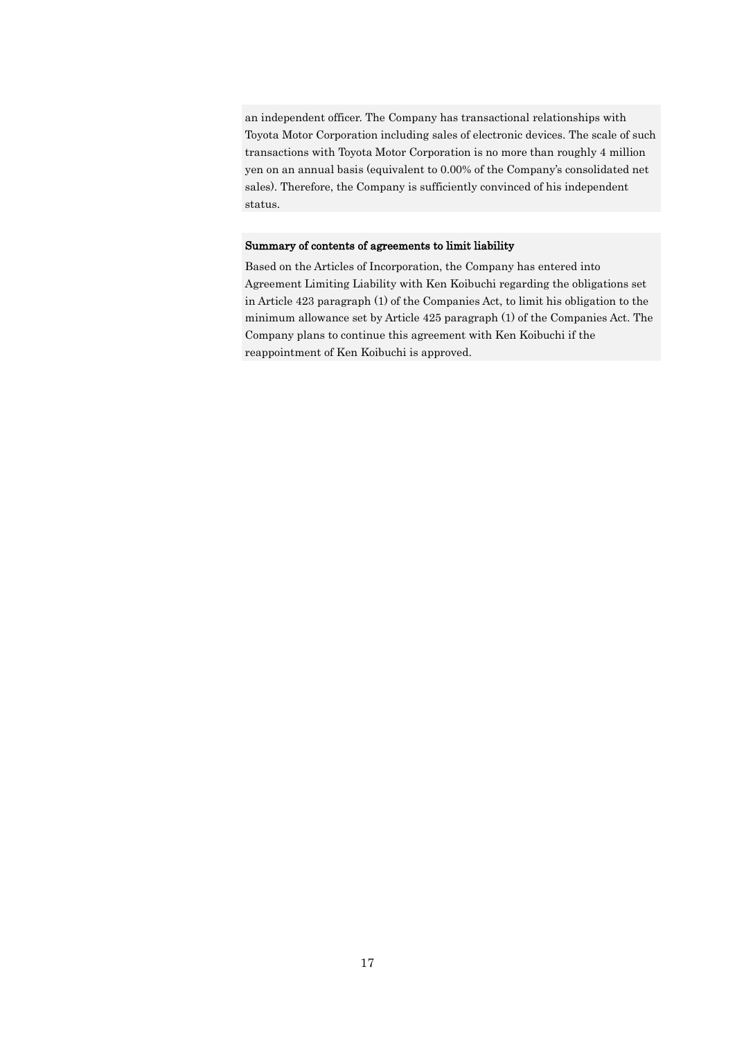an independent officer. The Company has transactional relationships with Toyota Motor Corporation including sales of electronic devices. The scale of such transactions with Toyota Motor Corporation is no more than roughly 4 million yen on an annual basis (equivalent to 0.00% of the Company's consolidated net sales). Therefore, the Company is sufficiently convinced of his independent status.

**Summary of contents of agreements to limit liability**

Based on the Articles of Incorporation, the Company has entered into Agreement Limiting Liability with Ken Koibuchi regarding the obligations set in Article 423 paragraph (1) of the Companies Act, to limit his obligation to the minimum allowance set by Article 425 paragraph (1) of the Companies Act. The Company plans to continue this agreement with Ken Koibuchi if the reappointment of Ken Koibuchi is approved.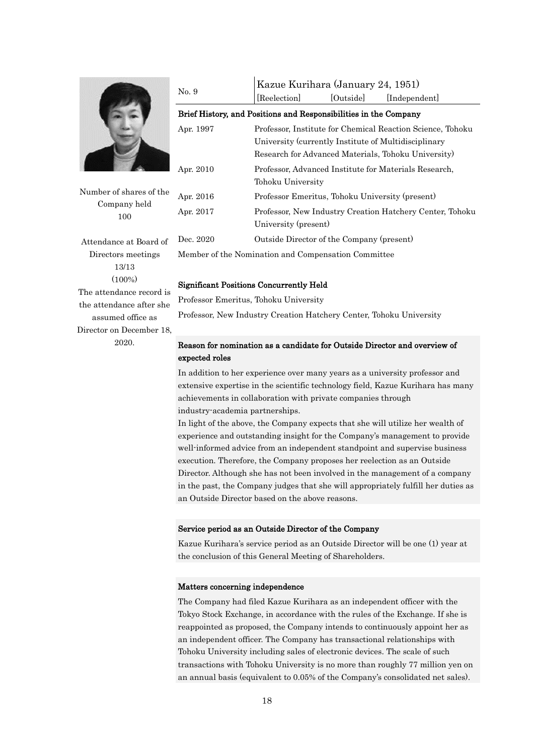| No. 9 | Kazue Kurihara (January 24, 1951) |
| --- | --- |
| | [Reelection] [Outside] [Independent] |

Number of shares of the Company held
100

Attendance at Board of Directors meetings
13/13
(100%)
The attendance record is the attendance after she assumed office as Director on December 18, 2020.

**Brief History, and Positions and Responsibilities in the Company**

| | |
| --- | --- |
| Apr. 1997 | Professor, Institute for Chemical Reaction Science, Tohoku University (currently Institute of Multidisciplinary Research for Advanced Materials, Tohoku University) |
| Apr. 2010 | Professor, Advanced Institute for Materials Research, Tohoku University |
| Apr. 2016 | Professor Emeritus, Tohoku University (present) |
| Apr. 2017 | Professor, New Industry Creation Hatchery Center, Tohoku University (present) |
| Dec. 2020 | Outside Director of the Company (present) |

Member of the Nomination and Compensation Committee

**Significant Positions Concurrently Held**

Professor Emeritus, Tohoku University

Professor, New Industry Creation Hatchery Center, Tohoku University

**Reason for nomination as a candidate for Outside Director and overview of expected roles**

In addition to her experience over many years as a university professor and extensive expertise in the scientific technology field, Kazue Kurihara has many achievements in collaboration with private companies through industry-academia partnerships.

In light of the above, the Company expects that she will utilize her wealth of experience and outstanding insight for the Company's management to provide well-informed advice from an independent standpoint and supervise business execution. Therefore, the Company proposes her reelection as an Outside Director. Although she has not been involved in the management of a company in the past, the Company judges that she will appropriately fulfill her duties as an Outside Director based on the above reasons.

**Service period as an Outside Director of the Company**

Kazue Kurihara's service period as an Outside Director will be one (1) year at the conclusion of this General Meeting of Shareholders.

**Matters concerning independence**

The Company had filed Kazue Kurihara as an independent officer with the Tokyo Stock Exchange, in accordance with the rules of the Exchange. If she is reappointed as proposed, the Company intends to continuously appoint her as an independent officer. The Company has transactional relationships with Tohoku University including sales of electronic devices. The scale of such transactions with Tohoku University is no more than roughly 77 million yen on an annual basis (equivalent to 0.05% of the Company's consolidated net sales).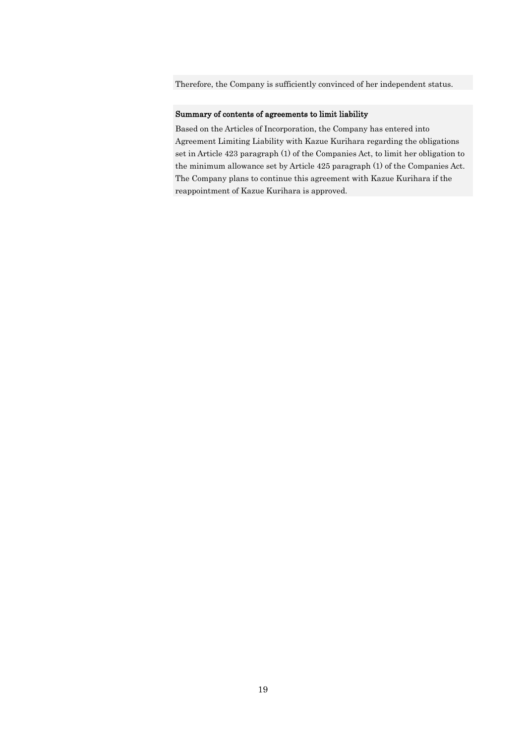Therefore, the Company is sufficiently convinced of her independent status.

**Summary of contents of agreements to limit liability**

Based on the Articles of Incorporation, the Company has entered into Agreement Limiting Liability with Kazue Kurihara regarding the obligations set in Article 423 paragraph (1) of the Companies Act, to limit her obligation to the minimum allowance set by Article 425 paragraph (1) of the Companies Act. The Company plans to continue this agreement with Kazue Kurihara if the reappointment of Kazue Kurihara is approved.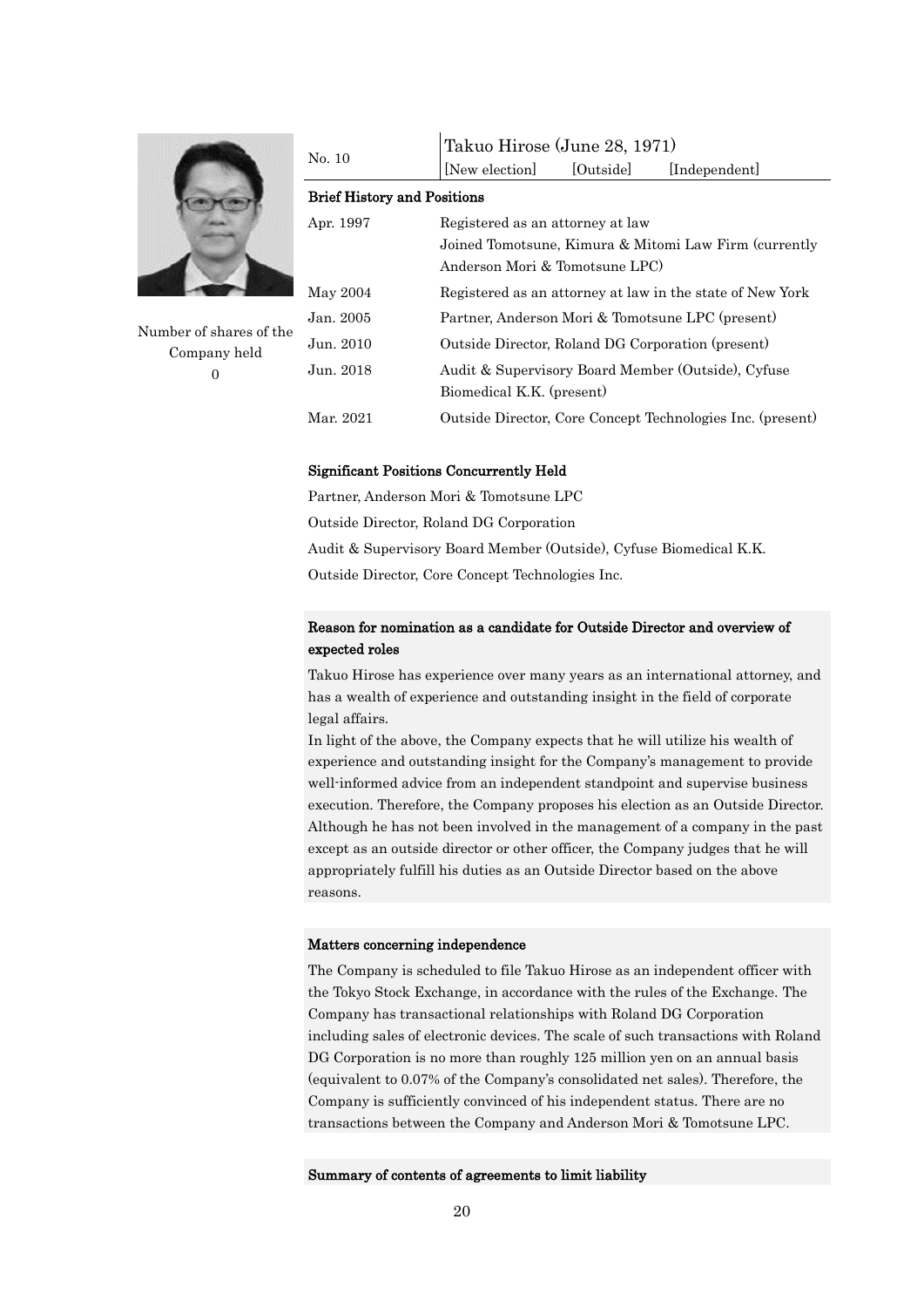| No. 10 | Takuo Hirose (June 28, 1971) |
|---|---|
| | [New election] [Outside] [Independent] |

Number of shares of the Company held
0

**Brief History and Positions**

| | |
|---|---|
| Apr. 1997 | Registered as an attorney at law<br>Joined Tomotsune, Kimura & Mitomi Law Firm (currently Anderson Mori & Tomotsune LPC) |
| May 2004 | Registered as an attorney at law in the state of New York |
| Jan. 2005 | Partner, Anderson Mori & Tomotsune LPC (present) |
| Jun. 2010 | Outside Director, Roland DG Corporation (present) |
| Jun. 2018 | Audit & Supervisory Board Member (Outside), Cyfuse Biomedical K.K. (present) |
| Mar. 2021 | Outside Director, Core Concept Technologies Inc. (present) |

**Significant Positions Concurrently Held**

Partner, Anderson Mori & Tomotsune LPC
Outside Director, Roland DG Corporation
Audit & Supervisory Board Member (Outside), Cyfuse Biomedical K.K.
Outside Director, Core Concept Technologies Inc.

**Reason for nomination as a candidate for Outside Director and overview of expected roles**

Takuo Hirose has experience over many years as an international attorney, and has a wealth of experience and outstanding insight in the field of corporate legal affairs.
In light of the above, the Company expects that he will utilize his wealth of experience and outstanding insight for the Company's management to provide well-informed advice from an independent standpoint and supervise business execution. Therefore, the Company proposes his election as an Outside Director. Although he has not been involved in the management of a company in the past except as an outside director or other officer, the Company judges that he will appropriately fulfill his duties as an Outside Director based on the above reasons.

**Matters concerning independence**

The Company is scheduled to file Takuo Hirose as an independent officer with the Tokyo Stock Exchange, in accordance with the rules of the Exchange. The Company has transactional relationships with Roland DG Corporation including sales of electronic devices. The scale of such transactions with Roland DG Corporation is no more than roughly 125 million yen on an annual basis (equivalent to 0.07% of the Company's consolidated net sales). Therefore, the Company is sufficiently convinced of his independent status. There are no transactions between the Company and Anderson Mori & Tomotsune LPC.

**Summary of contents of agreements to limit liability**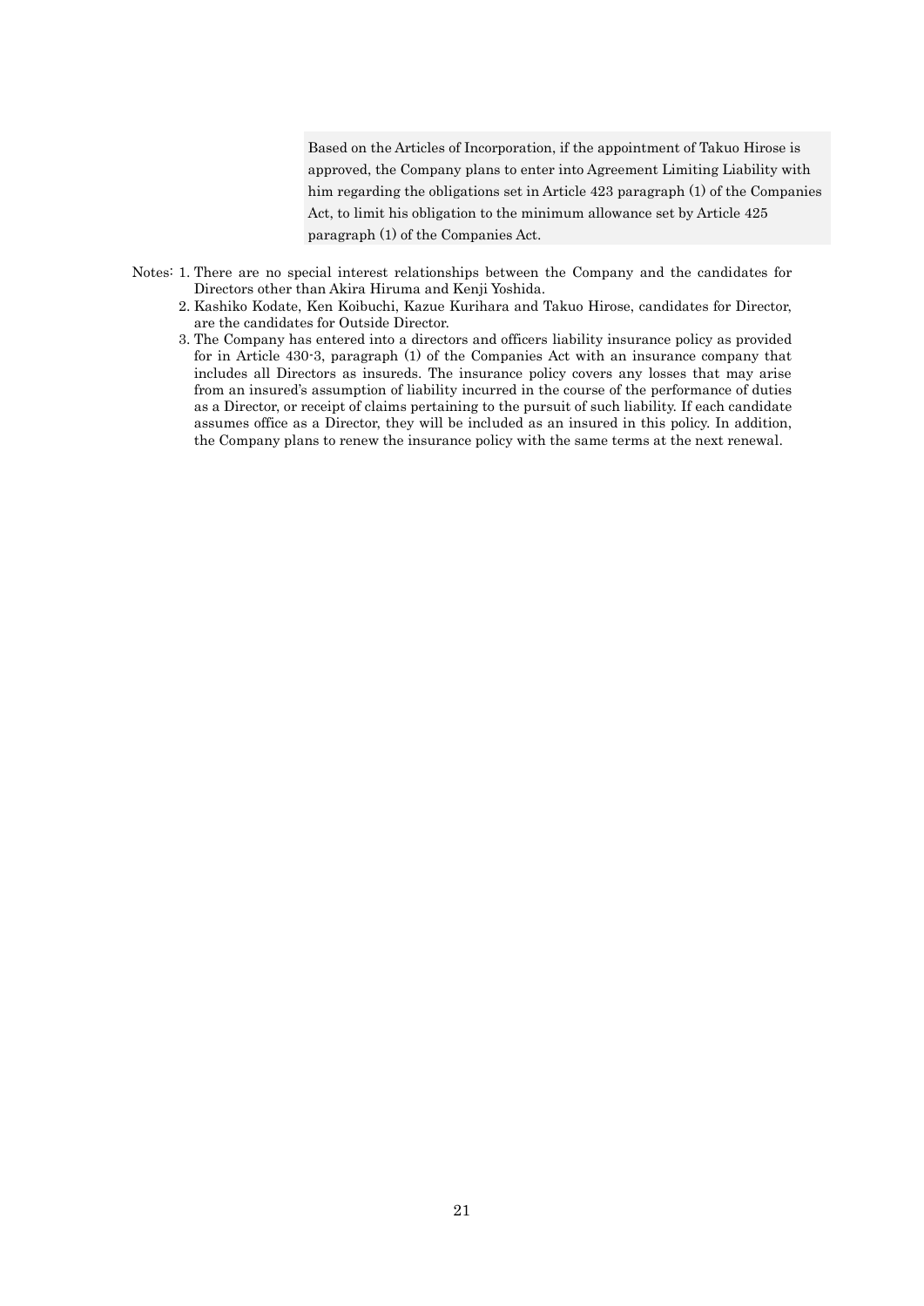Based on the Articles of Incorporation, if the appointment of Takuo Hirose is approved, the Company plans to enter into Agreement Limiting Liability with him regarding the obligations set in Article 423 paragraph (1) of the Companies Act, to limit his obligation to the minimum allowance set by Article 425 paragraph (1) of the Companies Act.

Notes:
1. There are no special interest relationships between the Company and the candidates for Directors other than Akira Hiruma and Kenji Yoshida.
2. Kashiko Kodate, Ken Koibuchi, Kazue Kurihara and Takuo Hirose, candidates for Director, are the candidates for Outside Director.
3. The Company has entered into a directors and officers liability insurance policy as provided for in Article 430-3, paragraph (1) of the Companies Act with an insurance company that includes all Directors as insureds. The insurance policy covers any losses that may arise from an insured's assumption of liability incurred in the course of the performance of duties as a Director, or receipt of claims pertaining to the pursuit of such liability. If each candidate assumes office as a Director, they will be included as an insured in this policy. In addition, the Company plans to renew the insurance policy with the same terms at the next renewal.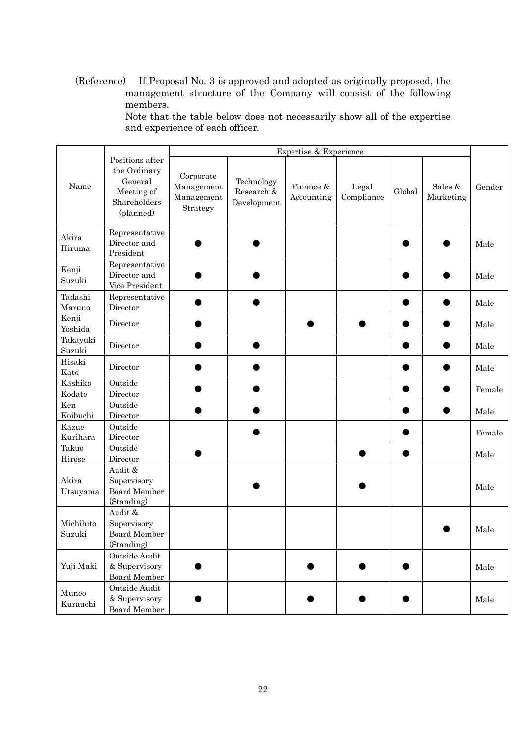(Reference) If Proposal No. 3 is approved and adopted as originally proposed, the management structure of the Company will consist of the following members.
Note that the table below does not necessarily show all of the expertise and experience of each officer.

| Name | Positions after the Ordinary General Meeting of Shareholders (planned) | Expertise & Experience | | | | | | Gender |
|---|---|---|---|---|---|---|---|---|
| | | Corporate Management Management Strategy | Technology Research & Development | Finance & Accounting | Legal Compliance | Global | Sales & Marketing | |
| Akira Hiruma | Representative Director and President | ● | ● | | | ● | ● | Male |
| Kenji Suzuki | Representative Director and Vice President | ● | ● | | | ● | ● | Male |
| Tadashi Maruno | Representative Director | ● | ● | | | ● | ● | Male |
| Kenji Yoshida | Director | ● | | ● | ● | ● | ● | Male |
| Takayuki Suzuki | Director | ● | ● | | | ● | ● | Male |
| Hisaki Kato | Director | ● | ● | | | ● | ● | Male |
| Kashiko Kodate | Outside Director | ● | ● | | | ● | ● | Female |
| Ken Koibuchi | Outside Director | ● | ● | | | ● | ● | Male |
| Kazue Kurihara | Outside Director | | ● | | | ● | | Female |
| Takuo Hirose | Outside Director | ● | | | ● | ● | | Male |
| Akira Utsuyama | Audit & Supervisory Board Member (Standing) | | ● | | ● | | | Male |
| Michihito Suzuki | Audit & Supervisory Board Member (Standing) | | | | | | ● | Male |
| Yuji Maki | Outside Audit & Supervisory Board Member | ● | | ● | ● | ● | | Male |
| Muneo Kurauchi | Outside Audit & Supervisory Board Member | ● | | ● | ● | ● | | Male |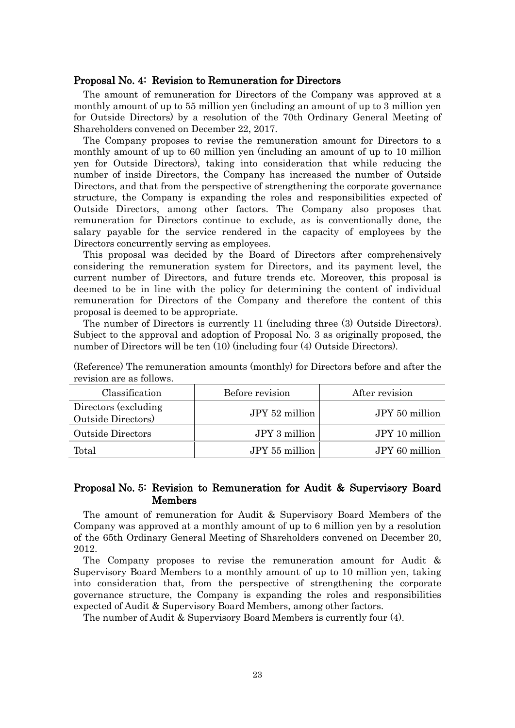## Proposal No. 4: Revision to Remuneration for Directors

The amount of remuneration for Directors of the Company was approved at a monthly amount of up to 55 million yen (including an amount of up to 3 million yen for Outside Directors) by a resolution of the 70th Ordinary General Meeting of Shareholders convened on December 22, 2017.

The Company proposes to revise the remuneration amount for Directors to a monthly amount of up to 60 million yen (including an amount of up to 10 million yen for Outside Directors), taking into consideration that while reducing the number of inside Directors, the Company has increased the number of Outside Directors, and that from the perspective of strengthening the corporate governance structure, the Company is expanding the roles and responsibilities expected of Outside Directors, among other factors. The Company also proposes that remuneration for Directors continue to exclude, as is conventionally done, the salary payable for the service rendered in the capacity of employees by the Directors concurrently serving as employees.

This proposal was decided by the Board of Directors after comprehensively considering the remuneration system for Directors, and its payment level, the current number of Directors, and future trends etc. Moreover, this proposal is deemed to be in line with the policy for determining the content of individual remuneration for Directors of the Company and therefore the content of this proposal is deemed to be appropriate.

The number of Directors is currently 11 (including three (3) Outside Directors). Subject to the approval and adoption of Proposal No. 3 as originally proposed, the number of Directors will be ten (10) (including four (4) Outside Directors).

(Reference) The remuneration amounts (monthly) for Directors before and after the revision are as follows.

| Classification | Before revision | After revision |
|---|---|---|
| Directors (excluding Outside Directors) | JPY 52 million | JPY 50 million |
| Outside Directors | JPY 3 million | JPY 10 million |
| Total | JPY 55 million | JPY 60 million |

## Proposal No. 5: Revision to Remuneration for Audit & Supervisory Board Members

The amount of remuneration for Audit & Supervisory Board Members of the Company was approved at a monthly amount of up to 6 million yen by a resolution of the 65th Ordinary General Meeting of Shareholders convened on December 20, 2012.

The Company proposes to revise the remuneration amount for Audit & Supervisory Board Members to a monthly amount of up to 10 million yen, taking into consideration that, from the perspective of strengthening the corporate governance structure, the Company is expanding the roles and responsibilities expected of Audit & Supervisory Board Members, among other factors.

The number of Audit & Supervisory Board Members is currently four (4).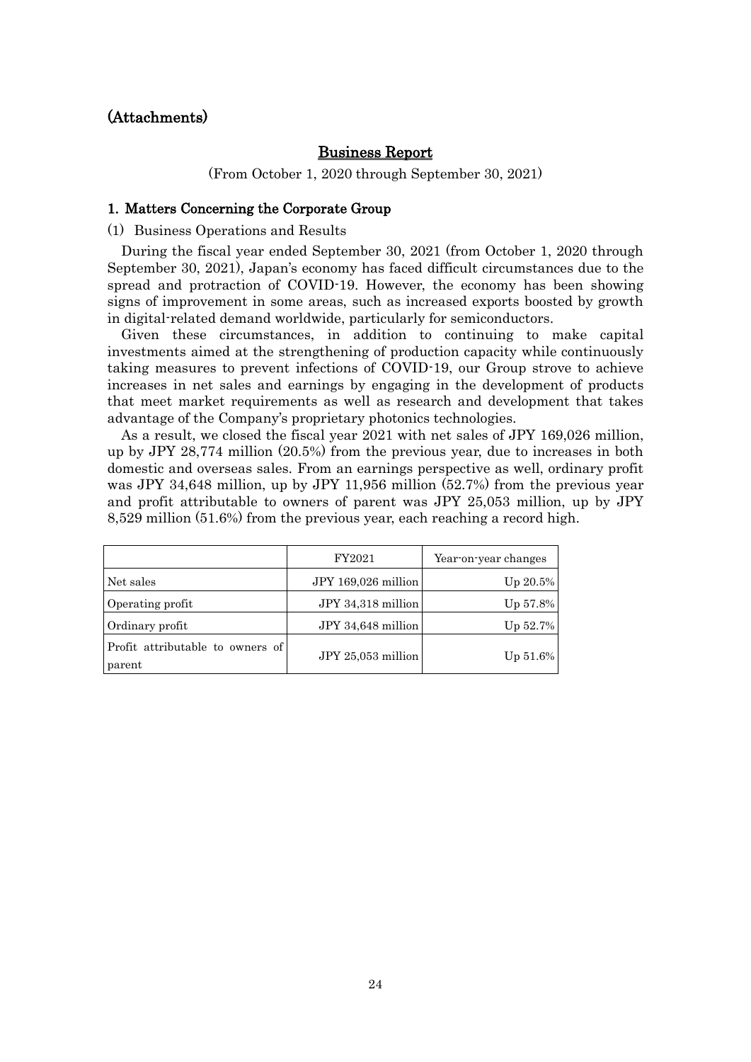## (Attachments)

# Business Report

(From October 1, 2020 through September 30, 2021)

### 1. Matters Concerning the Corporate Group

(1) Business Operations and Results

During the fiscal year ended September 30, 2021 (from October 1, 2020 through September 30, 2021), Japan's economy has faced difficult circumstances due to the spread and protraction of COVID-19. However, the economy has been showing signs of improvement in some areas, such as increased exports boosted by growth in digital-related demand worldwide, particularly for semiconductors.

Given these circumstances, in addition to continuing to make capital investments aimed at the strengthening of production capacity while continuously taking measures to prevent infections of COVID-19, our Group strove to achieve increases in net sales and earnings by engaging in the development of products that meet market requirements as well as research and development that takes advantage of the Company's proprietary photonics technologies.

As a result, we closed the fiscal year 2021 with net sales of JPY 169,026 million, up by JPY 28,774 million (20.5%) from the previous year, due to increases in both domestic and overseas sales. From an earnings perspective as well, ordinary profit was JPY 34,648 million, up by JPY 11,956 million (52.7%) from the previous year and profit attributable to owners of parent was JPY 25,053 million, up by JPY 8,529 million (51.6%) from the previous year, each reaching a record high.

| | FY2021 | Year-on-year changes |
|---|---|---|
| Net sales | JPY 169,026 million | Up 20.5% |
| Operating profit | JPY 34,318 million | Up 57.8% |
| Ordinary profit | JPY 34,648 million | Up 52.7% |
| Profit attributable to owners of parent | JPY 25,053 million | Up 51.6% |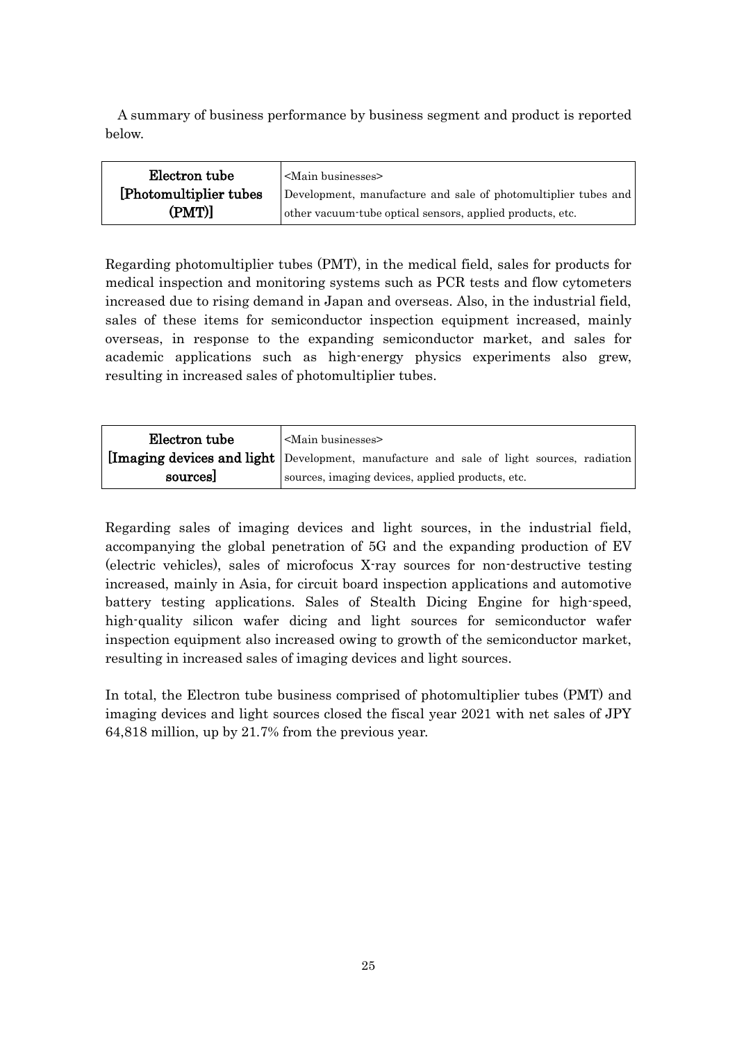A summary of business performance by business segment and product is reported below.

| Electron tube [Photomultiplier tubes (PMT)] | <Main businesses> Development, manufacture and sale of photomultiplier tubes and other vacuum-tube optical sensors, applied products, etc. |
|---|---|

Regarding photomultiplier tubes (PMT), in the medical field, sales for products for medical inspection and monitoring systems such as PCR tests and flow cytometers increased due to rising demand in Japan and overseas. Also, in the industrial field, sales of these items for semiconductor inspection equipment increased, mainly overseas, in response to the expanding semiconductor market, and sales for academic applications such as high-energy physics experiments also grew, resulting in increased sales of photomultiplier tubes.

| Electron tube [Imaging devices and light sources] | <Main businesses> Development, manufacture and sale of light sources, radiation sources, imaging devices, applied products, etc. |
|---|---|

Regarding sales of imaging devices and light sources, in the industrial field, accompanying the global penetration of 5G and the expanding production of EV (electric vehicles), sales of microfocus X-ray sources for non-destructive testing increased, mainly in Asia, for circuit board inspection applications and automotive battery testing applications. Sales of Stealth Dicing Engine for high-speed, high-quality silicon wafer dicing and light sources for semiconductor wafer inspection equipment also increased owing to growth of the semiconductor market, resulting in increased sales of imaging devices and light sources.

In total, the Electron tube business comprised of photomultiplier tubes (PMT) and imaging devices and light sources closed the fiscal year 2021 with net sales of JPY 64,818 million, up by 21.7% from the previous year.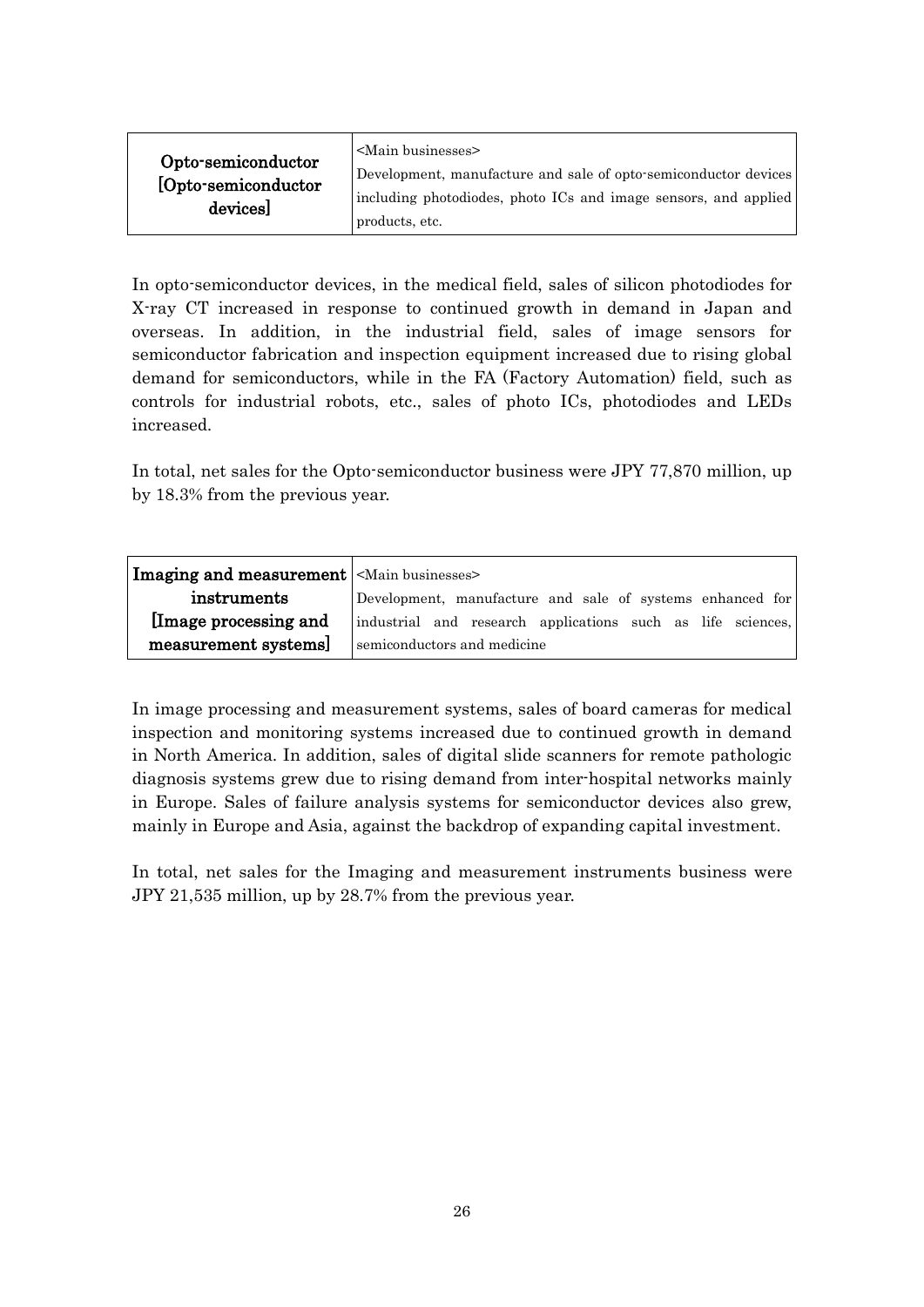| Opto-semiconductor [Opto-semiconductor devices] | <Main businesses> Development, manufacture and sale of opto-semiconductor devices including photodiodes, photo ICs and image sensors, and applied products, etc. |
|---|---|

In opto-semiconductor devices, in the medical field, sales of silicon photodiodes for X-ray CT increased in response to continued growth in demand in Japan and overseas. In addition, in the industrial field, sales of image sensors for semiconductor fabrication and inspection equipment increased due to rising global demand for semiconductors, while in the FA (Factory Automation) field, such as controls for industrial robots, etc., sales of photo ICs, photodiodes and LEDs increased.

In total, net sales for the Opto-semiconductor business were JPY 77,870 million, up by 18.3% from the previous year.

| Imaging and measurement instruments [Image processing and measurement systems] | <Main businesses> Development, manufacture and sale of systems enhanced for industrial and research applications such as life sciences, semiconductors and medicine |
|---|---|

In image processing and measurement systems, sales of board cameras for medical inspection and monitoring systems increased due to continued growth in demand in North America. In addition, sales of digital slide scanners for remote pathologic diagnosis systems grew due to rising demand from inter-hospital networks mainly in Europe. Sales of failure analysis systems for semiconductor devices also grew, mainly in Europe and Asia, against the backdrop of expanding capital investment.

In total, net sales for the Imaging and measurement instruments business were JPY 21,535 million, up by 28.7% from the previous year.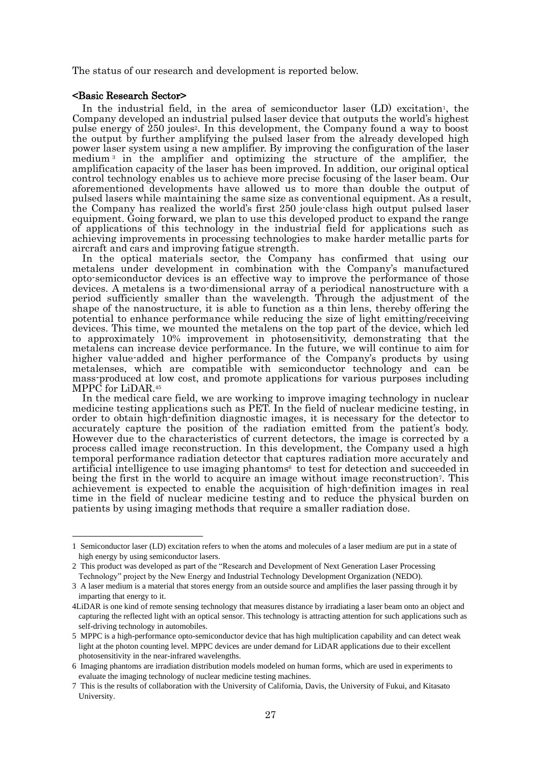The status of our research and development is reported below.

**<Basic Research Sector>**

In the industrial field, in the area of semiconductor laser (LD) excitation[1], the Company developed an industrial pulsed laser device that outputs the world's highest pulse energy of 250 joules[2]. In this development, the Company found a way to boost the output by further amplifying the pulsed laser from the already developed high power laser system using a new amplifier. By improving the configuration of the laser medium[3] in the amplifier and optimizing the structure of the amplifier, the amplification capacity of the laser has been improved. In addition, our original optical control technology enables us to achieve more precise focusing of the laser beam. Our aforementioned developments have allowed us to more than double the output of pulsed lasers while maintaining the same size as conventional equipment. As a result, the Company has realized the world's first 250 joule-class high output pulsed laser equipment. Going forward, we plan to use this developed product to expand the range of applications of this technology in the industrial field for applications such as achieving improvements in processing technologies to make harder metallic parts for aircraft and cars and improving fatigue strength.

In the optical materials sector, the Company has confirmed that using our metalens under development in combination with the Company's manufactured opto-semiconductor devices is an effective way to improve the performance of those devices. A metalens is a two-dimensional array of a periodical nanostructure with a period sufficiently smaller than the wavelength. Through the adjustment of the shape of the nanostructure, it is able to function as a thin lens, thereby offering the potential to enhance performance while reducing the size of light emitting/receiving devices. This time, we mounted the metalens on the top part of the device, which led to approximately 10% improvement in photosensitivity, demonstrating that the metalens can increase device performance. In the future, we will continue to aim for higher value-added and higher performance of the Company's products by using metalenses, which are compatible with semiconductor technology and can be mass-produced at low cost, and promote applications for various purposes including MPPC for LiDAR.[45]

In the medical care field, we are working to improve imaging technology in nuclear medicine testing applications such as PET. In the field of nuclear medicine testing, in order to obtain high-definition diagnostic images, it is necessary for the detector to accurately capture the position of the radiation emitted from the patient's body. However due to the characteristics of current detectors, the image is corrected by a process called image reconstruction. In this development, the Company used a high temporal performance radiation detector that captures radiation more accurately and artificial intelligence to use imaging phantoms[6] to test for detection and succeeded in being the first in the world to acquire an image without image reconstruction[7]. This achievement is expected to enable the acquisition of high-definition images in real time in the field of nuclear medicine testing and to reduce the physical burden on patients by using imaging methods that require a smaller radiation dose.

---

1 Semiconductor laser (LD) excitation refers to when the atoms and molecules of a laser medium are put in a state of high energy by using semiconductor lasers.

2 This product was developed as part of the "Research and Development of Next Generation Laser Processing Technology" project by the New Energy and Industrial Technology Development Organization (NEDO).

3 A laser medium is a material that stores energy from an outside source and amplifies the laser passing through it by imparting that energy to it.

4LiDAR is one kind of remote sensing technology that measures distance by irradiating a laser beam onto an object and capturing the reflected light with an optical sensor. This technology is attracting attention for such applications such as self-driving technology in automobiles.

5 MPPC is a high-performance opto-semiconductor device that has high multiplication capability and can detect weak light at the photon counting level. MPPC devices are under demand for LiDAR applications due to their excellent photosensitivity in the near-infrared wavelengths.

6 Imaging phantoms are irradiation distribution models modeled on human forms, which are used in experiments to evaluate the imaging technology of nuclear medicine testing machines.

7 This is the results of collaboration with the University of California, Davis, the University of Fukui, and Kitasato University.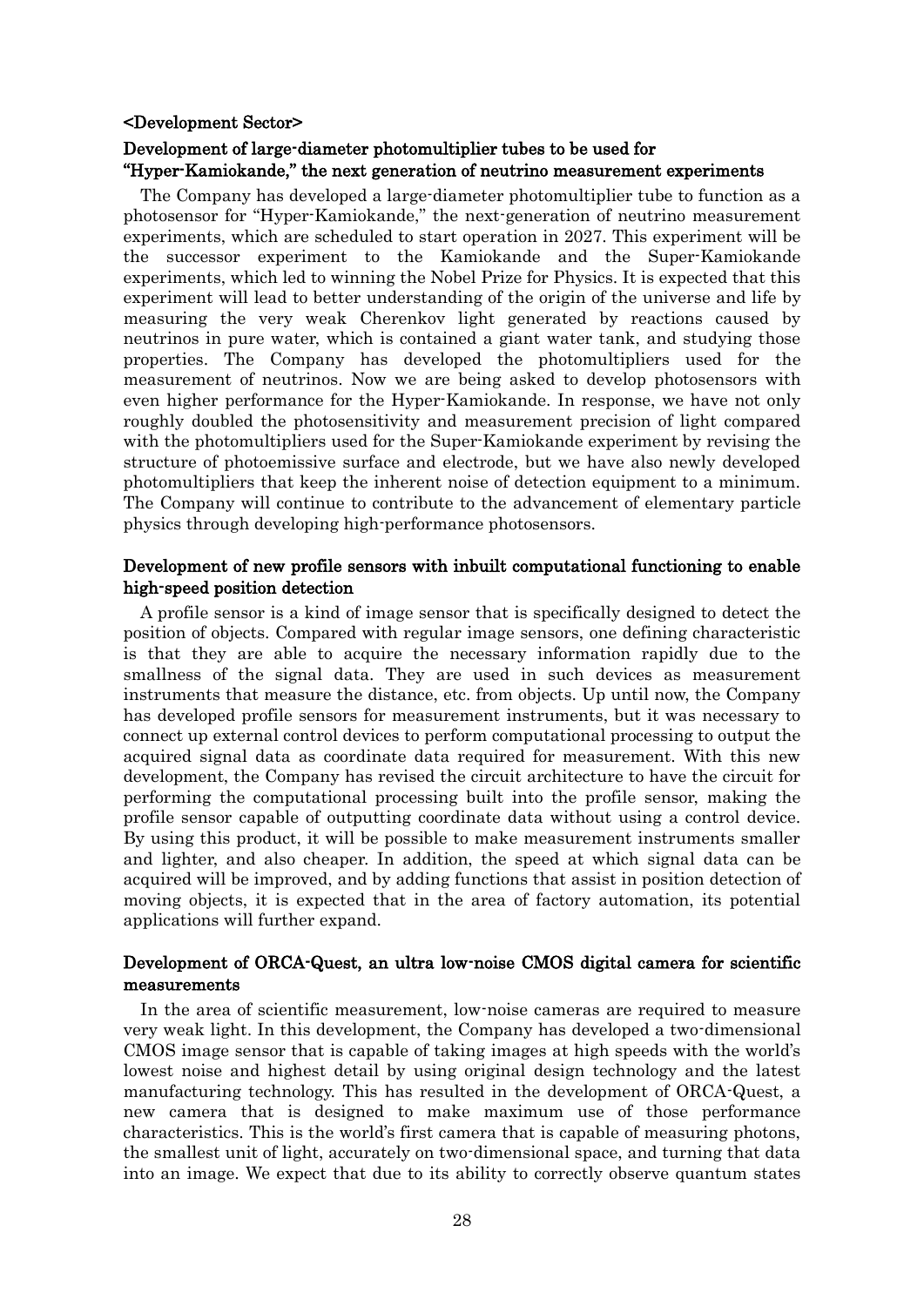## <Development Sector>

### Development of large-diameter photomultiplier tubes to be used for "Hyper-Kamiokande," the next generation of neutrino measurement experiments

The Company has developed a large-diameter photomultiplier tube to function as a photosensor for "Hyper-Kamiokande," the next-generation of neutrino measurement experiments, which are scheduled to start operation in 2027. This experiment will be the successor experiment to the Kamiokande and the Super-Kamiokande experiments, which led to winning the Nobel Prize for Physics. It is expected that this experiment will lead to better understanding of the origin of the universe and life by measuring the very weak Cherenkov light generated by reactions caused by neutrinos in pure water, which is contained a giant water tank, and studying those properties. The Company has developed the photomultipliers used for the measurement of neutrinos. Now we are being asked to develop photosensors with even higher performance for the Hyper-Kamiokande. In response, we have not only roughly doubled the photosensitivity and measurement precision of light compared with the photomultipliers used for the Super-Kamiokande experiment by revising the structure of photoemissive surface and electrode, but we have also newly developed photomultipliers that keep the inherent noise of detection equipment to a minimum. The Company will continue to contribute to the advancement of elementary particle physics through developing high-performance photosensors.

### Development of new profile sensors with inbuilt computational functioning to enable high-speed position detection

A profile sensor is a kind of image sensor that is specifically designed to detect the position of objects. Compared with regular image sensors, one defining characteristic is that they are able to acquire the necessary information rapidly due to the smallness of the signal data. They are used in such devices as measurement instruments that measure the distance, etc. from objects. Up until now, the Company has developed profile sensors for measurement instruments, but it was necessary to connect up external control devices to perform computational processing to output the acquired signal data as coordinate data required for measurement. With this new development, the Company has revised the circuit architecture to have the circuit for performing the computational processing built into the profile sensor, making the profile sensor capable of outputting coordinate data without using a control device. By using this product, it will be possible to make measurement instruments smaller and lighter, and also cheaper. In addition, the speed at which signal data can be acquired will be improved, and by adding functions that assist in position detection of moving objects, it is expected that in the area of factory automation, its potential applications will further expand.

### Development of ORCA-Quest, an ultra low-noise CMOS digital camera for scientific measurements

In the area of scientific measurement, low-noise cameras are required to measure very weak light. In this development, the Company has developed a two-dimensional CMOS image sensor that is capable of taking images at high speeds with the world's lowest noise and highest detail by using original design technology and the latest manufacturing technology. This has resulted in the development of ORCA-Quest, a new camera that is designed to make maximum use of those performance characteristics. This is the world's first camera that is capable of measuring photons, the smallest unit of light, accurately on two-dimensional space, and turning that data into an image. We expect that due to its ability to correctly observe quantum states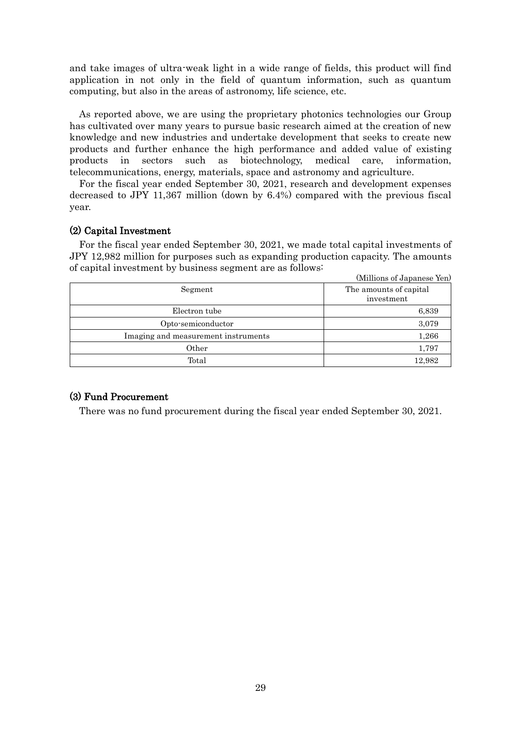and take images of ultra-weak light in a wide range of fields, this product will find application in not only in the field of quantum information, such as quantum computing, but also in the areas of astronomy, life science, etc.

As reported above, we are using the proprietary photonics technologies our Group has cultivated over many years to pursue basic research aimed at the creation of new knowledge and new industries and undertake development that seeks to create new products and further enhance the high performance and added value of existing products in sectors such as biotechnology, medical care, information, telecommunications, energy, materials, space and astronomy and agriculture.

For the fiscal year ended September 30, 2021, research and development expenses decreased to JPY 11,367 million (down by 6.4%) compared with the previous fiscal year.

### (2) Capital Investment

For the fiscal year ended September 30, 2021, we made total capital investments of JPY 12,982 million for purposes such as expanding production capacity. The amounts of capital investment by business segment are as follows:

(Millions of Japanese Yen)

| Segment | The amounts of capital investment |
|---|---|
| Electron tube | 6,839 |
| Opto-semiconductor | 3,079 |
| Imaging and measurement instruments | 1,266 |
| Other | 1,797 |
| Total | 12,982 |

### (3) Fund Procurement

There was no fund procurement during the fiscal year ended September 30, 2021.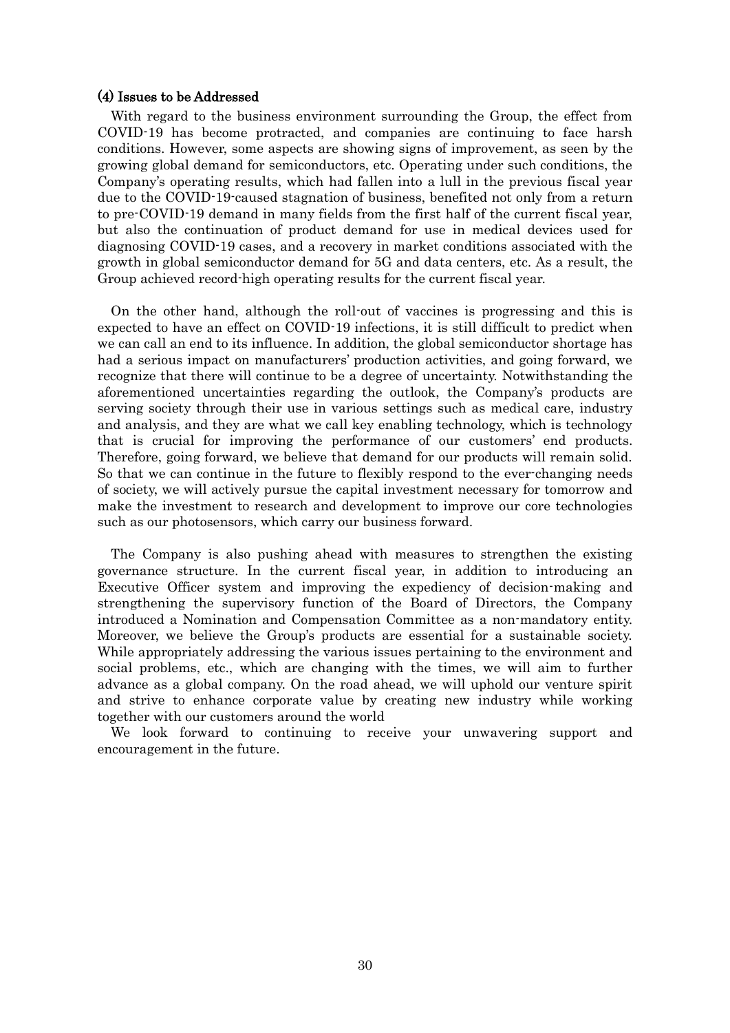### (4) Issues to be Addressed

With regard to the business environment surrounding the Group, the effect from COVID-19 has become protracted, and companies are continuing to face harsh conditions. However, some aspects are showing signs of improvement, as seen by the growing global demand for semiconductors, etc. Operating under such conditions, the Company's operating results, which had fallen into a lull in the previous fiscal year due to the COVID-19-caused stagnation of business, benefited not only from a return to pre-COVID-19 demand in many fields from the first half of the current fiscal year, but also the continuation of product demand for use in medical devices used for diagnosing COVID-19 cases, and a recovery in market conditions associated with the growth in global semiconductor demand for 5G and data centers, etc. As a result, the Group achieved record-high operating results for the current fiscal year.

On the other hand, although the roll-out of vaccines is progressing and this is expected to have an effect on COVID-19 infections, it is still difficult to predict when we can call an end to its influence. In addition, the global semiconductor shortage has had a serious impact on manufacturers' production activities, and going forward, we recognize that there will continue to be a degree of uncertainty. Notwithstanding the aforementioned uncertainties regarding the outlook, the Company's products are serving society through their use in various settings such as medical care, industry and analysis, and they are what we call key enabling technology, which is technology that is crucial for improving the performance of our customers' end products. Therefore, going forward, we believe that demand for our products will remain solid. So that we can continue in the future to flexibly respond to the ever-changing needs of society, we will actively pursue the capital investment necessary for tomorrow and make the investment to research and development to improve our core technologies such as our photosensors, which carry our business forward.

The Company is also pushing ahead with measures to strengthen the existing governance structure. In the current fiscal year, in addition to introducing an Executive Officer system and improving the expediency of decision-making and strengthening the supervisory function of the Board of Directors, the Company introduced a Nomination and Compensation Committee as a non-mandatory entity. Moreover, we believe the Group's products are essential for a sustainable society. While appropriately addressing the various issues pertaining to the environment and social problems, etc., which are changing with the times, we will aim to further advance as a global company. On the road ahead, we will uphold our venture spirit and strive to enhance corporate value by creating new industry while working together with our customers around the world

We look forward to continuing to receive your unwavering support and encouragement in the future.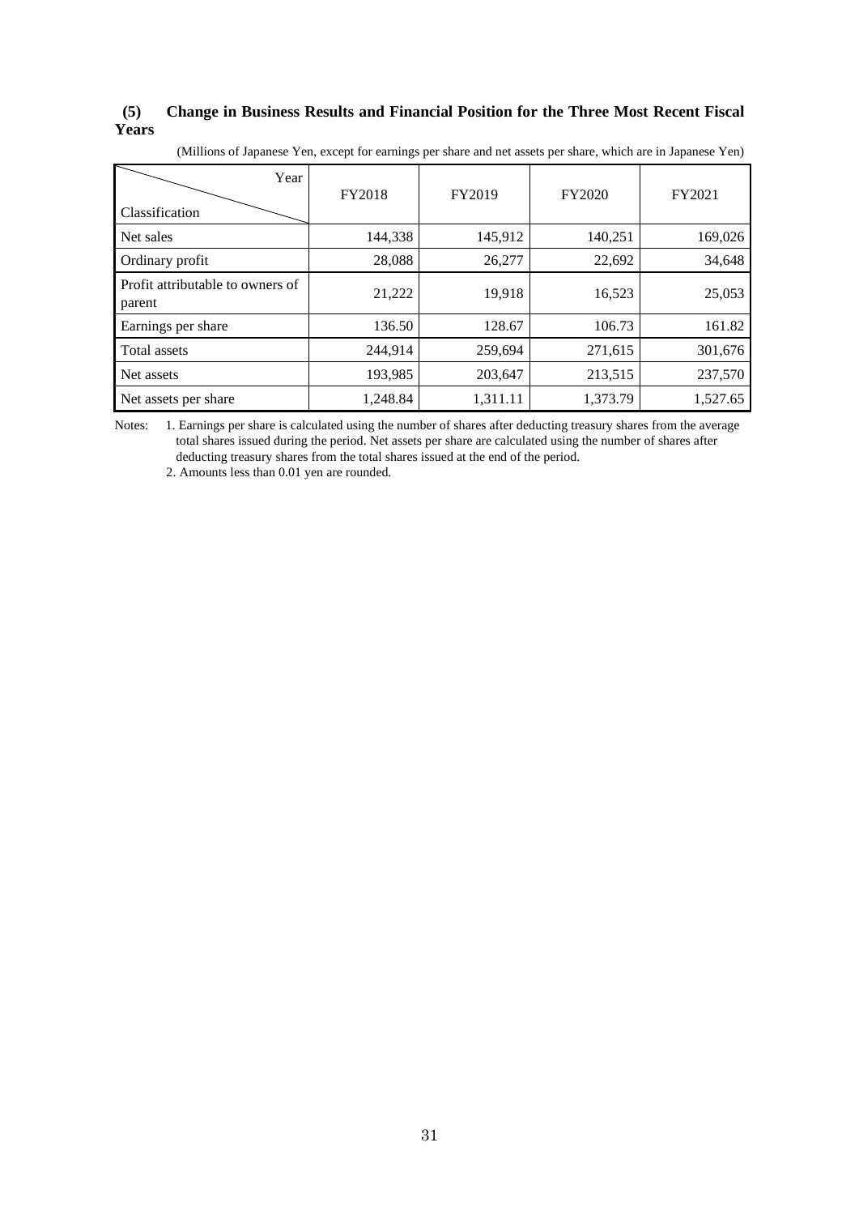### (5) Change in Business Results and Financial Position for the Three Most Recent Fiscal Years

(Millions of Japanese Yen, except for earnings per share and net assets per share, which are in Japanese Yen)

| Classification \ Year | FY2018 | FY2019 | FY2020 | FY2021 |
|---|---|---|---|---|
| Net sales | 144,338 | 145,912 | 140,251 | 169,026 |
| Ordinary profit | 28,088 | 26,277 | 22,692 | 34,648 |
| Profit attributable to owners of parent | 21,222 | 19,918 | 16,523 | 25,053 |
| Earnings per share | 136.50 | 128.67 | 106.73 | 161.82 |
| Total assets | 244,914 | 259,694 | 271,615 | 301,676 |
| Net assets | 193,985 | 203,647 | 213,515 | 237,570 |
| Net assets per share | 1,248.84 | 1,311.11 | 1,373.79 | 1,527.65 |

Notes: 1. Earnings per share is calculated using the number of shares after deducting treasury shares from the average total shares issued during the period. Net assets per share are calculated using the number of shares after deducting treasury shares from the total shares issued at the end of the period.

2. Amounts less than 0.01 yen are rounded.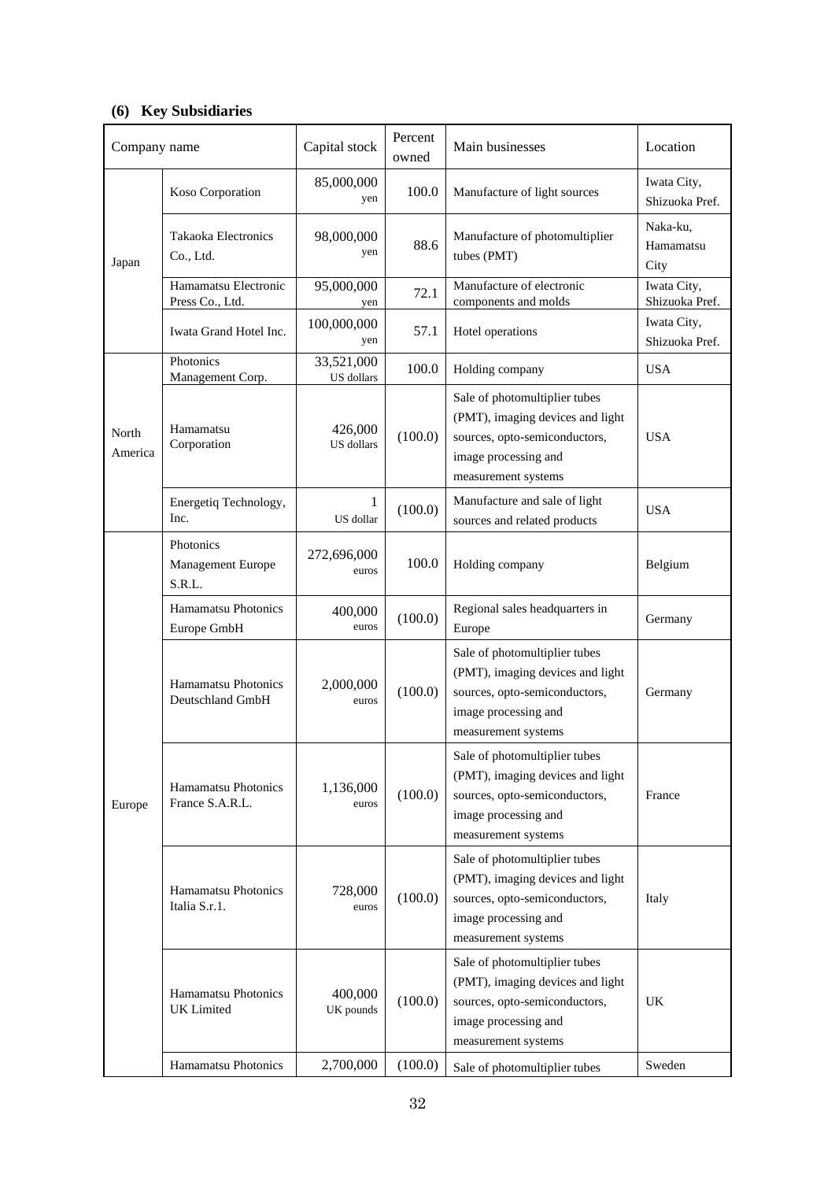### (6) Key Subsidiaries

| Company name | | Capital stock | Percent owned | Main businesses | Location |
|---|---|---|---|---|---|
| Japan | Koso Corporation | 85,000,000 yen | 100.0 | Manufacture of light sources | Iwata City, Shizuoka Pref. |
| | Takaoka Electronics Co., Ltd. | 98,000,000 yen | 88.6 | Manufacture of photomultiplier tubes (PMT) | Naka-ku, Hamamatsu City |
| | Hamamatsu Electronic Press Co., Ltd. | 95,000,000 yen | 72.1 | Manufacture of electronic components and molds | Iwata City, Shizuoka Pref. |
| | Iwata Grand Hotel Inc. | 100,000,000 yen | 57.1 | Hotel operations | Iwata City, Shizuoka Pref. |
| North America | Photonics Management Corp. | 33,521,000 US dollars | 100.0 | Holding company | USA |
| | Hamamatsu Corporation | 426,000 US dollars | (100.0) | Sale of photomultiplier tubes (PMT), imaging devices and light sources, opto-semiconductors, image processing and measurement systems | USA |
| | Energetiq Technology, Inc. | 1 US dollar | (100.0) | Manufacture and sale of light sources and related products | USA |
| Europe | Photonics Management Europe S.R.L. | 272,696,000 euros | 100.0 | Holding company | Belgium |
| | Hamamatsu Photonics Europe GmbH | 400,000 euros | (100.0) | Regional sales headquarters in Europe | Germany |
| | Hamamatsu Photonics Deutschland GmbH | 2,000,000 euros | (100.0) | Sale of photomultiplier tubes (PMT), imaging devices and light sources, opto-semiconductors, image processing and measurement systems | Germany |
| | Hamamatsu Photonics France S.A.R.L. | 1,136,000 euros | (100.0) | Sale of photomultiplier tubes (PMT), imaging devices and light sources, opto-semiconductors, image processing and measurement systems | France |
| | Hamamatsu Photonics Italia S.r.l. | 728,000 euros | (100.0) | Sale of photomultiplier tubes (PMT), imaging devices and light sources, opto-semiconductors, image processing and measurement systems | Italy |
| | Hamamatsu Photonics UK Limited | 400,000 UK pounds | (100.0) | Sale of photomultiplier tubes (PMT), imaging devices and light sources, opto-semiconductors, image processing and measurement systems | UK |
| | Hamamatsu Photonics | 2,700,000 | (100.0) | Sale of photomultiplier tubes | Sweden |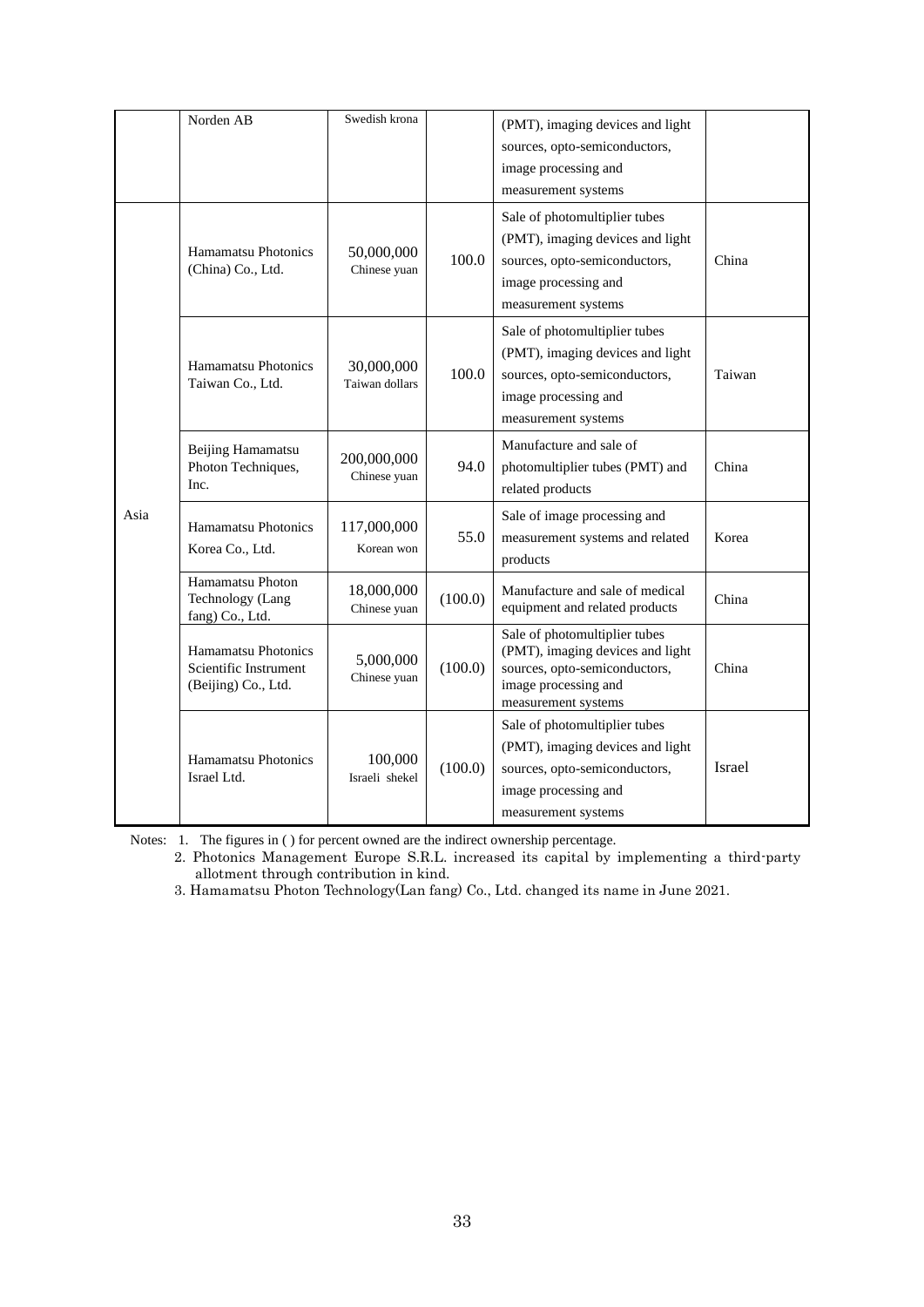| | Norden AB | Swedish krona | | (PMT), imaging devices and light sources, opto-semiconductors, image processing and measurement systems | |
|---|---|---|---|---|---|
| Asia | Hamamatsu Photonics (China) Co., Ltd. | 50,000,000 Chinese yuan | 100.0 | Sale of photomultiplier tubes (PMT), imaging devices and light sources, opto-semiconductors, image processing and measurement systems | China |
| | Hamamatsu Photonics Taiwan Co., Ltd. | 30,000,000 Taiwan dollars | 100.0 | Sale of photomultiplier tubes (PMT), imaging devices and light sources, opto-semiconductors, image processing and measurement systems | Taiwan |
| | Beijing Hamamatsu Photon Techniques, Inc. | 200,000,000 Chinese yuan | 94.0 | Manufacture and sale of photomultiplier tubes (PMT) and related products | China |
| | Hamamatsu Photonics Korea Co., Ltd. | 117,000,000 Korean won | 55.0 | Sale of image processing and measurement systems and related products | Korea |
| | Hamamatsu Photon Technology (Lang fang) Co., Ltd. | 18,000,000 Chinese yuan | (100.0) | Manufacture and sale of medical equipment and related products | China |
| | Hamamatsu Photonics Scientific Instrument (Beijing) Co., Ltd. | 5,000,000 Chinese yuan | (100.0) | Sale of photomultiplier tubes (PMT), imaging devices and light sources, opto-semiconductors, image processing and measurement systems | China |
| | Hamamatsu Photonics Israel Ltd. | 100,000 Israeli shekel | (100.0) | Sale of photomultiplier tubes (PMT), imaging devices and light sources, opto-semiconductors, image processing and measurement systems | Israel |

Notes: 1. The figures in ( ) for percent owned are the indirect ownership percentage.
2. Photonics Management Europe S.R.L. increased its capital by implementing a third-party allotment through contribution in kind.
3. Hamamatsu Photon Technology(Lan fang) Co., Ltd. changed its name in June 2021.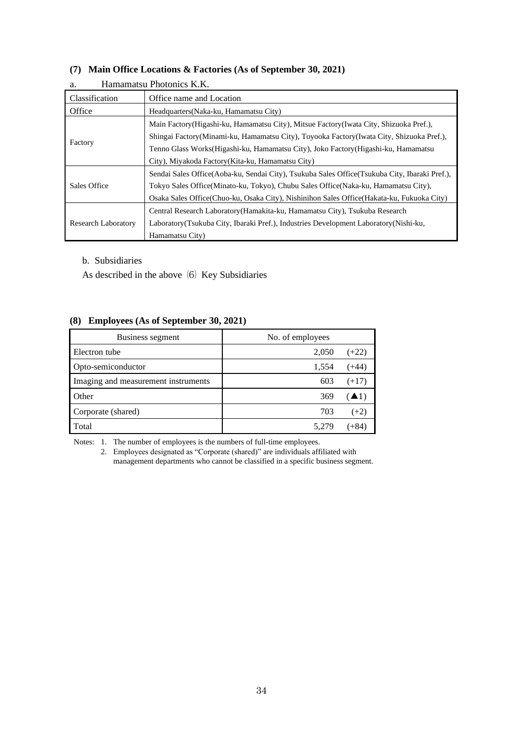### (7) Main Office Locations & Factories (As of September 30, 2021)

a. Hamamatsu Photonics K.K.

| Classification | Office name and Location |
| --- | --- |
| Office | Headquarters(Naka-ku, Hamamatsu City) |
| Factory | Main Factory(Higashi-ku, Hamamatsu City), Mitsue Factory(Iwata City, Shizuoka Pref.), Shingai Factory(Minami-ku, Hamamatsu City), Toyooka Factory(Iwata City, Shizuoka Pref.), Tenno Glass Works(Higashi-ku, Hamamatsu City), Joko Factory(Higashi-ku, Hamamatsu City), Miyakoda Factory(Kita-ku, Hamamatsu City) |
| Sales Office | Sendai Sales Office(Aoba-ku, Sendai City), Tsukuba Sales Office(Tsukuba City, Ibaraki Pref.), Tokyo Sales Office(Minato-ku, Tokyo), Chubu Sales Office(Naka-ku, Hamamatsu City), Osaka Sales Office(Chuo-ku, Osaka City), Nishinihon Sales Office(Hakata-ku, Fukuoka City) |
| Research Laboratory | Central Research Laboratory(Hamakita-ku, Hamamatsu City), Tsukuba Research Laboratory(Tsukuba City, Ibaraki Pref.), Industries Development Laboratory(Nishi-ku, Hamamatsu City) |

b. Subsidiaries

As described in the above ⑹ Key Subsidiaries

### (8) Employees (As of September 30, 2021)

| Business segment | No. of employees |
| --- | --- |
| Electron tube | 2,050 (+22) |
| Opto-semiconductor | 1,554 (+44) |
| Imaging and measurement instruments | 603 (+17) |
| Other | 369 (▲1) |
| Corporate (shared) | 703 (+2) |
| Total | 5,279 (+84) |

Notes: 1. The number of employees is the numbers of full-time employees.

2. Employees designated as "Corporate (shared)" are individuals affiliated with management departments who cannot be classified in a specific business segment.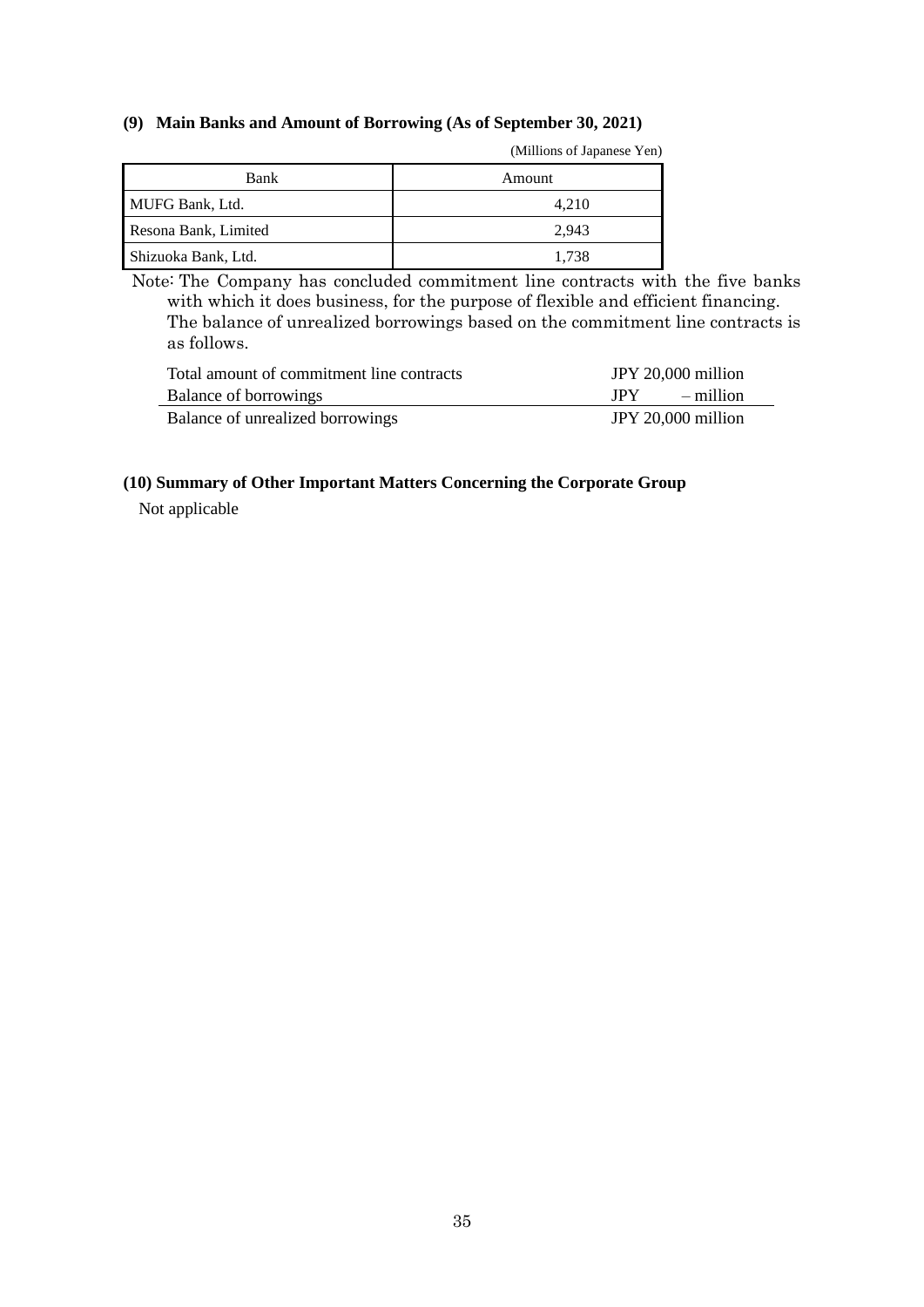### (9) Main Banks and Amount of Borrowing (As of September 30, 2021)

(Millions of Japanese Yen)

| Bank | Amount |
|---|---|
| MUFG Bank, Ltd. | 4,210 |
| Resona Bank, Limited | 2,943 |
| Shizuoka Bank, Ltd. | 1,738 |

Note: The Company has concluded commitment line contracts with the five banks with which it does business, for the purpose of flexible and efficient financing. The balance of unrealized borrowings based on the commitment line contracts is as follows.

| | |
|---|---|
| Total amount of commitment line contracts | JPY 20,000 million |
| Balance of borrowings | JPY – million |
| Balance of unrealized borrowings | JPY 20,000 million |

### (10) Summary of Other Important Matters Concerning the Corporate Group

Not applicable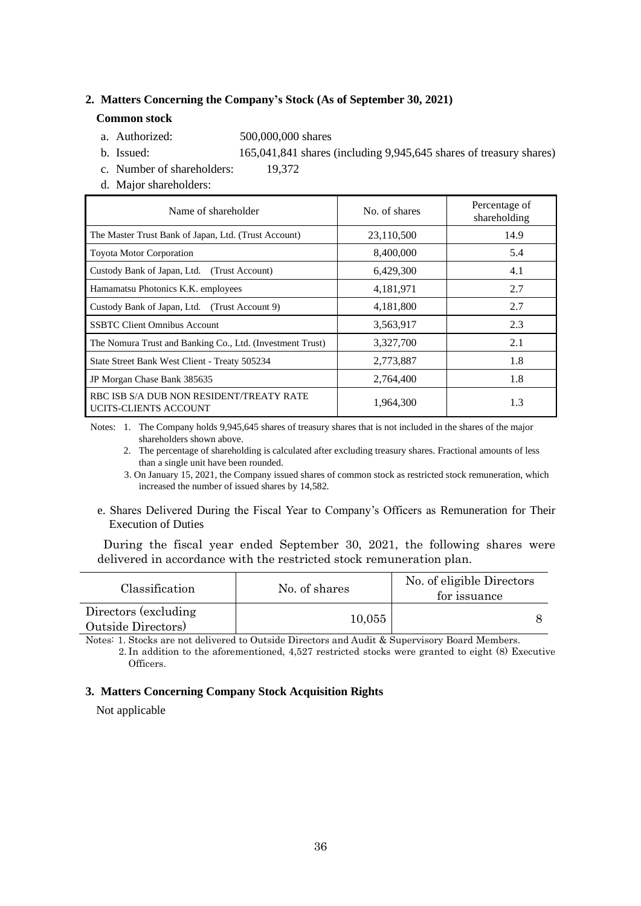## 2. Matters Concerning the Company's Stock (As of September 30, 2021)

### Common stock

a. Authorized: 500,000,000 shares

b. Issued: 165,041,841 shares (including 9,945,645 shares of treasury shares)

c. Number of shareholders: 19,372

d. Major shareholders:

| Name of shareholder | No. of shares | Percentage of shareholding |
|---|---|---|
| The Master Trust Bank of Japan, Ltd. (Trust Account) | 23,110,500 | 14.9 |
| Toyota Motor Corporation | 8,400,000 | 5.4 |
| Custody Bank of Japan, Ltd. (Trust Account) | 6,429,300 | 4.1 |
| Hamamatsu Photonics K.K. employees | 4,181,971 | 2.7 |
| Custody Bank of Japan, Ltd. (Trust Account 9) | 4,181,800 | 2.7 |
| SSBTC Client Omnibus Account | 3,563,917 | 2.3 |
| The Nomura Trust and Banking Co., Ltd. (Investment Trust) | 3,327,700 | 2.1 |
| State Street Bank West Client - Treaty 505234 | 2,773,887 | 1.8 |
| JP Morgan Chase Bank 385635 | 2,764,400 | 1.8 |
| RBC ISB S/A DUB NON RESIDENT/TREATY RATE UCITS-CLIENTS ACCOUNT | 1,964,300 | 1.3 |

Notes: 1. The Company holds 9,945,645 shares of treasury shares that is not included in the shares of the major shareholders shown above.

2. The percentage of shareholding is calculated after excluding treasury shares. Fractional amounts of less than a single unit have been rounded.

3. On January 15, 2021, the Company issued shares of common stock as restricted stock remuneration, which increased the number of issued shares by 14,582.

e. Shares Delivered During the Fiscal Year to Company's Officers as Remuneration for Their Execution of Duties

During the fiscal year ended September 30, 2021, the following shares were delivered in accordance with the restricted stock remuneration plan.

| Classification | No. of shares | No. of eligible Directors for issuance |
|---|---|---|
| Directors (excluding Outside Directors) | 10,055 | 8 |

Notes: 1. Stocks are not delivered to Outside Directors and Audit & Supervisory Board Members.

2. In addition to the aforementioned, 4,527 restricted stocks were granted to eight (8) Executive Officers.

## 3. Matters Concerning Company Stock Acquisition Rights

Not applicable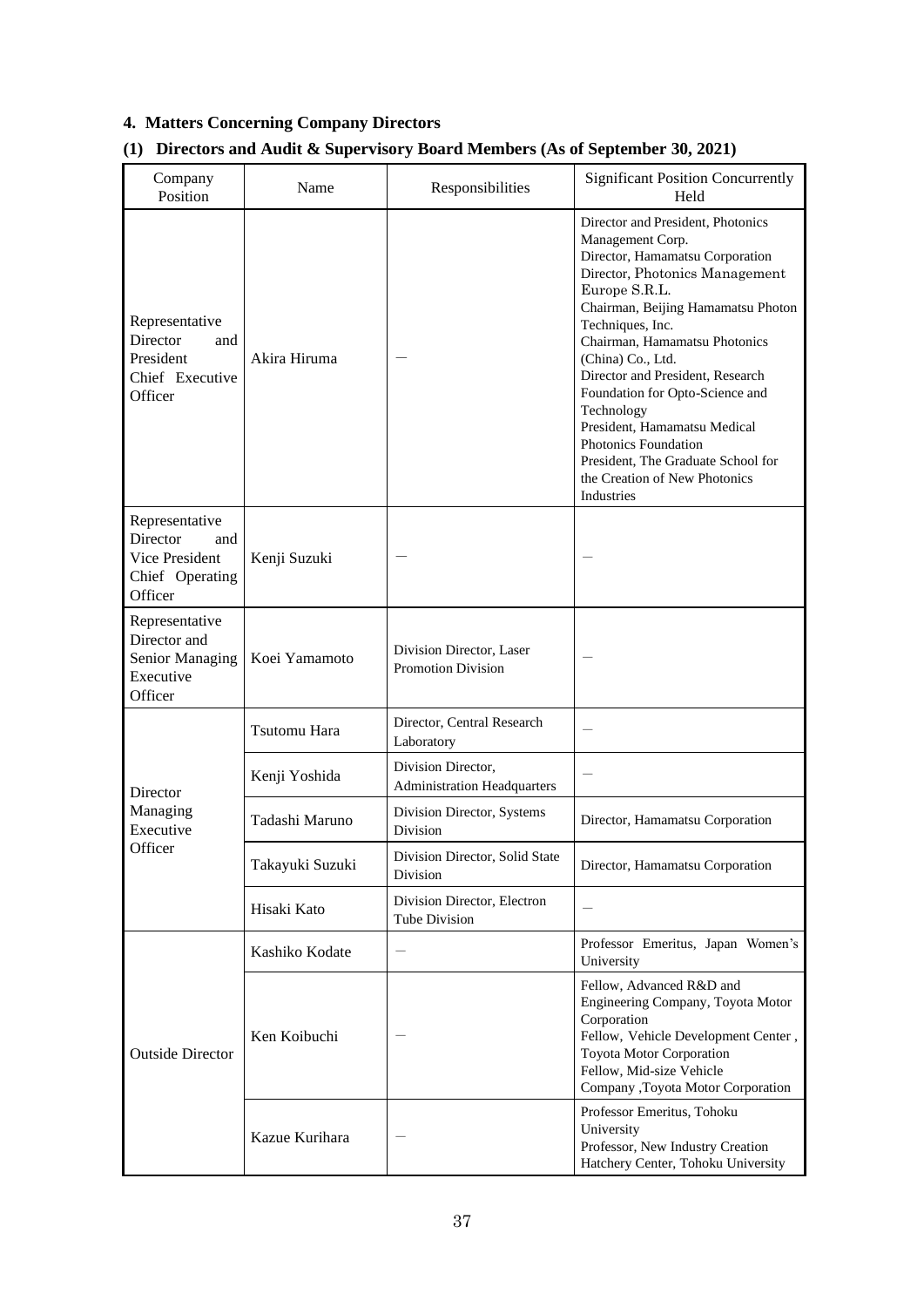## 4. Matters Concerning Company Directors

### (1) Directors and Audit & Supervisory Board Members (As of September 30, 2021)

| Company Position | Name | Responsibilities | Significant Position Concurrently Held |
|---|---|---|---|
| Representative Director and President Chief Executive Officer | Akira Hiruma | — | Director and President, Photonics Management Corp.<br>Director, Hamamatsu Corporation<br>Director, Photonics Management Europe S.R.L.<br>Chairman, Beijing Hamamatsu Photon Techniques, Inc.<br>Chairman, Hamamatsu Photonics (China) Co., Ltd.<br>Director and President, Research Foundation for Opto-Science and Technology<br>President, Hamamatsu Medical Photonics Foundation<br>President, The Graduate School for the Creation of New Photonics Industries |
| Representative Director and Vice President Chief Operating Officer | Kenji Suzuki | — | — |
| Representative Director and Senior Managing Executive Officer | Koei Yamamoto | Division Director, Laser Promotion Division | — |
| Director Managing Executive Officer | Tsutomu Hara | Director, Central Research Laboratory | — |
| | Kenji Yoshida | Division Director, Administration Headquarters | — |
| | Tadashi Maruno | Division Director, Systems Division | Director, Hamamatsu Corporation |
| | Takayuki Suzuki | Division Director, Solid State Division | Director, Hamamatsu Corporation |
| | Hisaki Kato | Division Director, Electron Tube Division | — |
| Outside Director | Kashiko Kodate | — | Professor Emeritus, Japan Women's University |
| | Ken Koibuchi | — | Fellow, Advanced R&D and Engineering Company, Toyota Motor Corporation<br>Fellow, Vehicle Development Center , Toyota Motor Corporation<br>Fellow, Mid-size Vehicle Company ,Toyota Motor Corporation |
| | Kazue Kurihara | — | Professor Emeritus, Tohoku University<br>Professor, New Industry Creation Hatchery Center, Tohoku University |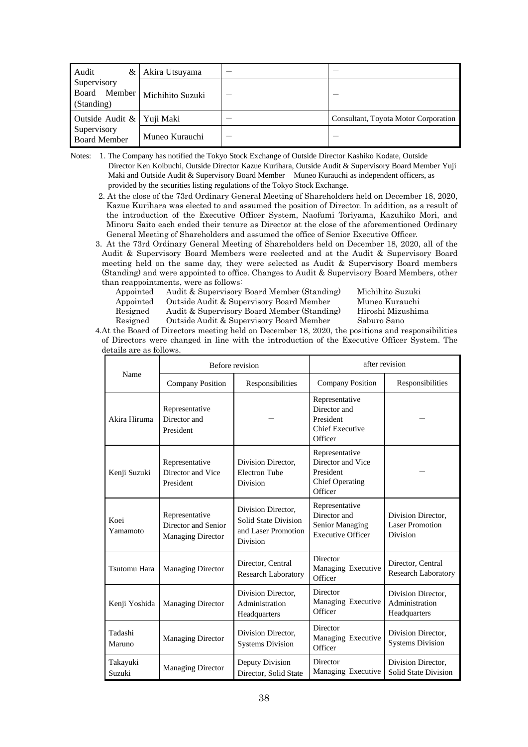| Audit & Supervisory Board Member (Standing) | Akira Utsuyama | — | — |
|---|---|---|---|
| | Michihito Suzuki | — | — |
| Outside Audit & Supervisory Board Member | Yuji Maki | — | Consultant, Toyota Motor Corporation |
| | Muneo Kurauchi | — | — |

Notes:
1. The Company has notified the Tokyo Stock Exchange of Outside Director Kashiko Kodate, Outside Director Ken Koibuchi, Outside Director Kazue Kurihara, Outside Audit & Supervisory Board Member Yuji Maki and Outside Audit & Supervisory Board Member Muneo Kurauchi as independent officers, as provided by the securities listing regulations of the Tokyo Stock Exchange.
2. At the close of the 73rd Ordinary General Meeting of Shareholders held on December 18, 2020, Kazue Kurihara was elected to and assumed the position of Director. In addition, as a result of the introduction of the Executive Officer System, Naofumi Toriyama, Kazuhiko Mori, and Minoru Saito each ended their tenure as Director at the close of the aforementioned Ordinary General Meeting of Shareholders and assumed the office of Senior Executive Officer.
3. At the 73rd Ordinary General Meeting of Shareholders held on December 18, 2020, all of the Audit & Supervisory Board Members were reelected and at the Audit & Supervisory Board meeting held on the same day, they were selected as Audit & Supervisory Board members (Standing) and were appointed to office. Changes to Audit & Supervisory Board Members, other than reappointments, were as follows:

| | | |
|---|---|---|
| Appointed | Audit & Supervisory Board Member (Standing) | Michihito Suzuki |
| Appointed | Outside Audit & Supervisory Board Member | Muneo Kurauchi |
| Resigned | Audit & Supervisory Board Member (Standing) | Hiroshi Mizushima |
| Resigned | Outside Audit & Supervisory Board Member | Saburo Sano |

4. At the Board of Directors meeting held on December 18, 2020, the positions and responsibilities of Directors were changed in line with the introduction of the Executive Officer System. The details are as follows.

| Name | Before revision | | after revision | |
|---|---|---|---|---|
| | Company Position | Responsibilities | Company Position | Responsibilities |
| Akira Hiruma | Representative Director and President | — | Representative Director and President Chief Executive Officer | — |
| Kenji Suzuki | Representative Director and Vice President | Division Director, Electron Tube Division | Representative Director and Vice President Chief Operating Officer | — |
| Koei Yamamoto | Representative Director and Senior Managing Director | Division Director, Solid State Division and Laser Promotion Division | Representative Director and Senior Managing Executive Officer | Division Director, Laser Promotion Division |
| Tsutomu Hara | Managing Director | Director, Central Research Laboratory | Director Managing Executive Officer | Director, Central Research Laboratory |
| Kenji Yoshida | Managing Director | Division Director, Administration Headquarters | Director Managing Executive Officer | Division Director, Administration Headquarters |
| Tadashi Maruno | Managing Director | Division Director, Systems Division | Director Managing Executive Officer | Division Director, Systems Division |
| Takayuki Suzuki | Managing Director | Deputy Division Director, Solid State | Director Managing Executive | Division Director, Solid State Division |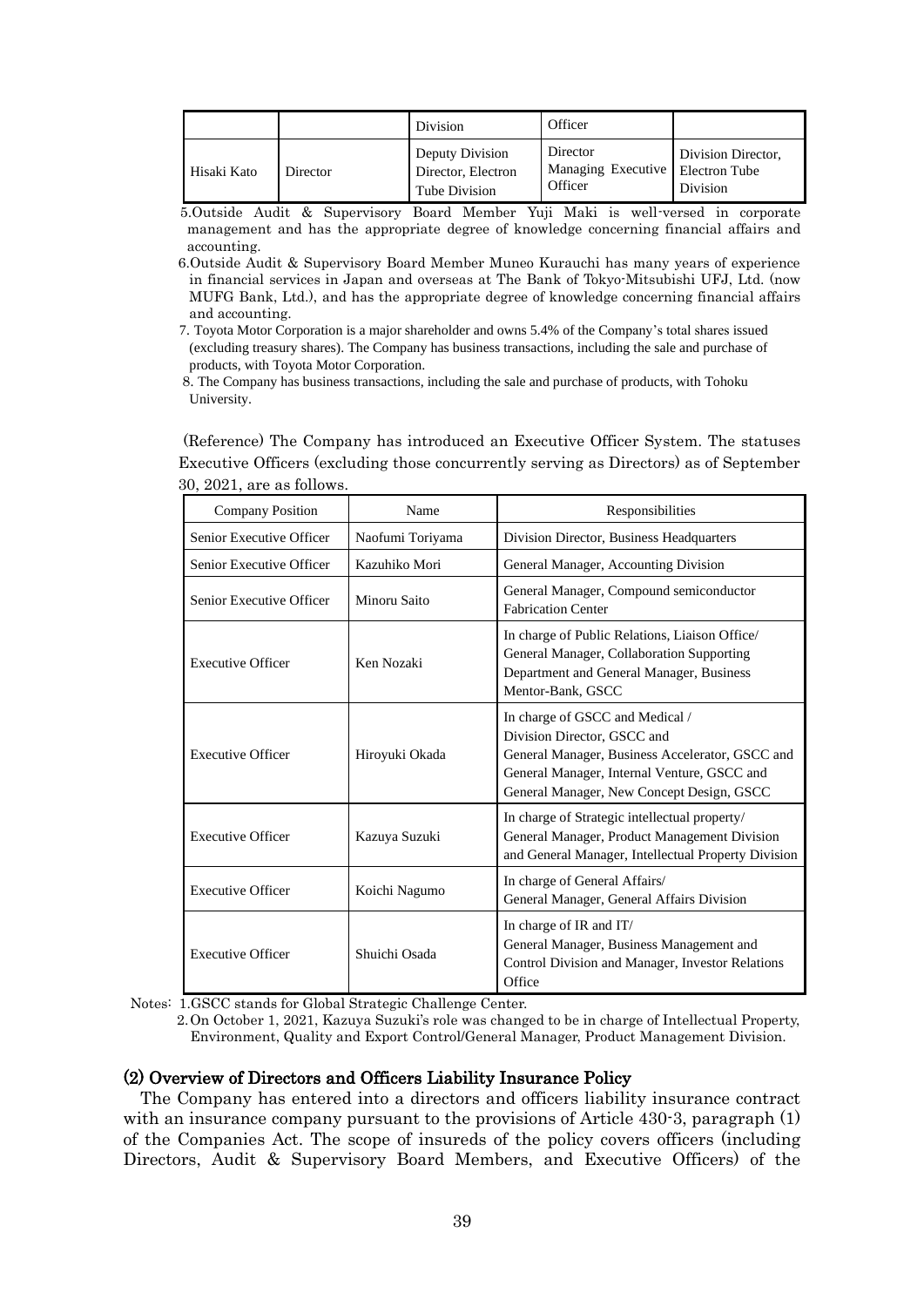| | | Division | Officer | |
|---|---|---|---|---|
| Hisaki Kato | Director | Deputy Division Director, Electron Tube Division | Director Managing Executive Officer | Division Director, Electron Tube Division |

5.Outside Audit & Supervisory Board Member Yuji Maki is well-versed in corporate management and has the appropriate degree of knowledge concerning financial affairs and accounting.

6.Outside Audit & Supervisory Board Member Muneo Kurauchi has many years of experience in financial services in Japan and overseas at The Bank of Tokyo-Mitsubishi UFJ, Ltd. (now MUFG Bank, Ltd.), and has the appropriate degree of knowledge concerning financial affairs and accounting.

7. Toyota Motor Corporation is a major shareholder and owns 5.4% of the Company's total shares issued (excluding treasury shares). The Company has business transactions, including the sale and purchase of products, with Toyota Motor Corporation.

8. The Company has business transactions, including the sale and purchase of products, with Tohoku University.

(Reference) The Company has introduced an Executive Officer System. The statuses Executive Officers (excluding those concurrently serving as Directors) as of September 30, 2021, are as follows.

| Company Position | Name | Responsibilities |
|---|---|---|
| Senior Executive Officer | Naofumi Toriyama | Division Director, Business Headquarters |
| Senior Executive Officer | Kazuhiko Mori | General Manager, Accounting Division |
| Senior Executive Officer | Minoru Saito | General Manager, Compound semiconductor Fabrication Center |
| Executive Officer | Ken Nozaki | In charge of Public Relations, Liaison Office/ General Manager, Collaboration Supporting Department and General Manager, Business Mentor-Bank, GSCC |
| Executive Officer | Hiroyuki Okada | In charge of GSCC and Medical / Division Director, GSCC and General Manager, Business Accelerator, GSCC and General Manager, Internal Venture, GSCC and General Manager, New Concept Design, GSCC |
| Executive Officer | Kazuya Suzuki | In charge of Strategic intellectual property/ General Manager, Product Management Division and General Manager, Intellectual Property Division |
| Executive Officer | Koichi Nagumo | In charge of General Affairs/ General Manager, General Affairs Division |
| Executive Officer | Shuichi Osada | In charge of IR and IT/ General Manager, Business Management and Control Division and Manager, Investor Relations Office |

Notes: 1.GSCC stands for Global Strategic Challenge Center.

2.On October 1, 2021, Kazuya Suzuki's role was changed to be in charge of Intellectual Property, Environment, Quality and Export Control/General Manager, Product Management Division.

### (2) Overview of Directors and Officers Liability Insurance Policy

The Company has entered into a directors and officers liability insurance contract with an insurance company pursuant to the provisions of Article 430-3, paragraph (1) of the Companies Act. The scope of insureds of the policy covers officers (including Directors, Audit & Supervisory Board Members, and Executive Officers) of the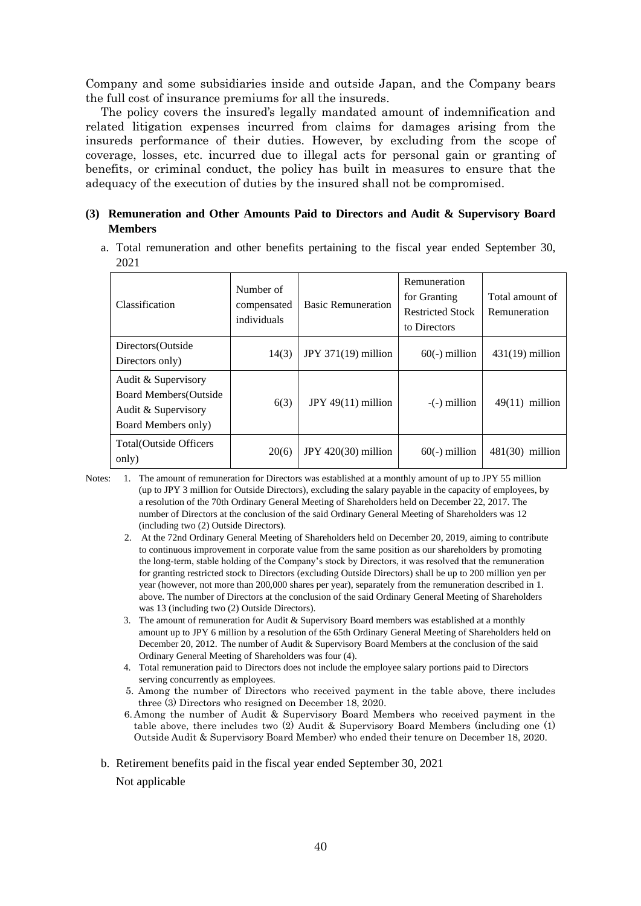Company and some subsidiaries inside and outside Japan, and the Company bears the full cost of insurance premiums for all the insureds.

The policy covers the insured's legally mandated amount of indemnification and related litigation expenses incurred from claims for damages arising from the insureds performance of their duties. However, by excluding from the scope of coverage, losses, etc. incurred due to illegal acts for personal gain or granting of benefits, or criminal conduct, the policy has built in measures to ensure that the adequacy of the execution of duties by the insured shall not be compromised.

### (3) Remuneration and Other Amounts Paid to Directors and Audit & Supervisory Board Members

a. Total remuneration and other benefits pertaining to the fiscal year ended September 30, 2021

| Classification | Number of compensated individuals | Basic Remuneration | Remuneration for Granting Restricted Stock to Directors | Total amount of Remuneration |
|---|---|---|---|---|
| Directors(Outside Directors only) | 14(3) | JPY 371(19) million | 60(-) million | 431(19) million |
| Audit & Supervisory Board Members(Outside Audit & Supervisory Board Members only) | 6(3) | JPY 49(11) million | -(-) million | 49(11) million |
| Total(Outside Officers only) | 20(6) | JPY 420(30) million | 60(-) million | 481(30) million |

Notes:
1. The amount of remuneration for Directors was established at a monthly amount of up to JPY 55 million (up to JPY 3 million for Outside Directors), excluding the salary payable in the capacity of employees, by a resolution of the 70th Ordinary General Meeting of Shareholders held on December 22, 2017. The number of Directors at the conclusion of the said Ordinary General Meeting of Shareholders was 12 (including two (2) Outside Directors).
2. At the 72nd Ordinary General Meeting of Shareholders held on December 20, 2019, aiming to contribute to continuous improvement in corporate value from the same position as our shareholders by promoting the long-term, stable holding of the Company's stock by Directors, it was resolved that the remuneration for granting restricted stock to Directors (excluding Outside Directors) shall be up to 200 million yen per year (however, not more than 200,000 shares per year), separately from the remuneration described in 1. above. The number of Directors at the conclusion of the said Ordinary General Meeting of Shareholders was 13 (including two (2) Outside Directors).
3. The amount of remuneration for Audit & Supervisory Board members was established at a monthly amount up to JPY 6 million by a resolution of the 65th Ordinary General Meeting of Shareholders held on December 20, 2012. The number of Audit & Supervisory Board Members at the conclusion of the said Ordinary General Meeting of Shareholders was four (4).
4. Total remuneration paid to Directors does not include the employee salary portions paid to Directors serving concurrently as employees.
5. Among the number of Directors who received payment in the table above, there includes three (3) Directors who resigned on December 18, 2020.
6. Among the number of Audit & Supervisory Board Members who received payment in the table above, there includes two (2) Audit & Supervisory Board Members (including one (1) Outside Audit & Supervisory Board Member) who ended their tenure on December 18, 2020.

b. Retirement benefits paid in the fiscal year ended September 30, 2021

Not applicable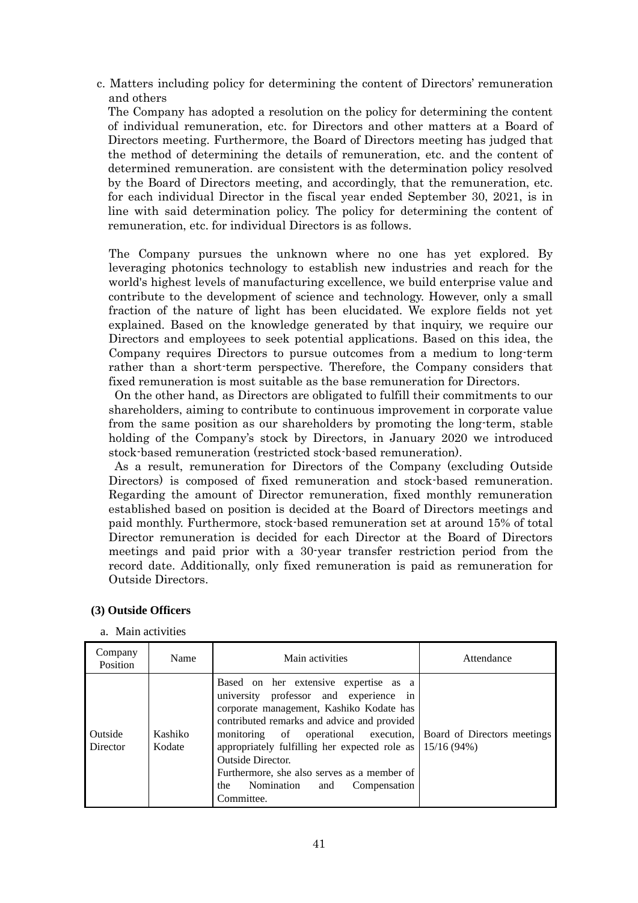c. Matters including policy for determining the content of Directors' remuneration and others

The Company has adopted a resolution on the policy for determining the content of individual remuneration, etc. for Directors and other matters at a Board of Directors meeting. Furthermore, the Board of Directors meeting has judged that the method of determining the details of remuneration, etc. and the content of determined remuneration. are consistent with the determination policy resolved by the Board of Directors meeting, and accordingly, that the remuneration, etc. for each individual Director in the fiscal year ended September 30, 2021, is in line with said determination policy. The policy for determining the content of remuneration, etc. for individual Directors is as follows.

The Company pursues the unknown where no one has yet explored. By leveraging photonics technology to establish new industries and reach for the world's highest levels of manufacturing excellence, we build enterprise value and contribute to the development of science and technology. However, only a small fraction of the nature of light has been elucidated. We explore fields not yet explained. Based on the knowledge generated by that inquiry, we require our Directors and employees to seek potential applications. Based on this idea, the Company requires Directors to pursue outcomes from a medium to long-term rather than a short-term perspective. Therefore, the Company considers that fixed remuneration is most suitable as the base remuneration for Directors.

On the other hand, as Directors are obligated to fulfill their commitments to our shareholders, aiming to contribute to continuous improvement in corporate value from the same position as our shareholders by promoting the long-term, stable holding of the Company's stock by Directors, in January 2020 we introduced stock-based remuneration (restricted stock-based remuneration).

As a result, remuneration for Directors of the Company (excluding Outside Directors) is composed of fixed remuneration and stock-based remuneration. Regarding the amount of Director remuneration, fixed monthly remuneration established based on position is decided at the Board of Directors meetings and paid monthly. Furthermore, stock-based remuneration set at around 15% of total Director remuneration is decided for each Director at the Board of Directors meetings and paid prior with a 30-year transfer restriction period from the record date. Additionally, only fixed remuneration is paid as remuneration for Outside Directors.

**(3) Outside Officers**

a. Main activities

| Company Position | Name | Main activities | Attendance |
|---|---|---|---|
| Outside Director | Kashiko Kodate | Based on her extensive expertise as a university professor and experience in corporate management, Kashiko Kodate has contributed remarks and advice and provided monitoring of operational execution, appropriately fulfilling her expected role as Outside Director.<br>Furthermore, she also serves as a member of the Nomination and Compensation Committee. | Board of Directors meetings 15/16 (94%) |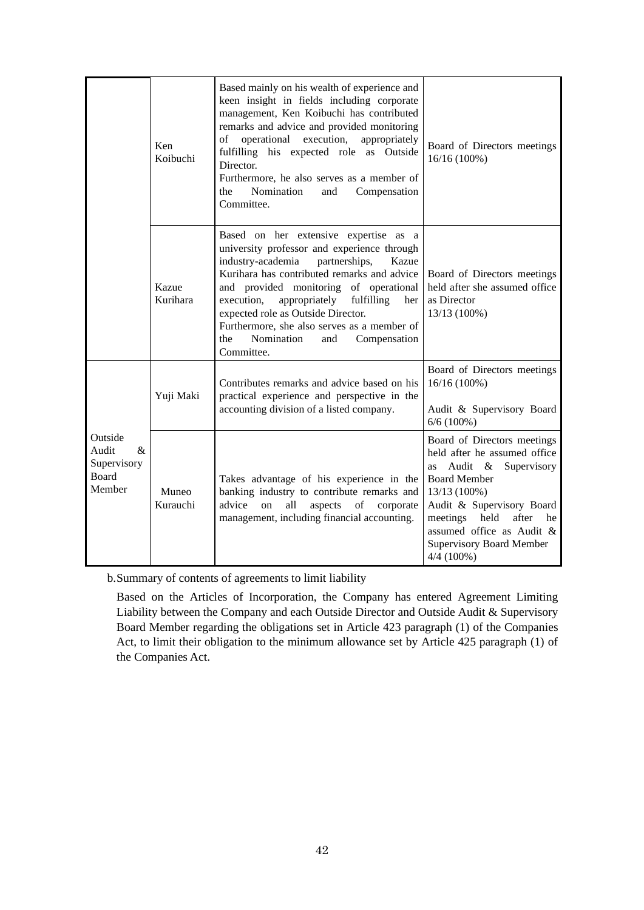| | | | |
|---|---|---|---|
| | Ken Koibuchi | Based mainly on his wealth of experience and keen insight in fields including corporate management, Ken Koibuchi has contributed remarks and advice and provided monitoring of operational execution, appropriately fulfilling his expected role as Outside Director.<br>Furthermore, he also serves as a member of the Nomination and Compensation Committee. | Board of Directors meetings 16/16 (100%) |
| | Kazue Kurihara | Based on her extensive expertise as a university professor and experience through industry-academia partnerships, Kazue Kurihara has contributed remarks and advice and provided monitoring of operational execution, appropriately fulfilling her expected role as Outside Director.<br>Furthermore, she also serves as a member of the Nomination and Compensation Committee. | Board of Directors meetings held after she assumed office as Director<br>13/13 (100%) |
| Outside Audit & Supervisory Board Member | Yuji Maki | Contributes remarks and advice based on his practical experience and perspective in the accounting division of a listed company. | Board of Directors meetings 16/16 (100%)<br><br>Audit & Supervisory Board 6/6 (100%) |
| | Muneo Kurauchi | Takes advantage of his experience in the banking industry to contribute remarks and advice on all aspects of corporate management, including financial accounting. | Board of Directors meetings held after he assumed office as Audit & Supervisory Board Member<br>13/13 (100%)<br>Audit & Supervisory Board meetings held after he assumed office as Audit & Supervisory Board Member<br>4/4 (100%) |

b.Summary of contents of agreements to limit liability

Based on the Articles of Incorporation, the Company has entered Agreement Limiting Liability between the Company and each Outside Director and Outside Audit & Supervisory Board Member regarding the obligations set in Article 423 paragraph (1) of the Companies Act, to limit their obligation to the minimum allowance set by Article 425 paragraph (1) of the Companies Act.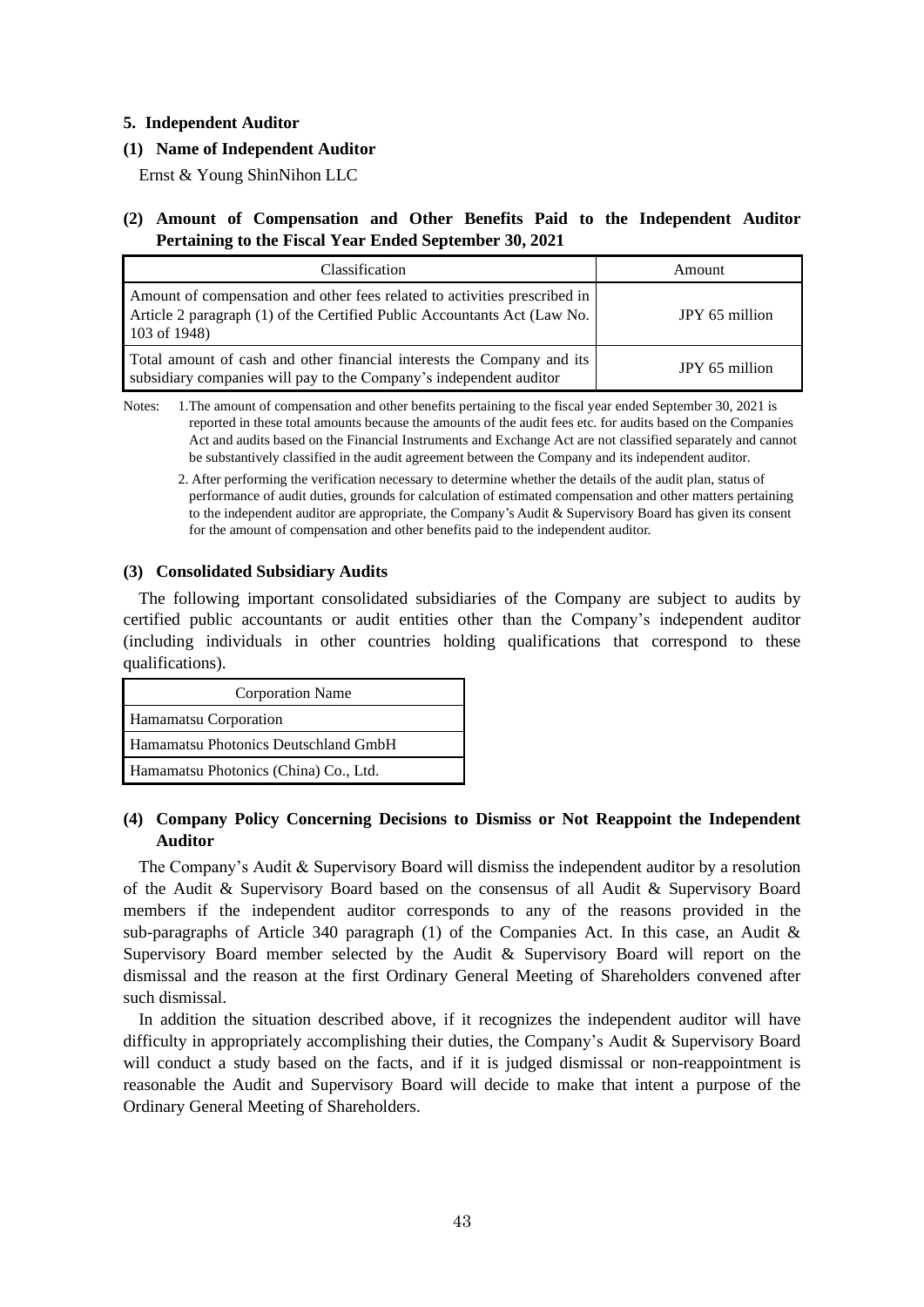## 5. Independent Auditor

### (1) Name of Independent Auditor

Ernst & Young ShinNihon LLC

### (2) Amount of Compensation and Other Benefits Paid to the Independent Auditor Pertaining to the Fiscal Year Ended September 30, 2021

| Classification | Amount |
|---|---|
| Amount of compensation and other fees related to activities prescribed in Article 2 paragraph (1) of the Certified Public Accountants Act (Law No. 103 of 1948) | JPY 65 million |
| Total amount of cash and other financial interests the Company and its subsidiary companies will pay to the Company's independent auditor | JPY 65 million |

Notes: 1. The amount of compensation and other benefits pertaining to the fiscal year ended September 30, 2021 is reported in these total amounts because the amounts of the audit fees etc. for audits based on the Companies Act and audits based on the Financial Instruments and Exchange Act are not classified separately and cannot be substantively classified in the audit agreement between the Company and its independent auditor.

2. After performing the verification necessary to determine whether the details of the audit plan, status of performance of audit duties, grounds for calculation of estimated compensation and other matters pertaining to the independent auditor are appropriate, the Company's Audit & Supervisory Board has given its consent for the amount of compensation and other benefits paid to the independent auditor.

### (3) Consolidated Subsidiary Audits

The following important consolidated subsidiaries of the Company are subject to audits by certified public accountants or audit entities other than the Company's independent auditor (including individuals in other countries holding qualifications that correspond to these qualifications).

| Corporation Name |
|---|
| Hamamatsu Corporation |
| Hamamatsu Photonics Deutschland GmbH |
| Hamamatsu Photonics (China) Co., Ltd. |

### (4) Company Policy Concerning Decisions to Dismiss or Not Reappoint the Independent Auditor

The Company's Audit & Supervisory Board will dismiss the independent auditor by a resolution of the Audit & Supervisory Board based on the consensus of all Audit & Supervisory Board members if the independent auditor corresponds to any of the reasons provided in the sub-paragraphs of Article 340 paragraph (1) of the Companies Act. In this case, an Audit & Supervisory Board member selected by the Audit & Supervisory Board will report on the dismissal and the reason at the first Ordinary General Meeting of Shareholders convened after such dismissal.

In addition the situation described above, if it recognizes the independent auditor will have difficulty in appropriately accomplishing their duties, the Company's Audit & Supervisory Board will conduct a study based on the facts, and if it is judged dismissal or non-reappointment is reasonable the Audit and Supervisory Board will decide to make that intent a purpose of the Ordinary General Meeting of Shareholders.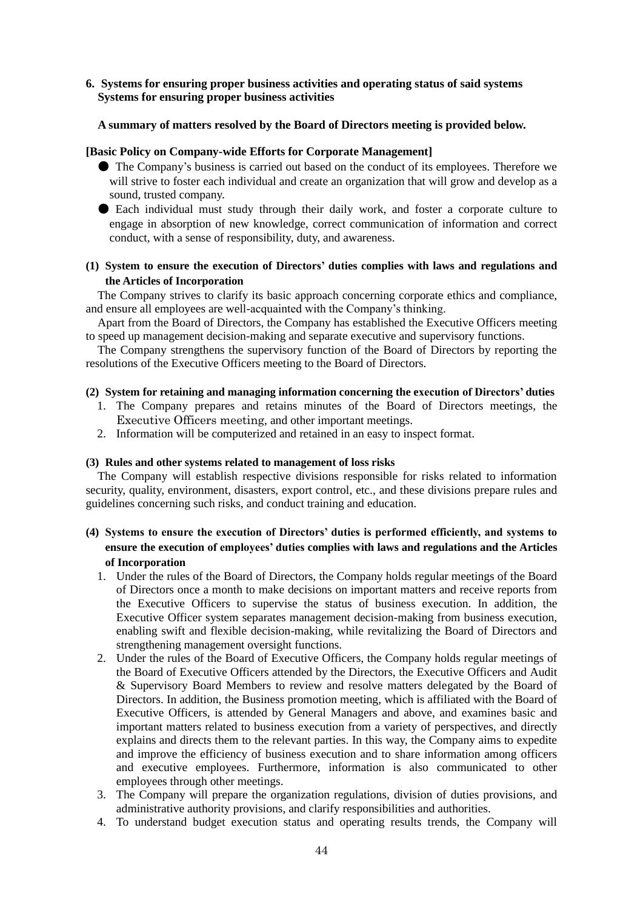**6. Systems for ensuring proper business activities and operating status of said systems**
**Systems for ensuring proper business activities**

**A summary of matters resolved by the Board of Directors meeting is provided below.**

**[Basic Policy on Company-wide Efforts for Corporate Management]**

- ● The Company's business is carried out based on the conduct of its employees. Therefore we will strive to foster each individual and create an organization that will grow and develop as a sound, trusted company.
- ● Each individual must study through their daily work, and foster a corporate culture to engage in absorption of new knowledge, correct communication of information and correct conduct, with a sense of responsibility, duty, and awareness.

**(1) System to ensure the execution of Directors' duties complies with laws and regulations and the Articles of Incorporation**

The Company strives to clarify its basic approach concerning corporate ethics and compliance, and ensure all employees are well-acquainted with the Company's thinking.

Apart from the Board of Directors, the Company has established the Executive Officers meeting to speed up management decision-making and separate executive and supervisory functions.

The Company strengthens the supervisory function of the Board of Directors by reporting the resolutions of the Executive Officers meeting to the Board of Directors.

**(2) System for retaining and managing information concerning the execution of Directors' duties**

1. The Company prepares and retains minutes of the Board of Directors meetings, the Executive Officers meeting, and other important meetings.
2. Information will be computerized and retained in an easy to inspect format.

**(3) Rules and other systems related to management of loss risks**

The Company will establish respective divisions responsible for risks related to information security, quality, environment, disasters, export control, etc., and these divisions prepare rules and guidelines concerning such risks, and conduct training and education.

**(4) Systems to ensure the execution of Directors' duties is performed efficiently, and systems to ensure the execution of employees' duties complies with laws and regulations and the Articles of Incorporation**

1. Under the rules of the Board of Directors, the Company holds regular meetings of the Board of Directors once a month to make decisions on important matters and receive reports from the Executive Officers to supervise the status of business execution. In addition, the Executive Officer system separates management decision-making from business execution, enabling swift and flexible decision-making, while revitalizing the Board of Directors and strengthening management oversight functions.
2. Under the rules of the Board of Executive Officers, the Company holds regular meetings of the Board of Executive Officers attended by the Directors, the Executive Officers and Audit & Supervisory Board Members to review and resolve matters delegated by the Board of Directors. In addition, the Business promotion meeting, which is affiliated with the Board of Executive Officers, is attended by General Managers and above, and examines basic and important matters related to business execution from a variety of perspectives, and directly explains and directs them to the relevant parties. In this way, the Company aims to expedite and improve the efficiency of business execution and to share information among officers and executive employees. Furthermore, information is also communicated to other employees through other meetings.
3. The Company will prepare the organization regulations, division of duties provisions, and administrative authority provisions, and clarify responsibilities and authorities.
4. To understand budget execution status and operating results trends, the Company will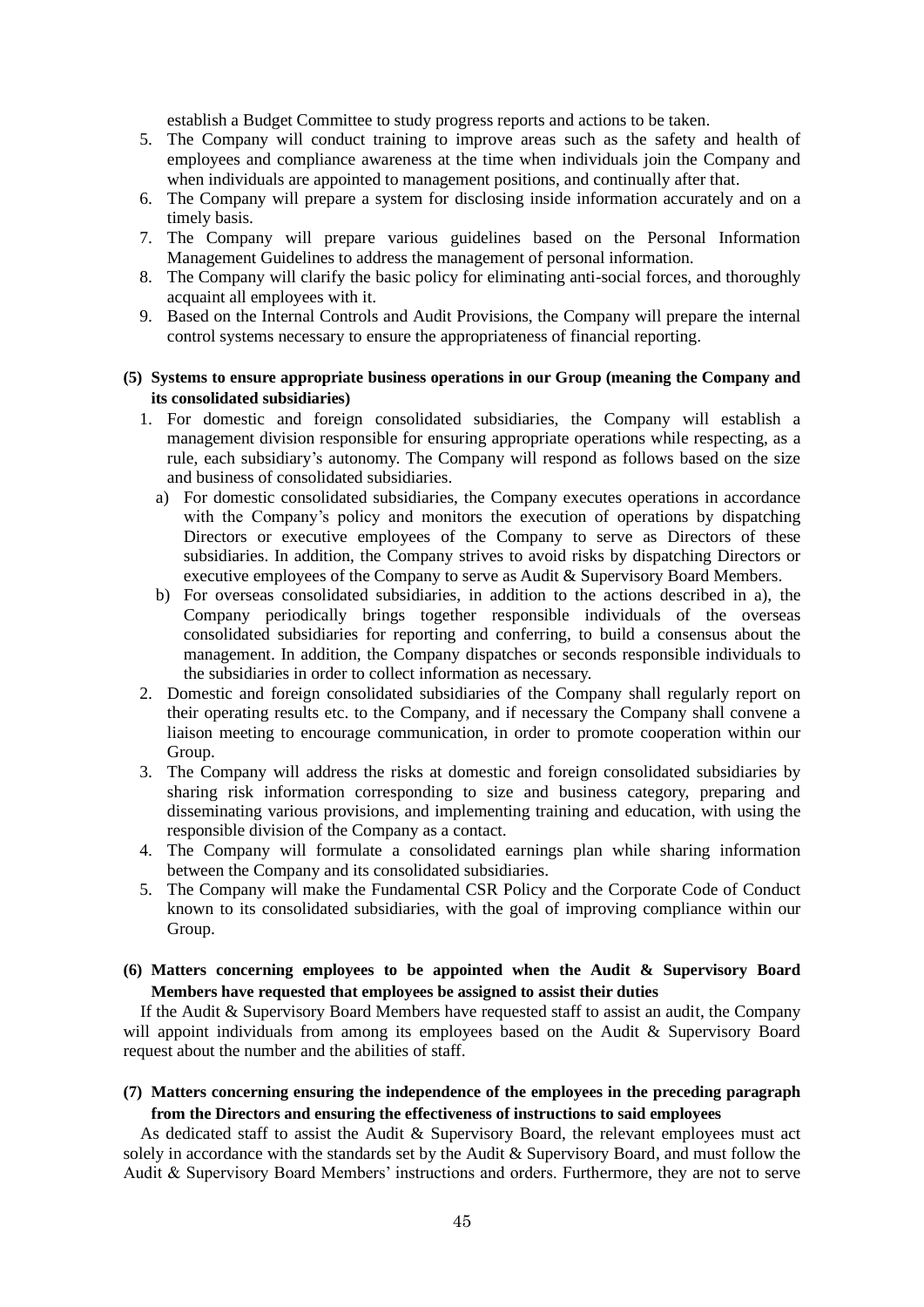establish a Budget Committee to study progress reports and actions to be taken.

5. The Company will conduct training to improve areas such as the safety and health of employees and compliance awareness at the time when individuals join the Company and when individuals are appointed to management positions, and continually after that.
6. The Company will prepare a system for disclosing inside information accurately and on a timely basis.
7. The Company will prepare various guidelines based on the Personal Information Management Guidelines to address the management of personal information.
8. The Company will clarify the basic policy for eliminating anti-social forces, and thoroughly acquaint all employees with it.
9. Based on the Internal Controls and Audit Provisions, the Company will prepare the internal control systems necessary to ensure the appropriateness of financial reporting.

**(5) Systems to ensure appropriate business operations in our Group (meaning the Company and its consolidated subsidiaries)**

1. For domestic and foreign consolidated subsidiaries, the Company will establish a management division responsible for ensuring appropriate operations while respecting, as a rule, each subsidiary's autonomy. The Company will respond as follows based on the size and business of consolidated subsidiaries.
   a) For domestic consolidated subsidiaries, the Company executes operations in accordance with the Company's policy and monitors the execution of operations by dispatching Directors or executive employees of the Company to serve as Directors of these subsidiaries. In addition, the Company strives to avoid risks by dispatching Directors or executive employees of the Company to serve as Audit & Supervisory Board Members.
   b) For overseas consolidated subsidiaries, in addition to the actions described in a), the Company periodically brings together responsible individuals of the overseas consolidated subsidiaries for reporting and conferring, to build a consensus about the management. In addition, the Company dispatches or seconds responsible individuals to the subsidiaries in order to collect information as necessary.
2. Domestic and foreign consolidated subsidiaries of the Company shall regularly report on their operating results etc. to the Company, and if necessary the Company shall convene a liaison meeting to encourage communication, in order to promote cooperation within our Group.
3. The Company will address the risks at domestic and foreign consolidated subsidiaries by sharing risk information corresponding to size and business category, preparing and disseminating various provisions, and implementing training and education, with using the responsible division of the Company as a contact.
4. The Company will formulate a consolidated earnings plan while sharing information between the Company and its consolidated subsidiaries.
5. The Company will make the Fundamental CSR Policy and the Corporate Code of Conduct known to its consolidated subsidiaries, with the goal of improving compliance within our Group.

**(6) Matters concerning employees to be appointed when the Audit & Supervisory Board Members have requested that employees be assigned to assist their duties**

If the Audit & Supervisory Board Members have requested staff to assist an audit, the Company will appoint individuals from among its employees based on the Audit & Supervisory Board request about the number and the abilities of staff.

**(7) Matters concerning ensuring the independence of the employees in the preceding paragraph from the Directors and ensuring the effectiveness of instructions to said employees**

As dedicated staff to assist the Audit & Supervisory Board, the relevant employees must act solely in accordance with the standards set by the Audit & Supervisory Board, and must follow the Audit & Supervisory Board Members' instructions and orders. Furthermore, they are not to serve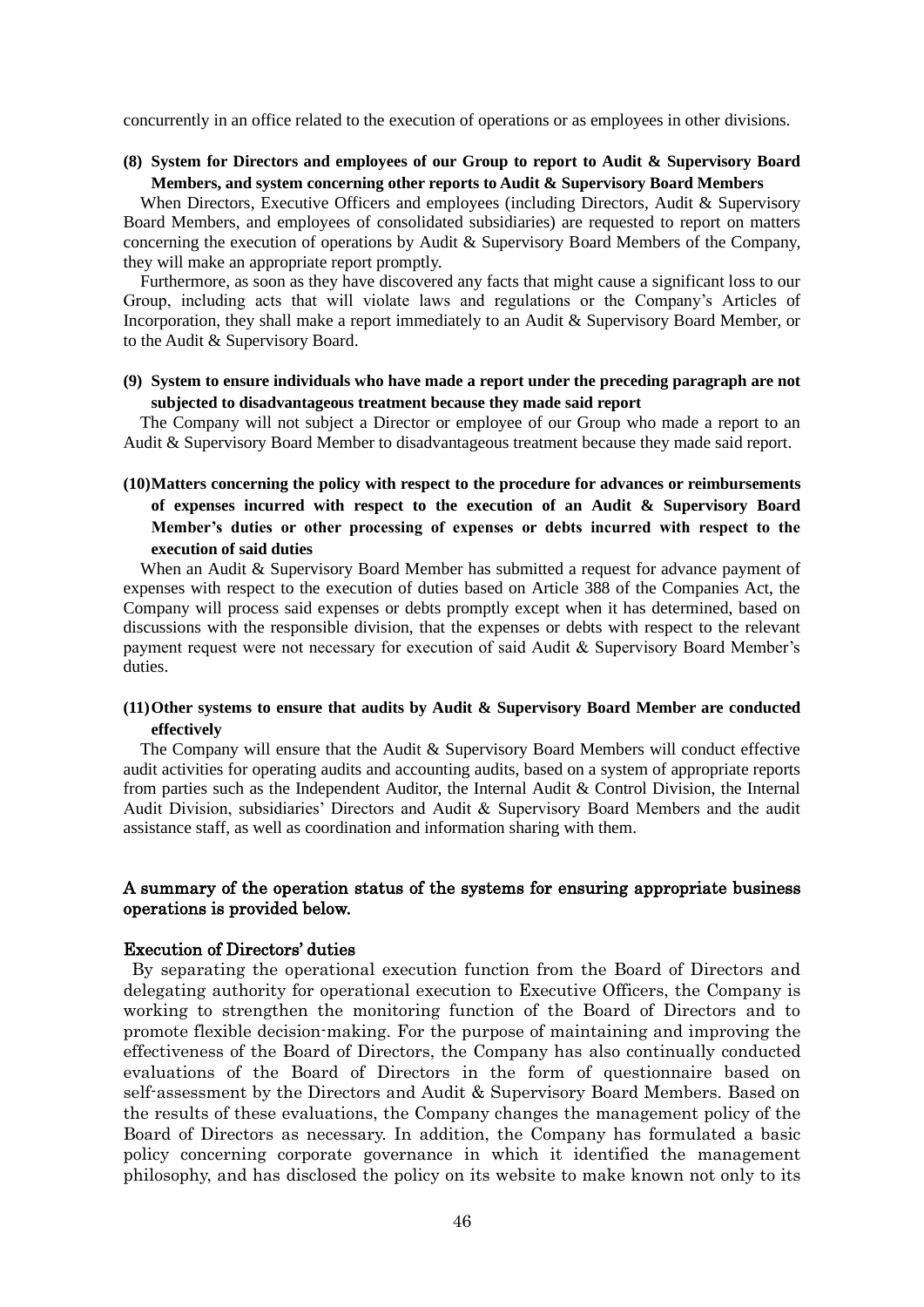concurrently in an office related to the execution of operations or as employees in other divisions.

**(8) System for Directors and employees of our Group to report to Audit & Supervisory Board Members, and system concerning other reports to Audit & Supervisory Board Members**

When Directors, Executive Officers and employees (including Directors, Audit & Supervisory Board Members, and employees of consolidated subsidiaries) are requested to report on matters concerning the execution of operations by Audit & Supervisory Board Members of the Company, they will make an appropriate report promptly.

Furthermore, as soon as they have discovered any facts that might cause a significant loss to our Group, including acts that will violate laws and regulations or the Company's Articles of Incorporation, they shall make a report immediately to an Audit & Supervisory Board Member, or to the Audit & Supervisory Board.

**(9) System to ensure individuals who have made a report under the preceding paragraph are not subjected to disadvantageous treatment because they made said report**

The Company will not subject a Director or employee of our Group who made a report to an Audit & Supervisory Board Member to disadvantageous treatment because they made said report.

**(10) Matters concerning the policy with respect to the procedure for advances or reimbursements of expenses incurred with respect to the execution of an Audit & Supervisory Board Member's duties or other processing of expenses or debts incurred with respect to the execution of said duties**

When an Audit & Supervisory Board Member has submitted a request for advance payment of expenses with respect to the execution of duties based on Article 388 of the Companies Act, the Company will process said expenses or debts promptly except when it has determined, based on discussions with the responsible division, that the expenses or debts with respect to the relevant payment request were not necessary for execution of said Audit & Supervisory Board Member's duties.

**(11) Other systems to ensure that audits by Audit & Supervisory Board Member are conducted effectively**

The Company will ensure that the Audit & Supervisory Board Members will conduct effective audit activities for operating audits and accounting audits, based on a system of appropriate reports from parties such as the Independent Auditor, the Internal Audit & Control Division, the Internal Audit Division, subsidiaries' Directors and Audit & Supervisory Board Members and the audit assistance staff, as well as coordination and information sharing with them.

**A summary of the operation status of the systems for ensuring appropriate business operations is provided below.**

**Execution of Directors' duties**

By separating the operational execution function from the Board of Directors and delegating authority for operational execution to Executive Officers, the Company is working to strengthen the monitoring function of the Board of Directors and to promote flexible decision-making. For the purpose of maintaining and improving the effectiveness of the Board of Directors, the Company has also continually conducted evaluations of the Board of Directors in the form of questionnaire based on self-assessment by the Directors and Audit & Supervisory Board Members. Based on the results of these evaluations, the Company changes the management policy of the Board of Directors as necessary. In addition, the Company has formulated a basic policy concerning corporate governance in which it identified the management philosophy, and has disclosed the policy on its website to make known not only to its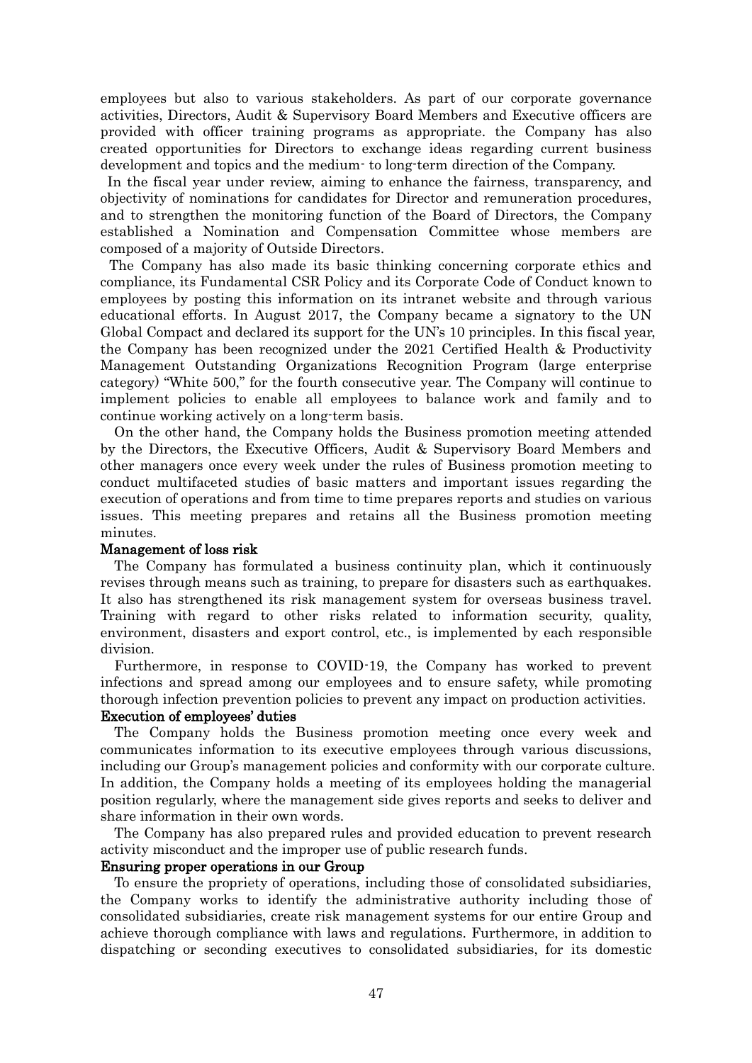employees but also to various stakeholders. As part of our corporate governance activities, Directors, Audit & Supervisory Board Members and Executive officers are provided with officer training programs as appropriate. the Company has also created opportunities for Directors to exchange ideas regarding current business development and topics and the medium- to long-term direction of the Company.

In the fiscal year under review, aiming to enhance the fairness, transparency, and objectivity of nominations for candidates for Director and remuneration procedures, and to strengthen the monitoring function of the Board of Directors, the Company established a Nomination and Compensation Committee whose members are composed of a majority of Outside Directors.

The Company has also made its basic thinking concerning corporate ethics and compliance, its Fundamental CSR Policy and its Corporate Code of Conduct known to employees by posting this information on its intranet website and through various educational efforts. In August 2017, the Company became a signatory to the UN Global Compact and declared its support for the UN's 10 principles. In this fiscal year, the Company has been recognized under the 2021 Certified Health & Productivity Management Outstanding Organizations Recognition Program (large enterprise category) "White 500," for the fourth consecutive year. The Company will continue to implement policies to enable all employees to balance work and family and to continue working actively on a long-term basis.

On the other hand, the Company holds the Business promotion meeting attended by the Directors, the Executive Officers, Audit & Supervisory Board Members and other managers once every week under the rules of Business promotion meeting to conduct multifaceted studies of basic matters and important issues regarding the execution of operations and from time to time prepares reports and studies on various issues. This meeting prepares and retains all the Business promotion meeting minutes.

**Management of loss risk**

The Company has formulated a business continuity plan, which it continuously revises through means such as training, to prepare for disasters such as earthquakes. It also has strengthened its risk management system for overseas business travel. Training with regard to other risks related to information security, quality, environment, disasters and export control, etc., is implemented by each responsible division.

Furthermore, in response to COVID-19, the Company has worked to prevent infections and spread among our employees and to ensure safety, while promoting thorough infection prevention policies to prevent any impact on production activities.

**Execution of employees' duties**

The Company holds the Business promotion meeting once every week and communicates information to its executive employees through various discussions, including our Group's management policies and conformity with our corporate culture. In addition, the Company holds a meeting of its employees holding the managerial position regularly, where the management side gives reports and seeks to deliver and share information in their own words.

The Company has also prepared rules and provided education to prevent research activity misconduct and the improper use of public research funds.

**Ensuring proper operations in our Group**

To ensure the propriety of operations, including those of consolidated subsidiaries, the Company works to identify the administrative authority including those of consolidated subsidiaries, create risk management systems for our entire Group and achieve thorough compliance with laws and regulations. Furthermore, in addition to dispatching or seconding executives to consolidated subsidiaries, for its domestic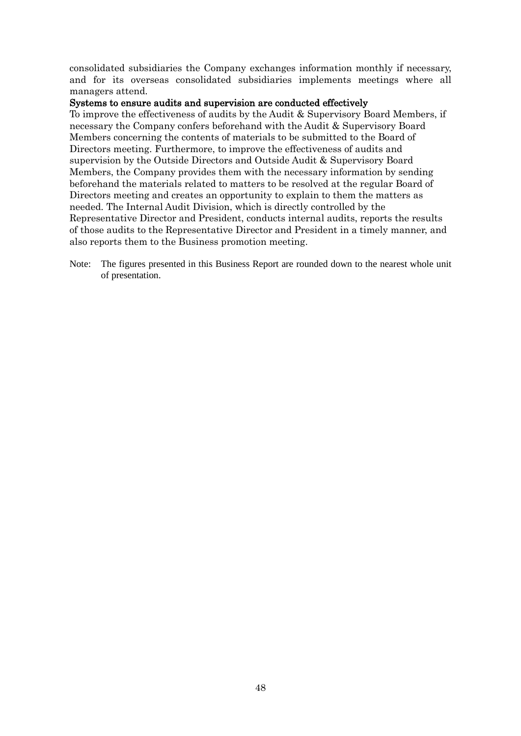consolidated subsidiaries the Company exchanges information monthly if necessary, and for its overseas consolidated subsidiaries implements meetings where all managers attend.

**Systems to ensure audits and supervision are conducted effectively**

To improve the effectiveness of audits by the Audit & Supervisory Board Members, if necessary the Company confers beforehand with the Audit & Supervisory Board Members concerning the contents of materials to be submitted to the Board of Directors meeting. Furthermore, to improve the effectiveness of audits and supervision by the Outside Directors and Outside Audit & Supervisory Board Members, the Company provides them with the necessary information by sending beforehand the materials related to matters to be resolved at the regular Board of Directors meeting and creates an opportunity to explain to them the matters as needed. The Internal Audit Division, which is directly controlled by the Representative Director and President, conducts internal audits, reports the results of those audits to the Representative Director and President in a timely manner, and also reports them to the Business promotion meeting.

Note: The figures presented in this Business Report are rounded down to the nearest whole unit of presentation.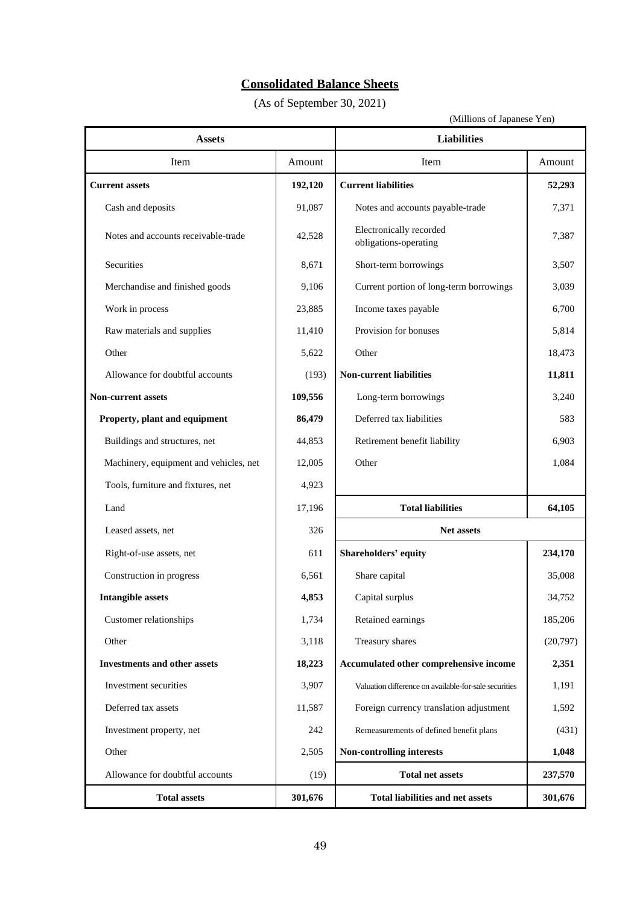# Consolidated Balance Sheets

(As of September 30, 2021)

(Millions of Japanese Yen)

| Assets | | Liabilities | |
|---|---|---|---|
| Item | Amount | Item | Amount |
| **Current assets** | **192,120** | **Current liabilities** | **52,293** |
| Cash and deposits | 91,087 | Notes and accounts payable-trade | 7,371 |
| Notes and accounts receivable-trade | 42,528 | Electronically recorded obligations-operating | 7,387 |
| Securities | 8,671 | Short-term borrowings | 3,507 |
| Merchandise and finished goods | 9,106 | Current portion of long-term borrowings | 3,039 |
| Work in process | 23,885 | Income taxes payable | 6,700 |
| Raw materials and supplies | 11,410 | Provision for bonuses | 5,814 |
| Other | 5,622 | Other | 18,473 |
| Allowance for doubtful accounts | (193) | **Non-current liabilities** | **11,811** |
| **Non-current assets** | **109,556** | Long-term borrowings | 3,240 |
| **Property, plant and equipment** | **86,479** | Deferred tax liabilities | 583 |
| Buildings and structures, net | 44,853 | Retirement benefit liability | 6,903 |
| Machinery, equipment and vehicles, net | 12,005 | Other | 1,084 |
| Tools, furniture and fixtures, net | 4,923 | | |
| Land | 17,196 | **Total liabilities** | **64,105** |
| Leased assets, net | 326 | **Net assets** | |
| Right-of-use assets, net | 611 | **Shareholders' equity** | **234,170** |
| Construction in progress | 6,561 | Share capital | 35,008 |
| **Intangible assets** | **4,853** | Capital surplus | 34,752 |
| Customer relationships | 1,734 | Retained earnings | 185,206 |
| Other | 3,118 | Treasury shares | (20,797) |
| **Investments and other assets** | **18,223** | **Accumulated other comprehensive income** | **2,351** |
| Investment securities | 3,907 | Valuation difference on available-for-sale securities | 1,191 |
| Deferred tax assets | 11,587 | Foreign currency translation adjustment | 1,592 |
| Investment property, net | 242 | Remeasurements of defined benefit plans | (431) |
| Other | 2,505 | **Non-controlling interests** | **1,048** |
| Allowance for doubtful accounts | (19) | **Total net assets** | **237,570** |
| **Total assets** | **301,676** | **Total liabilities and net assets** | **301,676** |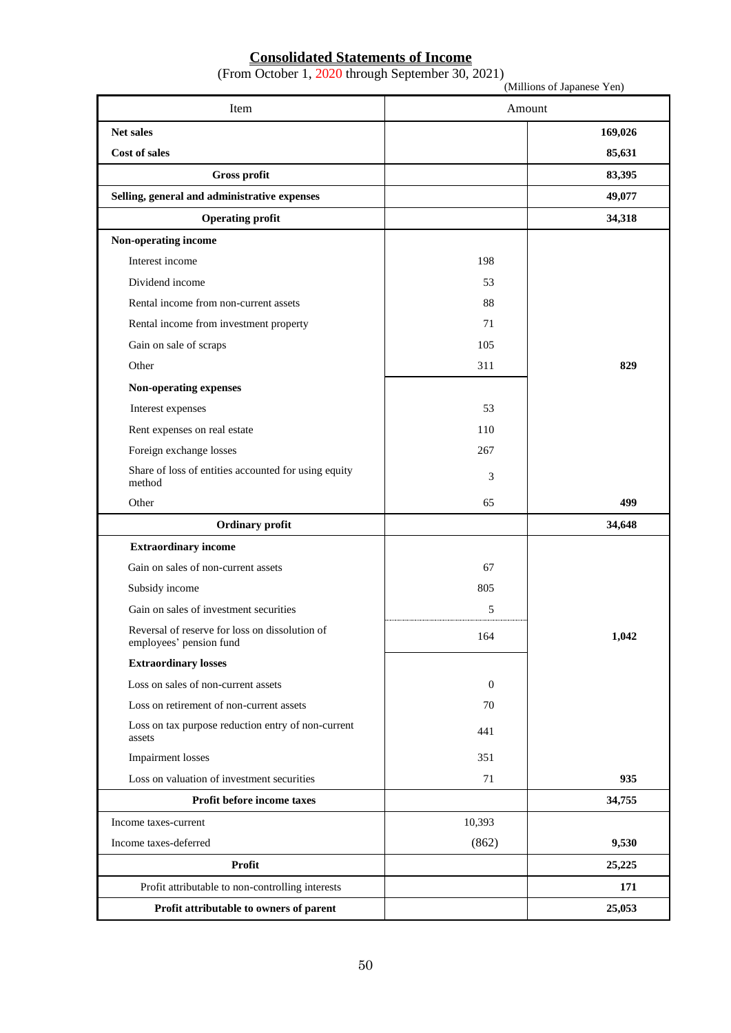# Consolidated Statements of Income

(From October 1, 2020 through September 30, 2021)

(Millions of Japanese Yen)

| Item | Amount | |
|---|---|---|
| **Net sales** | | **169,026** |
| **Cost of sales** | | **85,631** |
| **Gross profit** | | **83,395** |
| **Selling, general and administrative expenses** | | **49,077** |
| **Operating profit** | | **34,318** |
| **Non-operating income** | | |
| Interest income | 198 | |
| Dividend income | 53 | |
| Rental income from non-current assets | 88 | |
| Rental income from investment property | 71 | |
| Gain on sale of scraps | 105 | |
| Other | 311 | **829** |
| **Non-operating expenses** | | |
| Interest expenses | 53 | |
| Rent expenses on real estate | 110 | |
| Foreign exchange losses | 267 | |
| Share of loss of entities accounted for using equity method | 3 | |
| Other | 65 | **499** |
| **Ordinary profit** | | **34,648** |
| **Extraordinary income** | | |
| Gain on sales of non-current assets | 67 | |
| Subsidy income | 805 | |
| Gain on sales of investment securities | 5 | |
| Reversal of reserve for loss on dissolution of employees' pension fund | 164 | **1,042** |
| **Extraordinary losses** | | |
| Loss on sales of non-current assets | 0 | |
| Loss on retirement of non-current assets | 70 | |
| Loss on tax purpose reduction entry of non-current assets | 441 | |
| Impairment losses | 351 | |
| Loss on valuation of investment securities | 71 | **935** |
| **Profit before income taxes** | | **34,755** |
| Income taxes-current | 10,393 | |
| Income taxes-deferred | (862) | **9,530** |
| **Profit** | | **25,225** |
| Profit attributable to non-controlling interests | | **171** |
| **Profit attributable to owners of parent** | | **25,053** |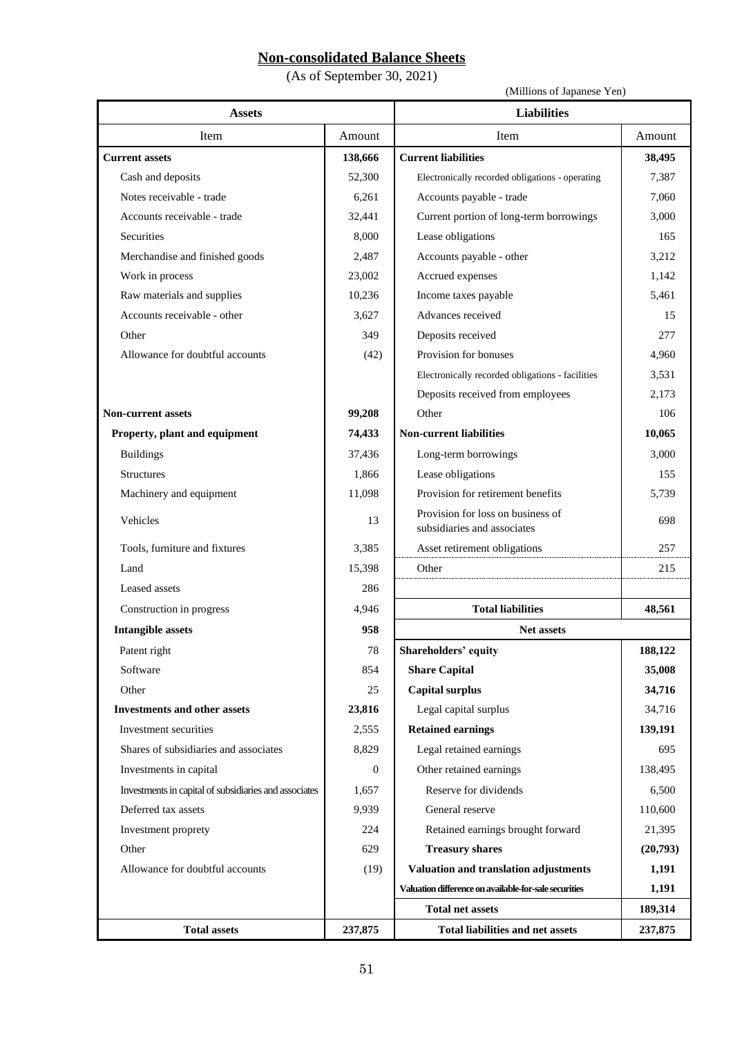## Non-consolidated Balance Sheets

(As of September 30, 2021)

(Millions of Japanese Yen)

| Assets | | Liabilities | |
|---|---|---|---|
| Item | Amount | Item | Amount |
| **Current assets** | **138,666** | **Current liabilities** | **38,495** |
| Cash and deposits | 52,300 | Electronically recorded obligations - operating | 7,387 |
| Notes receivable - trade | 6,261 | Accounts payable - trade | 7,060 |
| Accounts receivable - trade | 32,441 | Current portion of long-term borrowings | 3,000 |
| Securities | 8,000 | Lease obligations | 165 |
| Merchandise and finished goods | 2,487 | Accounts payable - other | 3,212 |
| Work in process | 23,002 | Accrued expenses | 1,142 |
| Raw materials and supplies | 10,236 | Income taxes payable | 5,461 |
| Accounts receivable - other | 3,627 | Advances received | 15 |
| Other | 349 | Deposits received | 277 |
| Allowance for doubtful accounts | (42) | Provision for bonuses | 4,960 |
| | | Electronically recorded obligations - facilities | 3,531 |
| | | Deposits received from employees | 2,173 |
| **Non-current assets** | **99,208** | Other | 106 |
| **Property, plant and equipment** | **74,433** | **Non-current liabilities** | **10,065** |
| Buildings | 37,436 | Long-term borrowings | 3,000 |
| Structures | 1,866 | Lease obligations | 155 |
| Machinery and equipment | 11,098 | Provision for retirement benefits | 5,739 |
| Vehicles | 13 | Provision for loss on business of subsidiaries and associates | 698 |
| Tools, furniture and fixtures | 3,385 | Asset retirement obligations | 257 |
| Land | 15,398 | Other | 215 |
| Leased assets | 286 | | |
| Construction in progress | 4,946 | **Total liabilities** | **48,561** |
| **Intangible assets** | **958** | **Net assets** | |
| Patent right | 78 | **Shareholders' equity** | **188,122** |
| Software | 854 | **Share Capital** | **35,008** |
| Other | 25 | **Capital surplus** | **34,716** |
| **Investments and other assets** | **23,816** | Legal capital surplus | 34,716 |
| Investment securities | 2,555 | **Retained earnings** | **139,191** |
| Shares of subsidiaries and associates | 8,829 | Legal retained earnings | 695 |
| Investments in capital | 0 | Other retained earnings | 138,495 |
| Investments in capital of subsidiaries and associates | 1,657 | Reserve for dividends | 6,500 |
| Deferred tax assets | 9,939 | General reserve | 110,600 |
| Investment proprety | 224 | Retained earnings brought forward | 21,395 |
| Other | 629 | **Treasury shares** | **(20,793)** |
| Allowance for doubtful accounts | (19) | **Valuation and translation adjustments** | **1,191** |
| | | **Valuation difference on available-for-sale securities** | **1,191** |
| | | **Total net assets** | **189,314** |
| **Total assets** | **237,875** | **Total liabilities and net assets** | **237,875** |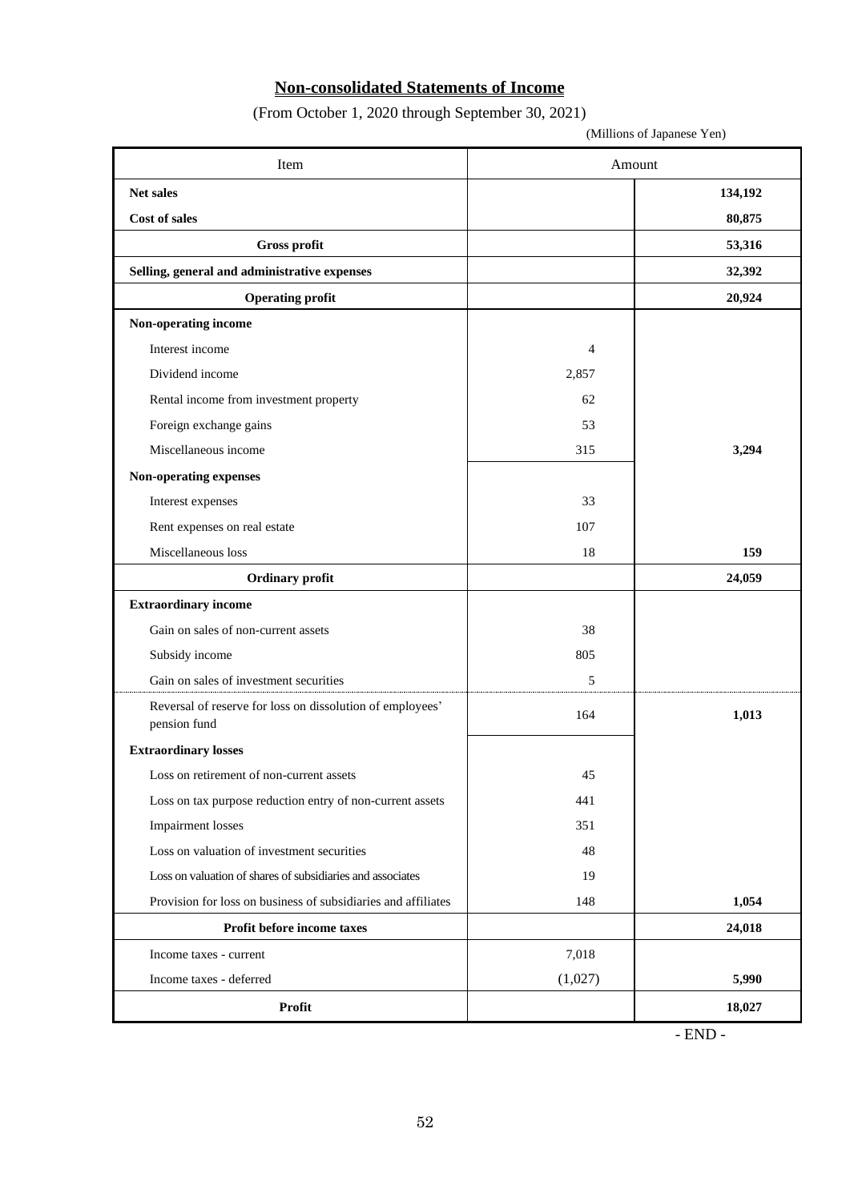## Non-consolidated Statements of Income

(From October 1, 2020 through September 30, 2021)

(Millions of Japanese Yen)

| Item | Amount | |
|---|---|---|
| **Net sales** | | **134,192** |
| **Cost of sales** | | **80,875** |
| **Gross profit** | | **53,316** |
| **Selling, general and administrative expenses** | | **32,392** |
| **Operating profit** | | **20,924** |
| **Non-operating income** | | |
| Interest income | 4 | |
| Dividend income | 2,857 | |
| Rental income from investment property | 62 | |
| Foreign exchange gains | 53 | |
| Miscellaneous income | 315 | **3,294** |
| **Non-operating expenses** | | |
| Interest expenses | 33 | |
| Rent expenses on real estate | 107 | |
| Miscellaneous loss | 18 | **159** |
| **Ordinary profit** | | **24,059** |
| **Extraordinary income** | | |
| Gain on sales of non-current assets | 38 | |
| Subsidy income | 805 | |
| Gain on sales of investment securities | 5 | |
| Reversal of reserve for loss on dissolution of employees' pension fund | 164 | **1,013** |
| **Extraordinary losses** | | |
| Loss on retirement of non-current assets | 45 | |
| Loss on tax purpose reduction entry of non-current assets | 441 | |
| Impairment losses | 351 | |
| Loss on valuation of investment securities | 48 | |
| Loss on valuation of shares of subsidiaries and associates | 19 | |
| Provision for loss on business of subsidiaries and affiliates | 148 | **1,054** |
| **Profit before income taxes** | | **24,018** |
| Income taxes - current | 7,018 | |
| Income taxes - deferred | (1,027) | **5,990** |
| **Profit** | | **18,027** |

- END -